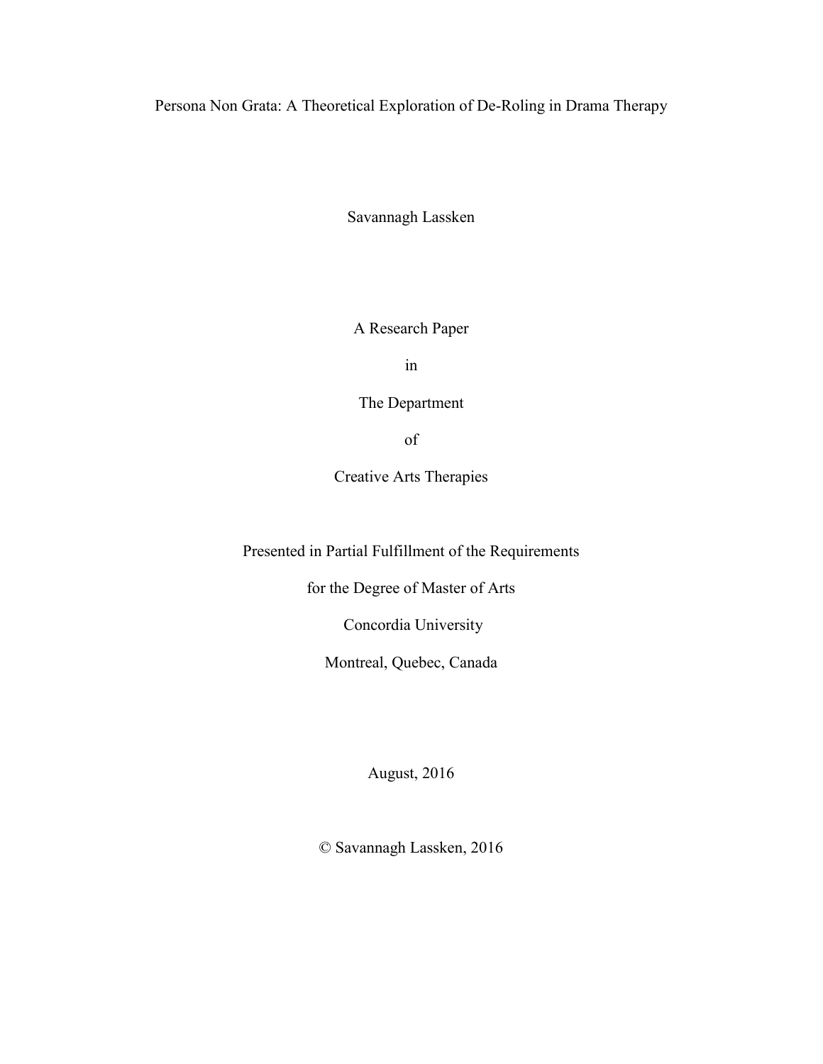# Persona Non Grata: A Theoretical Exploration of De-Roling in Drama Therapy

Savannagh Lassken

A Research Paper

in

The Department

of

Creative Arts Therapies

Presented in Partial Fulfillment of the Requirements

for the Degree of Master of Arts

Concordia University

Montreal, Quebec, Canada

August, 2016

© Savannagh Lassken, 2016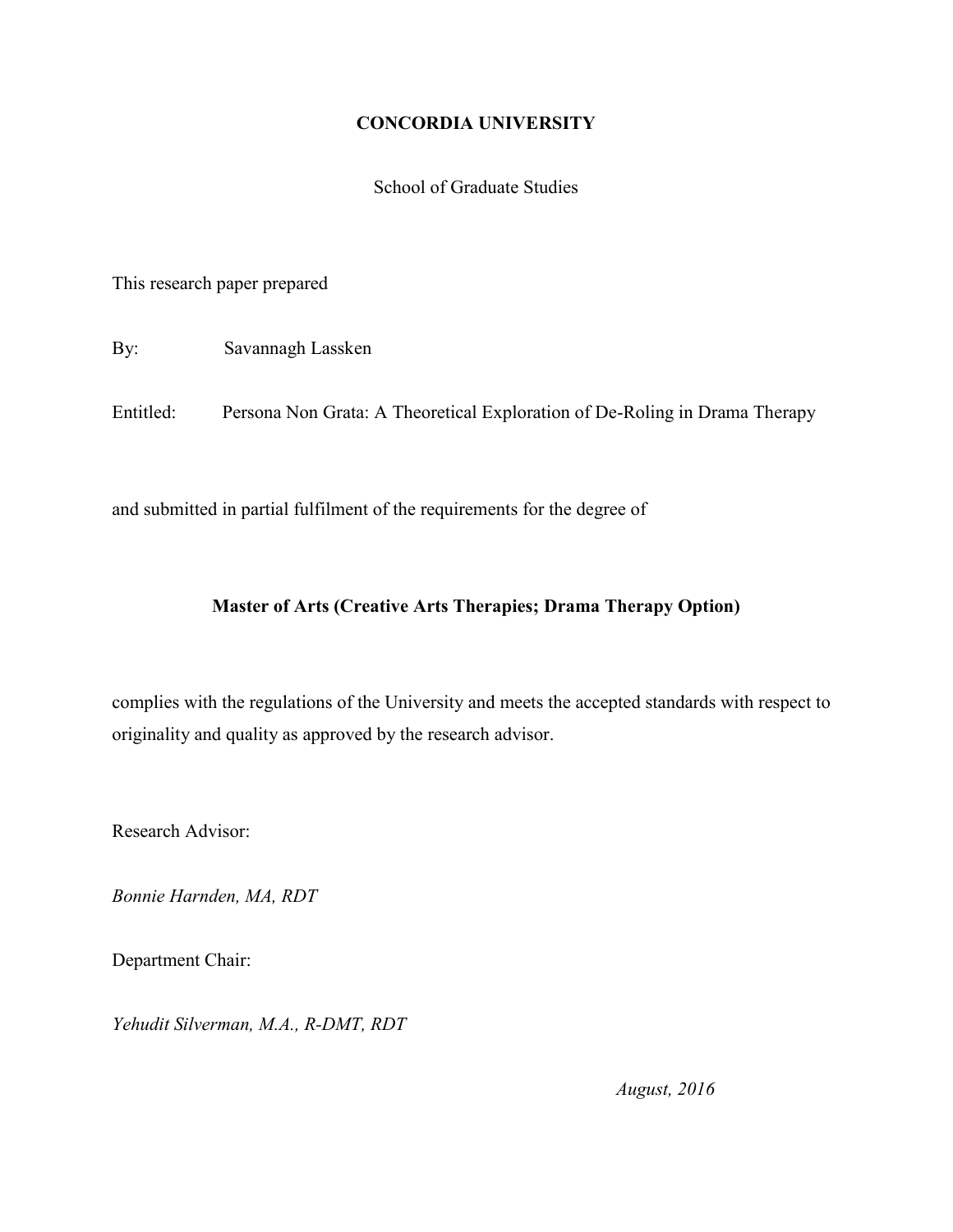**CONCORDIA UNIVERSITY**

School of Graduate Studies

This research paper prepared

By: Savannagh Lassken

Entitled: Persona Non Grata: A Theoretical Exploration of De-Roling in Drama Therapy

and submitted in partial fulfilment of the requirements for the degree of

**Master of Arts (Creative Arts Therapies; Drama Therapy Option)**

complies with the regulations of the University and meets the accepted standards with respect to originality and quality as approved by the research advisor.

Research Advisor:

*Bonnie Harnden, MA, RDT*

Department Chair:

*Yehudit Silverman, M.A., R-DMT, RDT*

*August, 2016*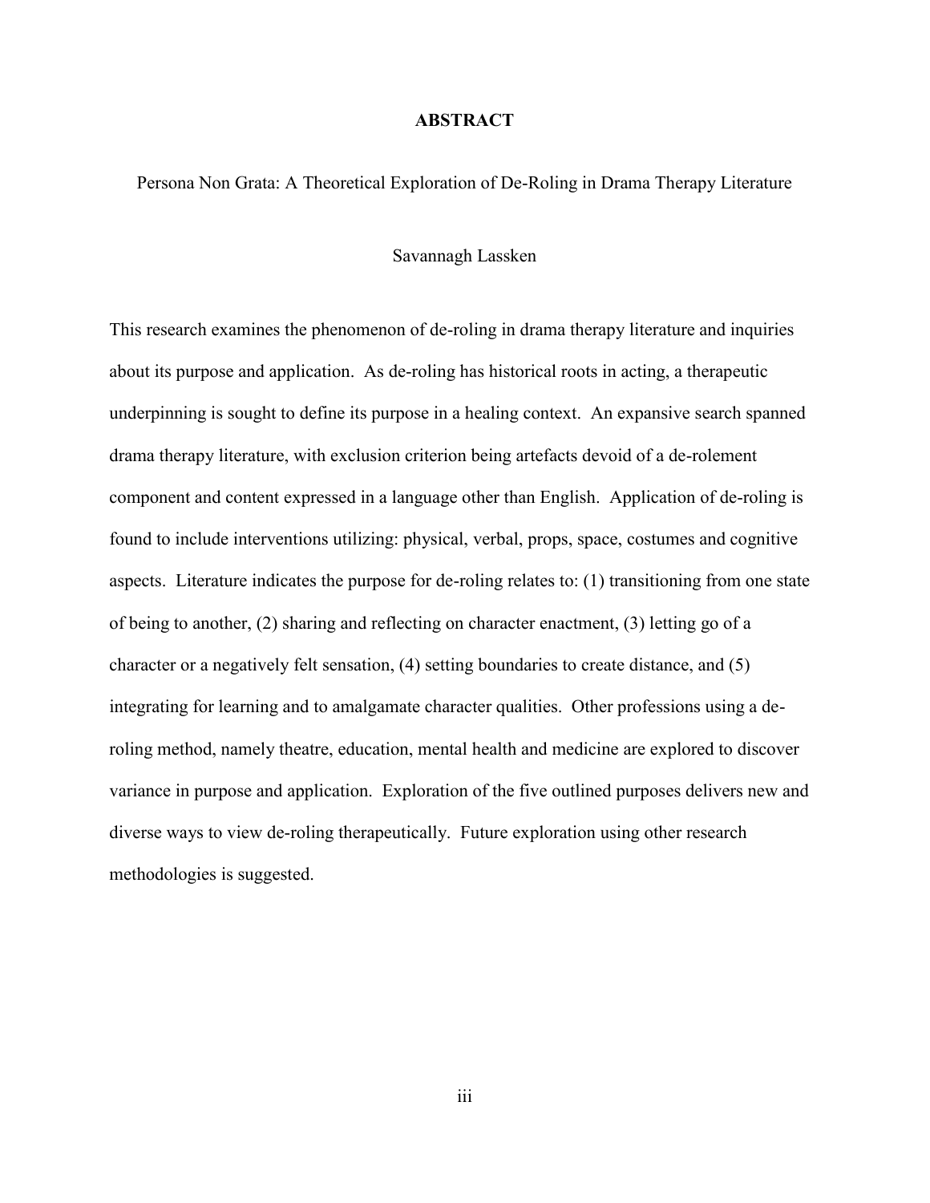# ABSTRACT

Persona Non Grata: A Theoretical Exploration of De-Roling in Drama Therapy Literature

Savannagh Lassken

This research examines the phenomenon of de-roling in drama therapy literature and inquiries about its purpose and application. As de-roling has historical roots in acting, a therapeutic underpinning is sought to define its purpose in a healing context. An expansive search spanned drama therapy literature, with exclusion criterion being artefacts devoid of a de-rolement component and content expressed in a language other than English. Application of de-roling is found to include interventions utilizing: physical, verbal, props, space, costumes and cognitive aspects. Literature indicates the purpose for de-roling relates to: (1) transitioning from one state of being to another, (2) sharing and reflecting on character enactment, (3) letting go of a character or a negatively felt sensation, (4) setting boundaries to create distance, and (5) integrating for learning and to amalgamate character qualities. Other professions using a de-roling method, namely theatre, education, mental health and medicine are explored to discover variance in purpose and application. Exploration of the five outlined purposes delivers new and diverse ways to view de-roling therapeutically. Future exploration using other research methodologies is suggested.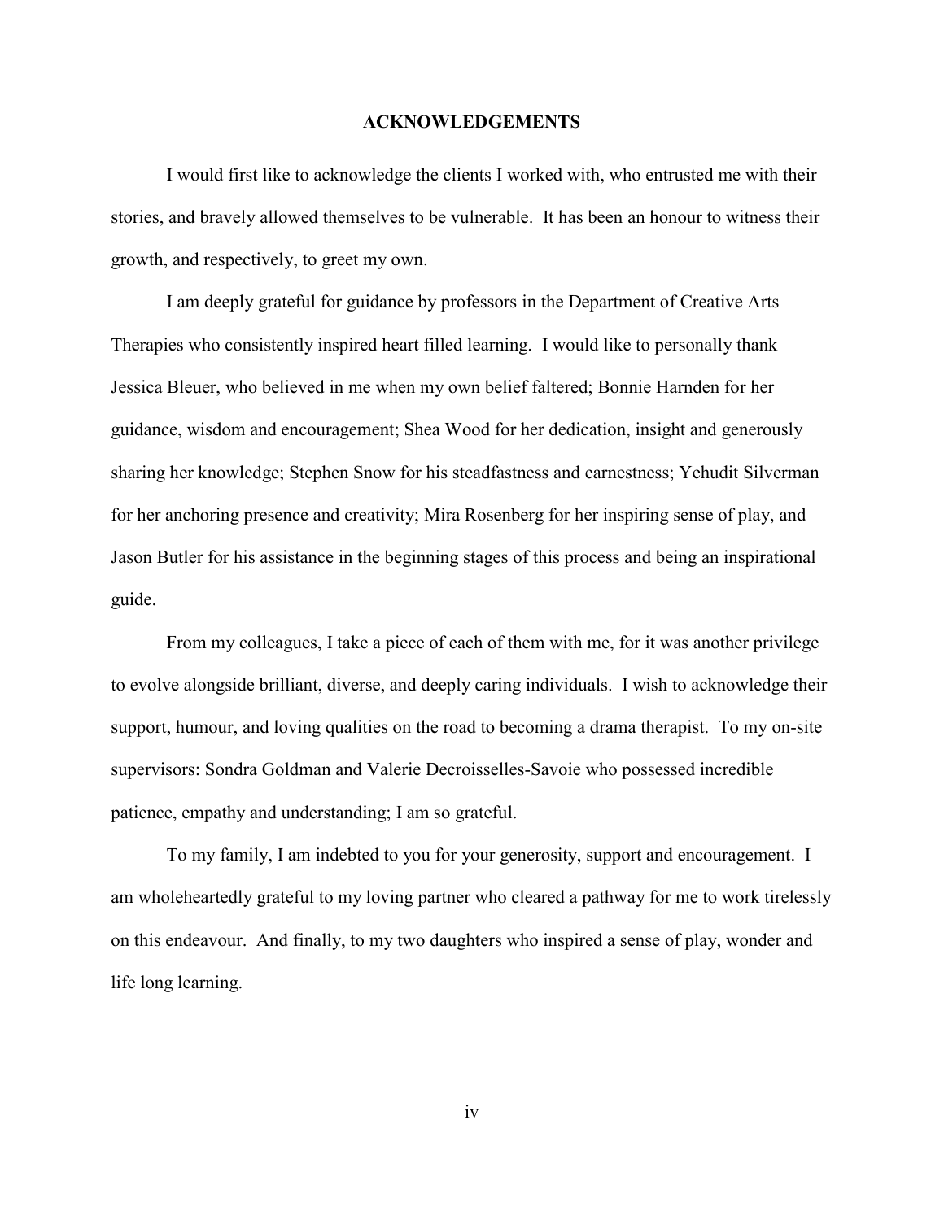## ACKNOWLEDGEMENTS

I would first like to acknowledge the clients I worked with, who entrusted me with their stories, and bravely allowed themselves to be vulnerable. It has been an honour to witness their growth, and respectively, to greet my own.

I am deeply grateful for guidance by professors in the Department of Creative Arts Therapies who consistently inspired heart filled learning. I would like to personally thank Jessica Bleuer, who believed in me when my own belief faltered; Bonnie Harnden for her guidance, wisdom and encouragement; Shea Wood for her dedication, insight and generously sharing her knowledge; Stephen Snow for his steadfastness and earnestness; Yehudit Silverman for her anchoring presence and creativity; Mira Rosenberg for her inspiring sense of play, and Jason Butler for his assistance in the beginning stages of this process and being an inspirational guide.

From my colleagues, I take a piece of each of them with me, for it was another privilege to evolve alongside brilliant, diverse, and deeply caring individuals. I wish to acknowledge their support, humour, and loving qualities on the road to becoming a drama therapist. To my on-site supervisors: Sondra Goldman and Valerie Decroisselles-Savoie who possessed incredible patience, empathy and understanding; I am so grateful.

To my family, I am indebted to you for your generosity, support and encouragement. I am wholeheartedly grateful to my loving partner who cleared a pathway for me to work tirelessly on this endeavour. And finally, to my two daughters who inspired a sense of play, wonder and life long learning.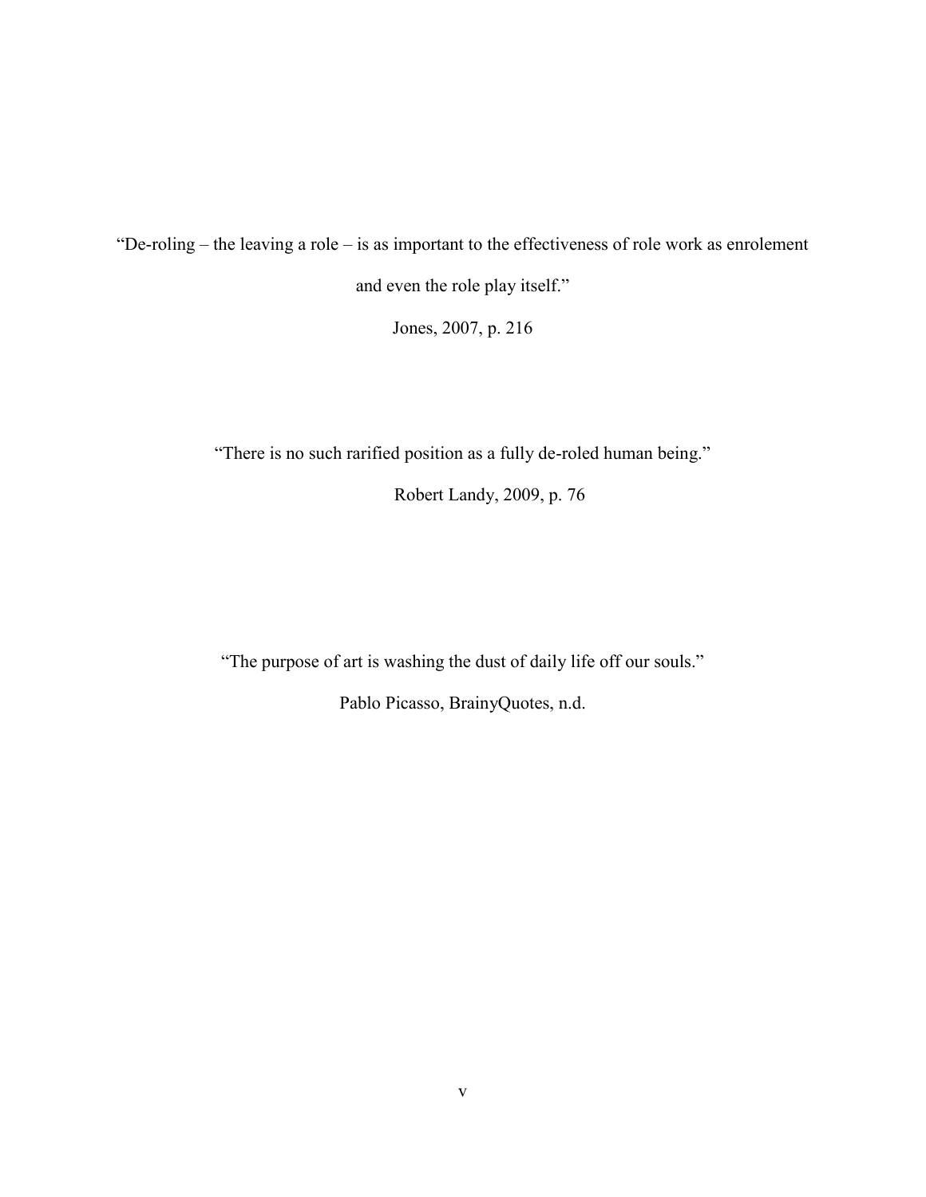"De-roling – the leaving a role – is as important to the effectiveness of role work as enrolement and even the role play itself."

Jones, 2007, p. 216

"There is no such rarified position as a fully de-roled human being."

Robert Landy, 2009, p. 76

"The purpose of art is washing the dust of daily life off our souls."

Pablo Picasso, BrainyQuotes, n.d.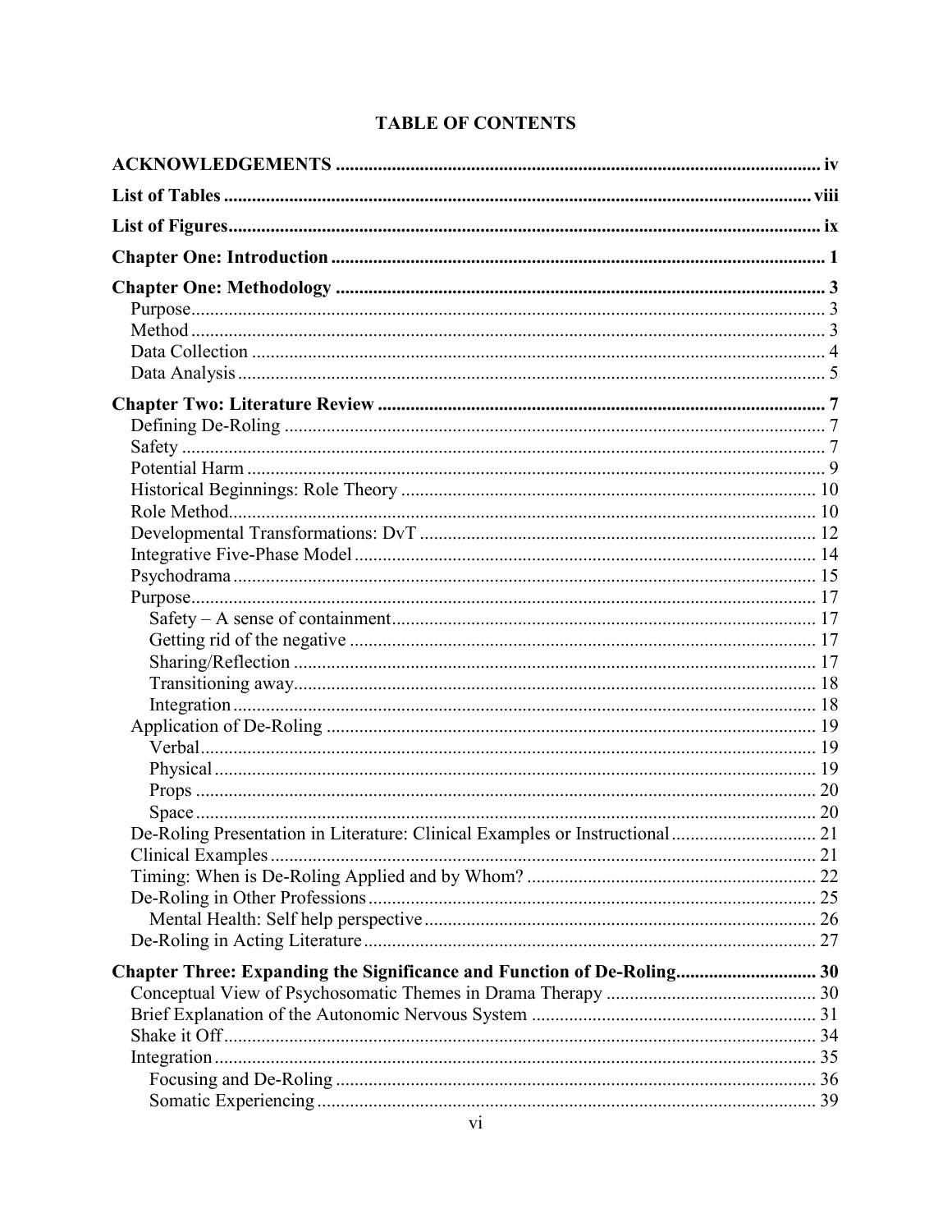# TABLE OF CONTENTS

**ACKNOWLEDGEMENTS** ..... iv

**List of Tables** ..... viii

**List of Figures** ..... ix

**Chapter One: Introduction** ..... 1

**Chapter One: Methodology** ..... 3

- Purpose ..... 3
- Method ..... 3
- Data Collection ..... 4
- Data Analysis ..... 5

**Chapter Two: Literature Review** ..... 7

- Defining De-Roling ..... 7
- Safety ..... 7
- Potential Harm ..... 9
- Historical Beginnings: Role Theory ..... 10
- Role Method ..... 10
- Developmental Transformations: DvT ..... 12
- Integrative Five-Phase Model ..... 14
- Psychodrama ..... 15
- Purpose ..... 17
  - Safety – A sense of containment ..... 17
  - Getting rid of the negative ..... 17
  - Sharing/Reflection ..... 17
  - Transitioning away ..... 18
  - Integration ..... 18
- Application of De-Roling ..... 19
  - Verbal ..... 19
  - Physical ..... 19
  - Props ..... 20
  - Space ..... 20
- De-Roling Presentation in Literature: Clinical Examples or Instructional ..... 21
- Clinical Examples ..... 21
- Timing: When is De-Roling Applied and by Whom? ..... 22
- De-Roling in Other Professions ..... 25
  - Mental Health: Self help perspective ..... 26
- De-Roling in Acting Literature ..... 27

**Chapter Three: Expanding the Significance and Function of De-Roling** ..... 30

- Conceptual View of Psychosomatic Themes in Drama Therapy ..... 30
- Brief Explanation of the Autonomic Nervous System ..... 31
- Shake it Off ..... 34
- Integration ..... 35
  - Focusing and De-Roling ..... 36
  - Somatic Experiencing ..... 39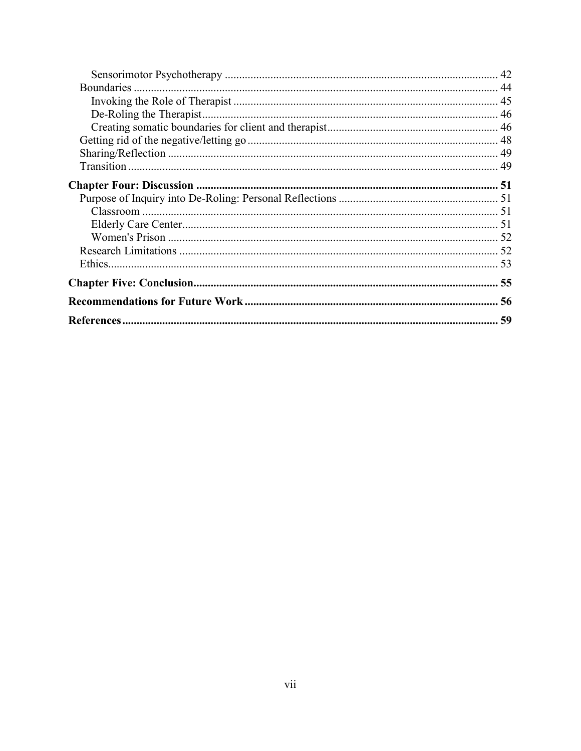Sensorimotor Psychotherapy ........................................................................................ 42
Boundaries ........................................................................................................................ 44
Invoking the Role of Therapist .................................................................................... 45
De-Roling the Therapist................................................................................................ 46
Creating somatic boundaries for client and therapist.................................................... 46
Getting rid of the negative/letting go ................................................................................ 48
Sharing/Reflection ............................................................................................................ 49
Transition .......................................................................................................................... 49

**Chapter Four: Discussion** .................................................................................................. **51**
Purpose of Inquiry into De-Roling: Personal Reflections ................................................ 51
Classroom .................................................................................................................... 51
Elderly Care Center...................................................................................................... 51
Women's Prison ........................................................................................................... 52
Research Limitations ........................................................................................................ 52
Ethics................................................................................................................................. 53

**Chapter Five: Conclusion**................................................................................................... **55**

**Recommendations for Future Work** ................................................................................. **56**

**References**............................................................................................................................ **59**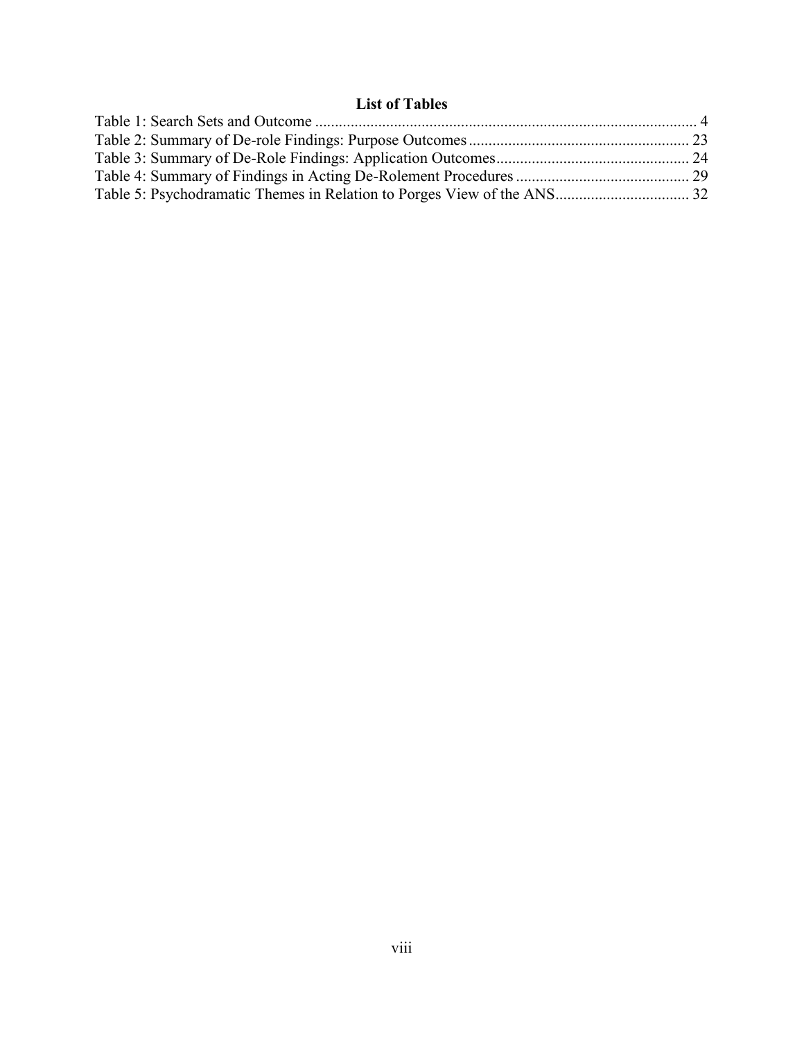# List of Tables

Table 1: Search Sets and Outcome ................................................................................................ 4
Table 2: Summary of De-role Findings: Purpose Outcomes ....................................................... 23
Table 3: Summary of De-Role Findings: Application Outcomes ................................................ 24
Table 4: Summary of Findings in Acting De-Rolement Procedures ........................................... 29
Table 5: Psychodramatic Themes in Relation to Porges View of the ANS ................................. 32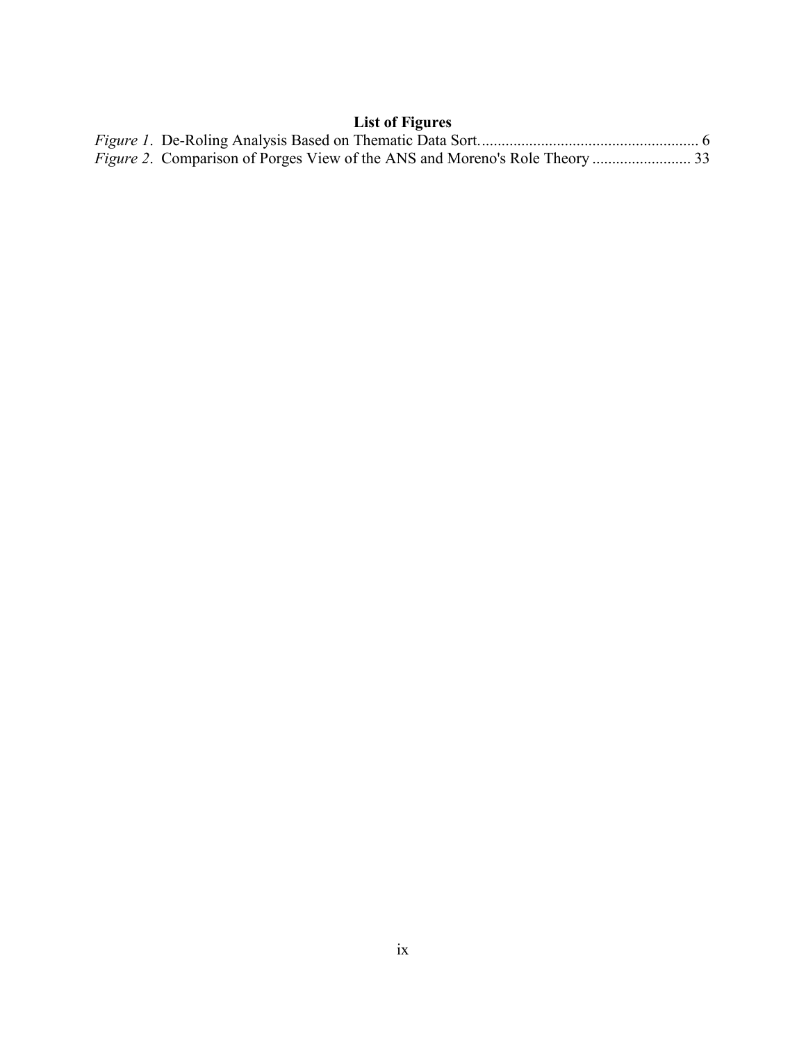# List of Figures

*Figure 1*. De-Roling Analysis Based on Thematic Data Sort....................................................... 6

*Figure 2*. Comparison of Porges View of the ANS and Moreno's Role Theory ......................... 33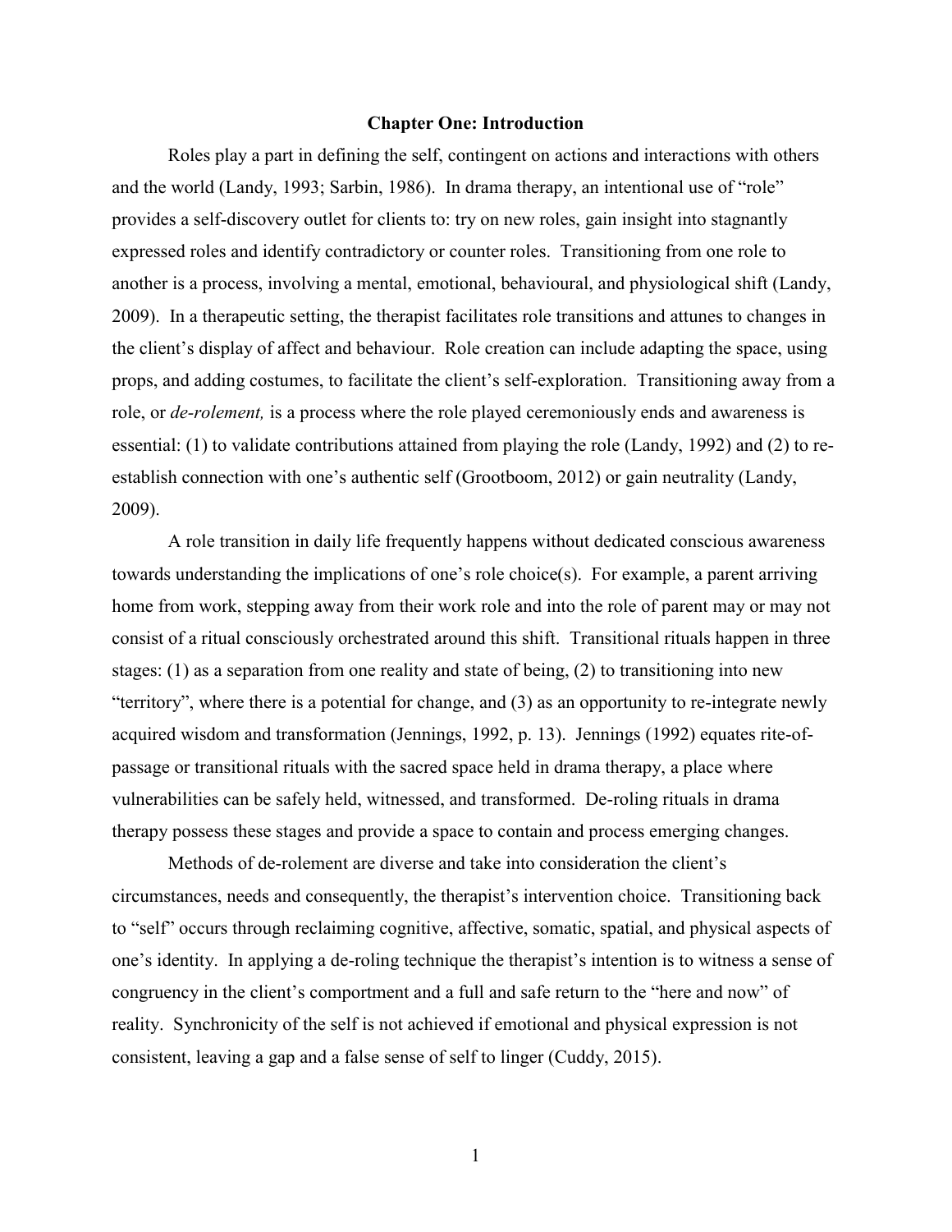## Chapter One: Introduction

Roles play a part in defining the self, contingent on actions and interactions with others and the world (Landy, 1993; Sarbin, 1986). In drama therapy, an intentional use of "role" provides a self-discovery outlet for clients to: try on new roles, gain insight into stagnantly expressed roles and identify contradictory or counter roles. Transitioning from one role to another is a process, involving a mental, emotional, behavioural, and physiological shift (Landy, 2009). In a therapeutic setting, the therapist facilitates role transitions and attunes to changes in the client's display of affect and behaviour. Role creation can include adapting the space, using props, and adding costumes, to facilitate the client's self-exploration. Transitioning away from a role, or *de-rolement,* is a process where the role played ceremoniously ends and awareness is essential: (1) to validate contributions attained from playing the role (Landy, 1992) and (2) to re-establish connection with one's authentic self (Grootboom, 2012) or gain neutrality (Landy, 2009).

A role transition in daily life frequently happens without dedicated conscious awareness towards understanding the implications of one's role choice(s). For example, a parent arriving home from work, stepping away from their work role and into the role of parent may or may not consist of a ritual consciously orchestrated around this shift. Transitional rituals happen in three stages: (1) as a separation from one reality and state of being, (2) to transitioning into new "territory", where there is a potential for change, and (3) as an opportunity to re-integrate newly acquired wisdom and transformation (Jennings, 1992, p. 13). Jennings (1992) equates rite-of-passage or transitional rituals with the sacred space held in drama therapy, a place where vulnerabilities can be safely held, witnessed, and transformed. De-roling rituals in drama therapy possess these stages and provide a space to contain and process emerging changes.

Methods of de-rolement are diverse and take into consideration the client's circumstances, needs and consequently, the therapist's intervention choice. Transitioning back to "self" occurs through reclaiming cognitive, affective, somatic, spatial, and physical aspects of one's identity. In applying a de-roling technique the therapist's intention is to witness a sense of congruency in the client's comportment and a full and safe return to the "here and now" of reality. Synchronicity of the self is not achieved if emotional and physical expression is not consistent, leaving a gap and a false sense of self to linger (Cuddy, 2015).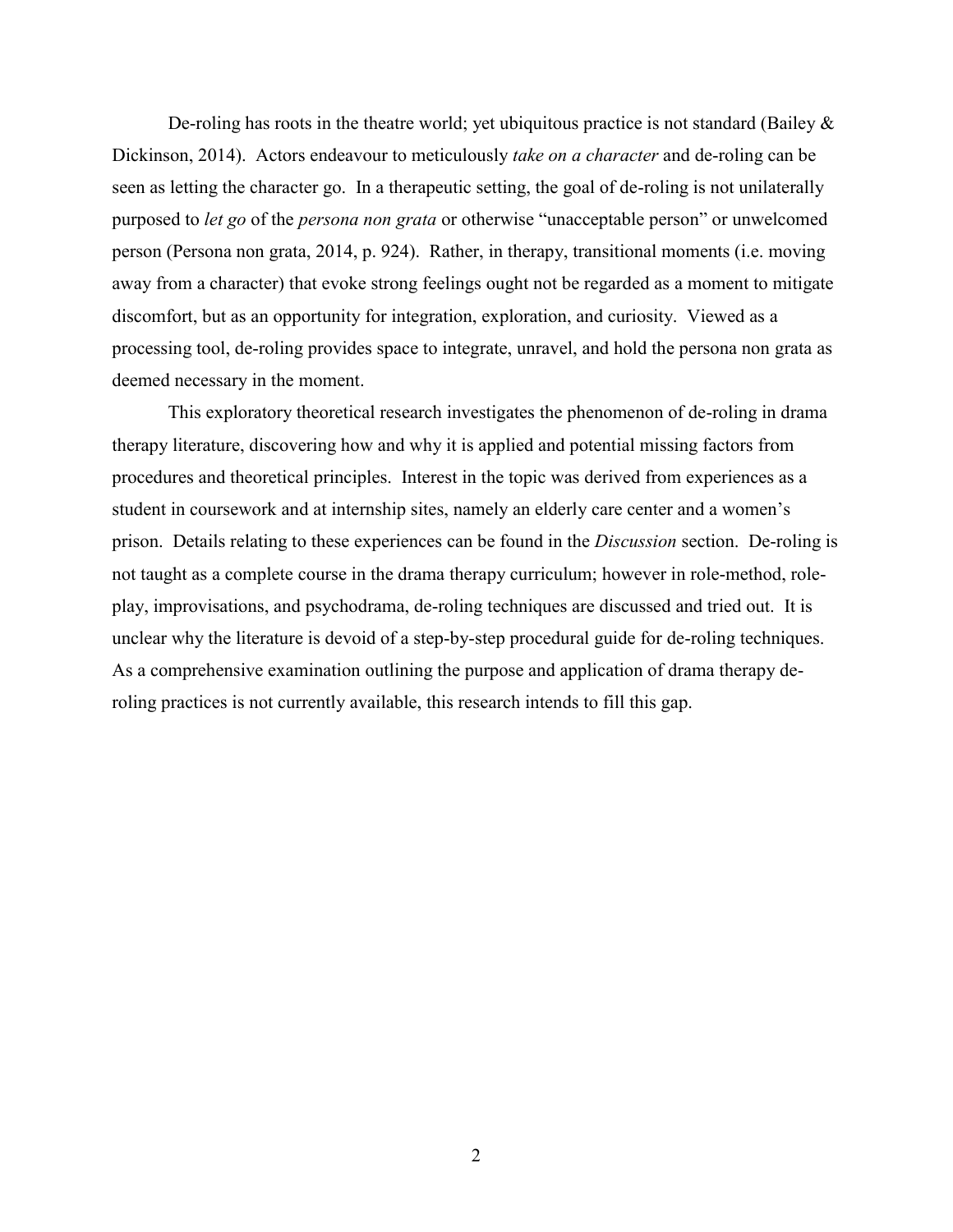De-roling has roots in the theatre world; yet ubiquitous practice is not standard (Bailey & Dickinson, 2014). Actors endeavour to meticulously *take on a character* and de-roling can be seen as letting the character go. In a therapeutic setting, the goal of de-roling is not unilaterally purposed to *let go* of the *persona non grata* or otherwise "unacceptable person" or unwelcomed person (Persona non grata, 2014, p. 924). Rather, in therapy, transitional moments (i.e. moving away from a character) that evoke strong feelings ought not be regarded as a moment to mitigate discomfort, but as an opportunity for integration, exploration, and curiosity. Viewed as a processing tool, de-roling provides space to integrate, unravel, and hold the persona non grata as deemed necessary in the moment.

This exploratory theoretical research investigates the phenomenon of de-roling in drama therapy literature, discovering how and why it is applied and potential missing factors from procedures and theoretical principles. Interest in the topic was derived from experiences as a student in coursework and at internship sites, namely an elderly care center and a women's prison. Details relating to these experiences can be found in the *Discussion* section. De-roling is not taught as a complete course in the drama therapy curriculum; however in role-method, role-play, improvisations, and psychodrama, de-roling techniques are discussed and tried out. It is unclear why the literature is devoid of a step-by-step procedural guide for de-roling techniques. As a comprehensive examination outlining the purpose and application of drama therapy de-roling practices is not currently available, this research intends to fill this gap.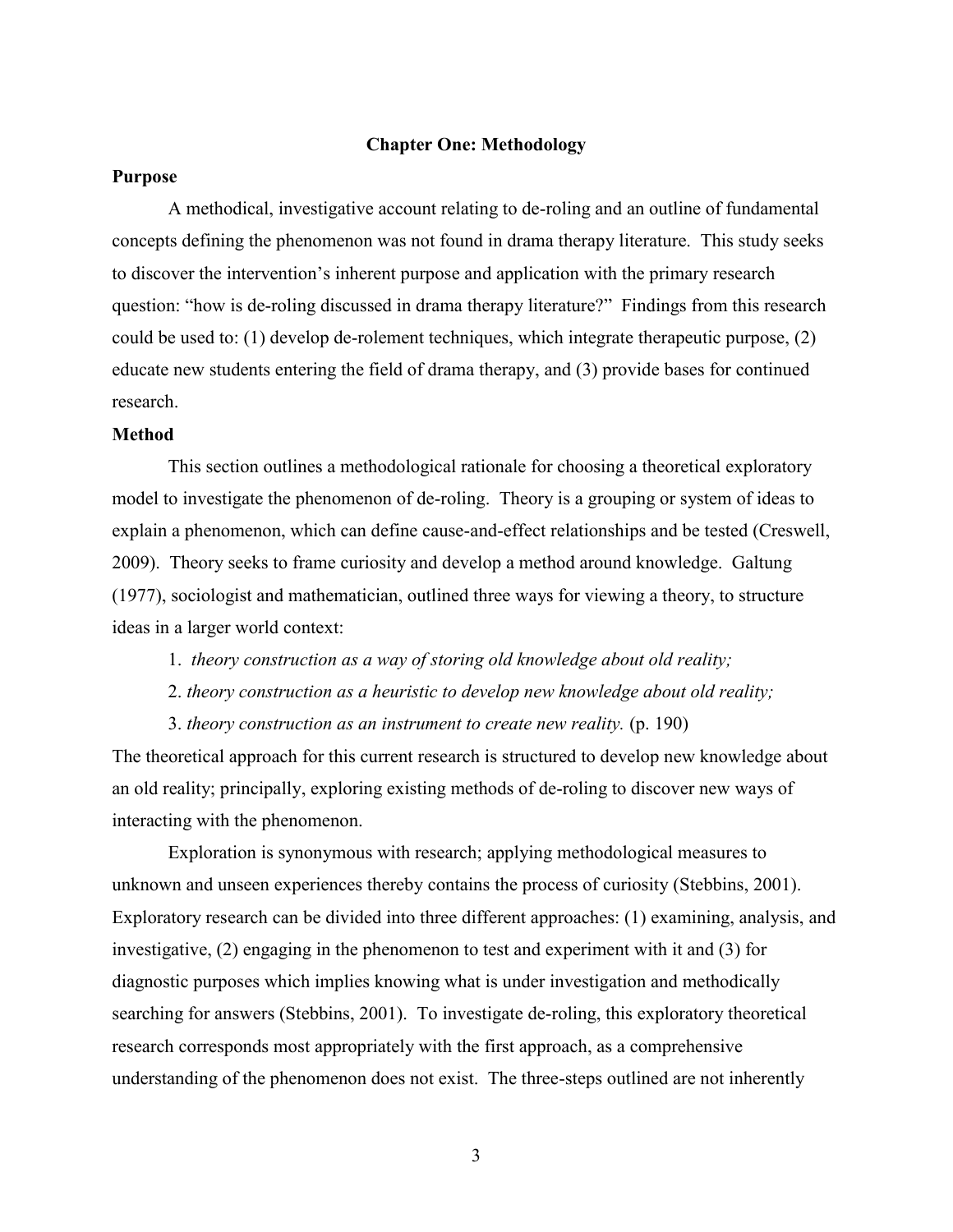# Chapter One: Methodology

## Purpose

A methodical, investigative account relating to de-roling and an outline of fundamental concepts defining the phenomenon was not found in drama therapy literature. This study seeks to discover the intervention's inherent purpose and application with the primary research question: "how is de-roling discussed in drama therapy literature?" Findings from this research could be used to: (1) develop de-rolement techniques, which integrate therapeutic purpose, (2) educate new students entering the field of drama therapy, and (3) provide bases for continued research.

## Method

This section outlines a methodological rationale for choosing a theoretical exploratory model to investigate the phenomenon of de-roling. Theory is a grouping or system of ideas to explain a phenomenon, which can define cause-and-effect relationships and be tested (Creswell, 2009). Theory seeks to frame curiosity and develop a method around knowledge. Galtung (1977), sociologist and mathematician, outlined three ways for viewing a theory, to structure ideas in a larger world context:

1. *theory construction as a way of storing old knowledge about old reality;*
2. *theory construction as a heuristic to develop new knowledge about old reality;*
3. *theory construction as an instrument to create new reality.* (p. 190)

The theoretical approach for this current research is structured to develop new knowledge about an old reality; principally, exploring existing methods of de-roling to discover new ways of interacting with the phenomenon.

Exploration is synonymous with research; applying methodological measures to unknown and unseen experiences thereby contains the process of curiosity (Stebbins, 2001). Exploratory research can be divided into three different approaches: (1) examining, analysis, and investigative, (2) engaging in the phenomenon to test and experiment with it and (3) for diagnostic purposes which implies knowing what is under investigation and methodically searching for answers (Stebbins, 2001). To investigate de-roling, this exploratory theoretical research corresponds most appropriately with the first approach, as a comprehensive understanding of the phenomenon does not exist. The three-steps outlined are not inherently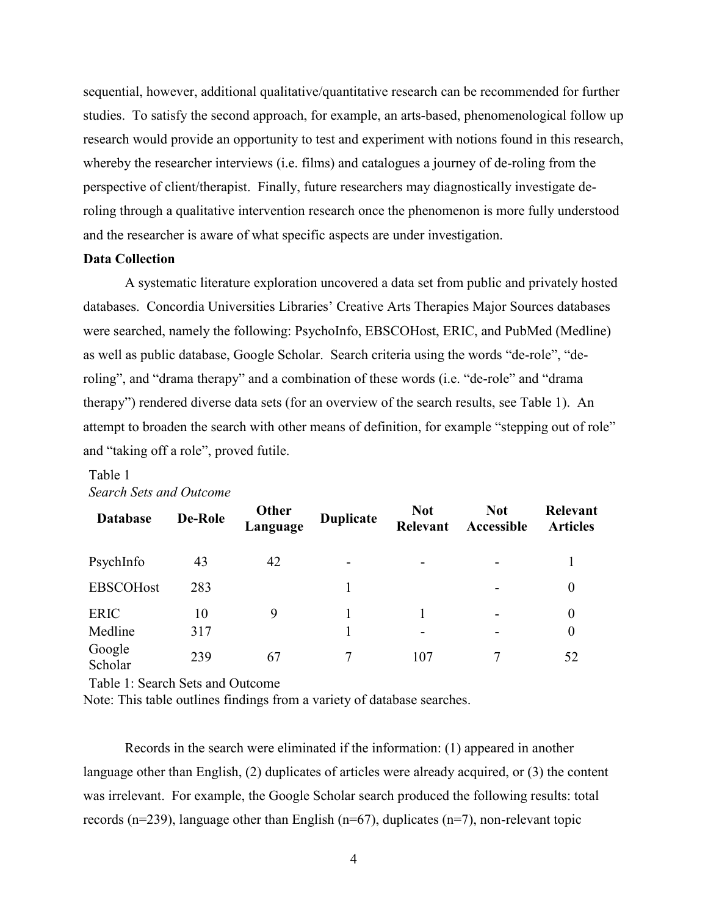sequential, however, additional qualitative/quantitative research can be recommended for further studies. To satisfy the second approach, for example, an arts-based, phenomenological follow up research would provide an opportunity to test and experiment with notions found in this research, whereby the researcher interviews (i.e. films) and catalogues a journey of de-roling from the perspective of client/therapist. Finally, future researchers may diagnostically investigate de-roling through a qualitative intervention research once the phenomenon is more fully understood and the researcher is aware of what specific aspects are under investigation.

**Data Collection**

A systematic literature exploration uncovered a data set from public and privately hosted databases. Concordia Universities Libraries' Creative Arts Therapies Major Sources databases were searched, namely the following: PsychoInfo, EBSCOHost, ERIC, and PubMed (Medline) as well as public database, Google Scholar. Search criteria using the words "de-role", "de-roling", and "drama therapy" and a combination of these words (i.e. "de-role" and "drama therapy") rendered diverse data sets (for an overview of the search results, see Table 1). An attempt to broaden the search with other means of definition, for example "stepping out of role" and "taking off a role", proved futile.

Table 1
*Search Sets and Outcome*

| Database | De-Role | Other Language | Duplicate | Not Relevant | Not Accessible | Relevant Articles |
|---|---|---|---|---|---|---|
| PsychInfo | 43 | 42 | - | - | - | 1 |
| EBSCOHost | 283 | | 1 | | - | 0 |
| ERIC | 10 | 9 | 1 | 1 | - | 0 |
| Medline | 317 | | 1 | - | - | 0 |
| Google Scholar | 239 | 67 | 7 | 107 | 7 | 52 |

Table 1: Search Sets and Outcome
Note: This table outlines findings from a variety of database searches.

Records in the search were eliminated if the information: (1) appeared in another language other than English, (2) duplicates of articles were already acquired, or (3) the content was irrelevant. For example, the Google Scholar search produced the following results: total records (n=239), language other than English (n=67), duplicates (n=7), non-relevant topic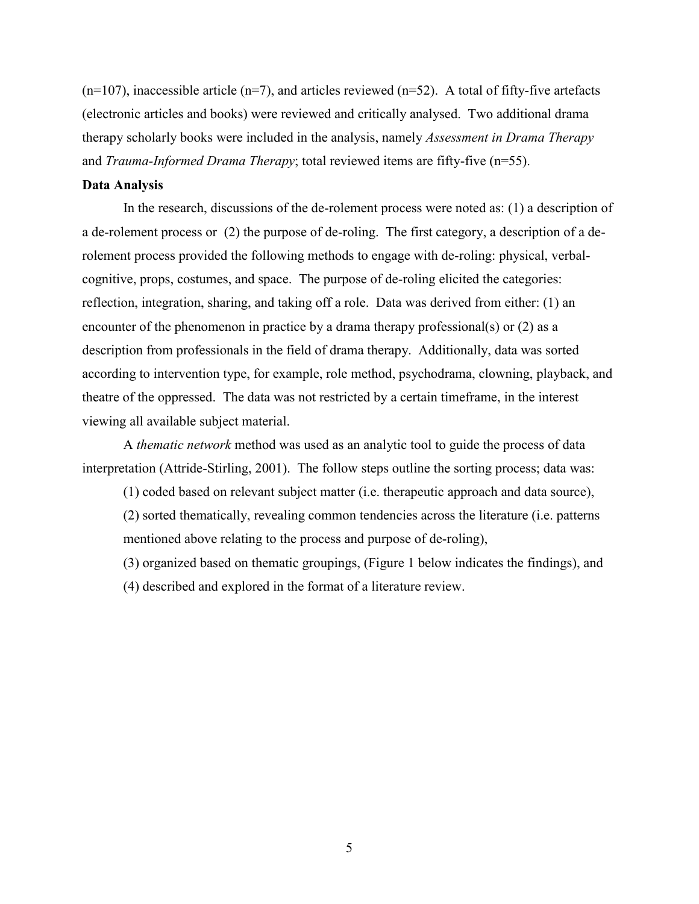(n=107), inaccessible article (n=7), and articles reviewed (n=52). A total of fifty-five artefacts (electronic articles and books) were reviewed and critically analysed. Two additional drama therapy scholarly books were included in the analysis, namely *Assessment in Drama Therapy* and *Trauma-Informed Drama Therapy*; total reviewed items are fifty-five (n=55).

**Data Analysis**

In the research, discussions of the de-rolement process were noted as: (1) a description of a de-rolement process or (2) the purpose of de-roling. The first category, a description of a de-rolement process provided the following methods to engage with de-roling: physical, verbal-cognitive, props, costumes, and space. The purpose of de-roling elicited the categories: reflection, integration, sharing, and taking off a role. Data was derived from either: (1) an encounter of the phenomenon in practice by a drama therapy professional(s) or (2) as a description from professionals in the field of drama therapy. Additionally, data was sorted according to intervention type, for example, role method, psychodrama, clowning, playback, and theatre of the oppressed. The data was not restricted by a certain timeframe, in the interest viewing all available subject material.

A *thematic network* method was used as an analytic tool to guide the process of data interpretation (Attride-Stirling, 2001). The follow steps outline the sorting process; data was:

(1) coded based on relevant subject matter (i.e. therapeutic approach and data source),

(2) sorted thematically, revealing common tendencies across the literature (i.e. patterns mentioned above relating to the process and purpose of de-roling),

(3) organized based on thematic groupings, (Figure 1 below indicates the findings), and

(4) described and explored in the format of a literature review.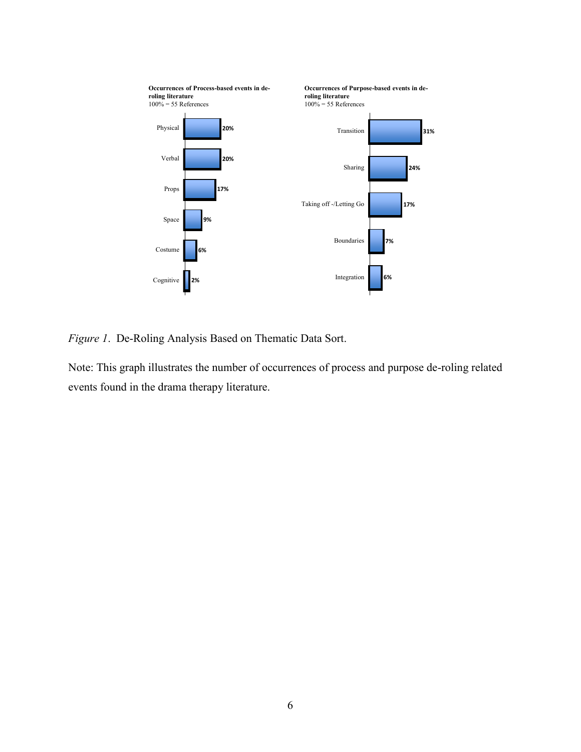**Occurrences of Process-based events in de-roling literature**
100% = 55 References

| Process | Percentage |
|---|---|
| Physical | 20% |
| Verbal | 20% |
| Props | 17% |
| Space | 9% |
| Costume | 6% |
| Cognitive | 2% |

**Occurrences of Purpose-based events in de-roling literature**
100% = 55 References

| Purpose | Percentage |
|---|---|
| Transition | 31% |
| Sharing | 24% |
| Taking off -/Letting Go | 17% |
| Boundaries | 7% |
| Integration | 6% |

*Figure 1*. De-Roling Analysis Based on Thematic Data Sort.

Note: This graph illustrates the number of occurrences of process and purpose de-roling related events found in the drama therapy literature.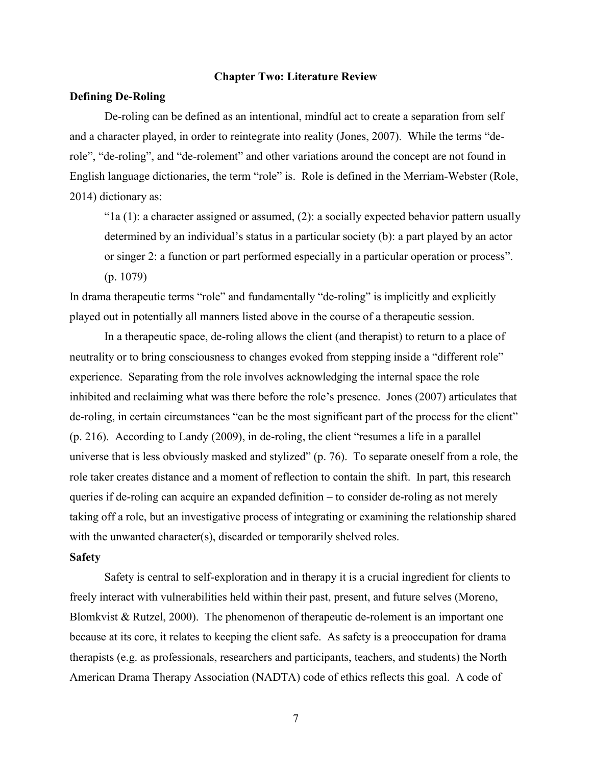## Chapter Two: Literature Review

### Defining De-Roling

De-roling can be defined as an intentional, mindful act to create a separation from self and a character played, in order to reintegrate into reality (Jones, 2007). While the terms "de-role", "de-roling", and "de-rolement" and other variations around the concept are not found in English language dictionaries, the term "role" is. Role is defined in the Merriam-Webster (Role, 2014) dictionary as:

> "1a (1): a character assigned or assumed, (2): a socially expected behavior pattern usually determined by an individual's status in a particular society (b): a part played by an actor or singer 2: a function or part performed especially in a particular operation or process". (p. 1079)

In drama therapeutic terms "role" and fundamentally "de-roling" is implicitly and explicitly played out in potentially all manners listed above in the course of a therapeutic session.

In a therapeutic space, de-roling allows the client (and therapist) to return to a place of neutrality or to bring consciousness to changes evoked from stepping inside a "different role" experience. Separating from the role involves acknowledging the internal space the role inhibited and reclaiming what was there before the role's presence. Jones (2007) articulates that de-roling, in certain circumstances "can be the most significant part of the process for the client" (p. 216). According to Landy (2009), in de-roling, the client "resumes a life in a parallel universe that is less obviously masked and stylized" (p. 76). To separate oneself from a role, the role taker creates distance and a moment of reflection to contain the shift. In part, this research queries if de-roling can acquire an expanded definition – to consider de-roling as not merely taking off a role, but an investigative process of integrating or examining the relationship shared with the unwanted character(s), discarded or temporarily shelved roles.

### Safety

Safety is central to self-exploration and in therapy it is a crucial ingredient for clients to freely interact with vulnerabilities held within their past, present, and future selves (Moreno, Blomkvist & Rutzel, 2000). The phenomenon of therapeutic de-rolement is an important one because at its core, it relates to keeping the client safe. As safety is a preoccupation for drama therapists (e.g. as professionals, researchers and participants, teachers, and students) the North American Drama Therapy Association (NADTA) code of ethics reflects this goal. A code of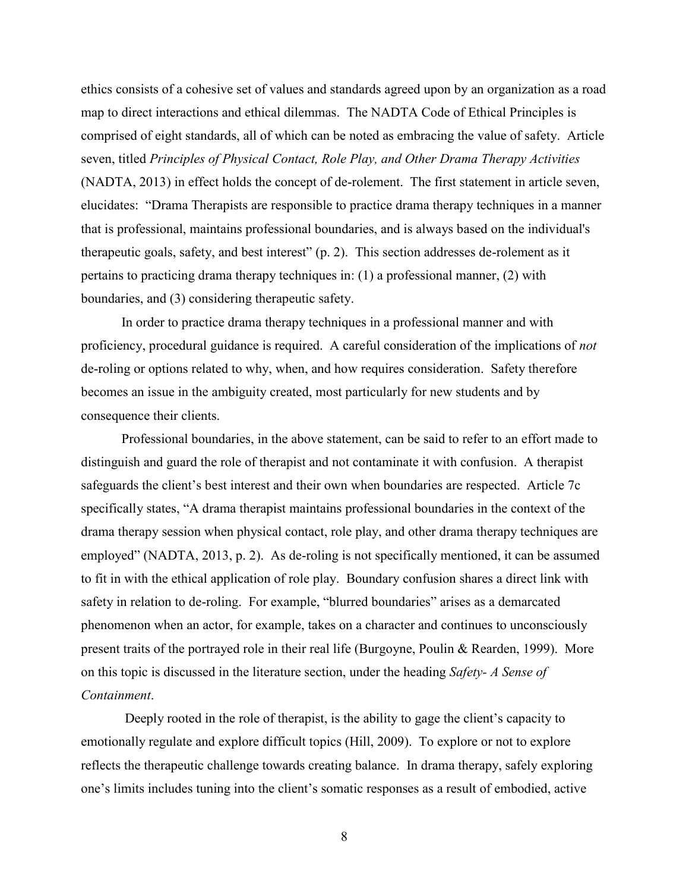ethics consists of a cohesive set of values and standards agreed upon by an organization as a road map to direct interactions and ethical dilemmas. The NADTA Code of Ethical Principles is comprised of eight standards, all of which can be noted as embracing the value of safety. Article seven, titled *Principles of Physical Contact, Role Play, and Other Drama Therapy Activities* (NADTA, 2013) in effect holds the concept of de-rolement. The first statement in article seven, elucidates: "Drama Therapists are responsible to practice drama therapy techniques in a manner that is professional, maintains professional boundaries, and is always based on the individual's therapeutic goals, safety, and best interest" (p. 2). This section addresses de-rolement as it pertains to practicing drama therapy techniques in: (1) a professional manner, (2) with boundaries, and (3) considering therapeutic safety.

In order to practice drama therapy techniques in a professional manner and with proficiency, procedural guidance is required. A careful consideration of the implications of *not* de-roling or options related to why, when, and how requires consideration. Safety therefore becomes an issue in the ambiguity created, most particularly for new students and by consequence their clients.

Professional boundaries, in the above statement, can be said to refer to an effort made to distinguish and guard the role of therapist and not contaminate it with confusion. A therapist safeguards the client's best interest and their own when boundaries are respected. Article 7c specifically states, "A drama therapist maintains professional boundaries in the context of the drama therapy session when physical contact, role play, and other drama therapy techniques are employed" (NADTA, 2013, p. 2). As de-roling is not specifically mentioned, it can be assumed to fit in with the ethical application of role play. Boundary confusion shares a direct link with safety in relation to de-roling. For example, "blurred boundaries" arises as a demarcated phenomenon when an actor, for example, takes on a character and continues to unconsciously present traits of the portrayed role in their real life (Burgoyne, Poulin & Rearden, 1999). More on this topic is discussed in the literature section, under the heading *Safety- A Sense of Containment*.

Deeply rooted in the role of therapist, is the ability to gage the client's capacity to emotionally regulate and explore difficult topics (Hill, 2009). To explore or not to explore reflects the therapeutic challenge towards creating balance. In drama therapy, safely exploring one's limits includes tuning into the client's somatic responses as a result of embodied, active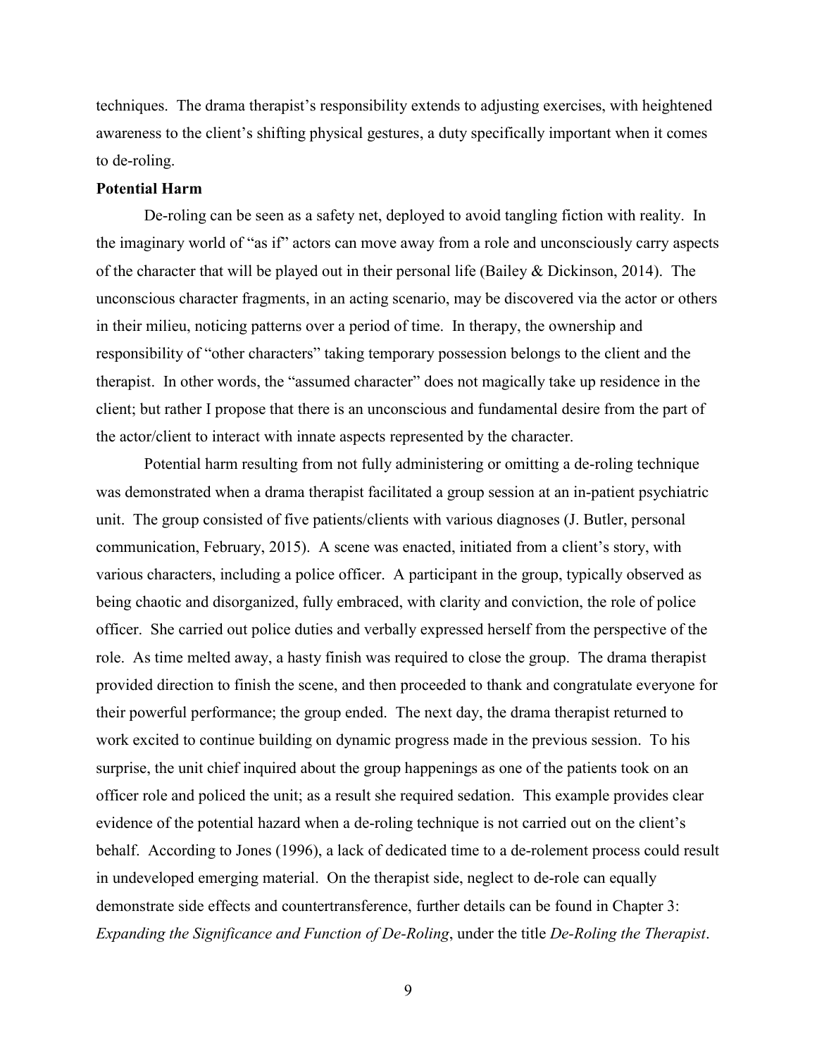techniques. The drama therapist's responsibility extends to adjusting exercises, with heightened awareness to the client's shifting physical gestures, a duty specifically important when it comes to de-roling.

**Potential Harm**

De-roling can be seen as a safety net, deployed to avoid tangling fiction with reality. In the imaginary world of "as if" actors can move away from a role and unconsciously carry aspects of the character that will be played out in their personal life (Bailey & Dickinson, 2014). The unconscious character fragments, in an acting scenario, may be discovered via the actor or others in their milieu, noticing patterns over a period of time. In therapy, the ownership and responsibility of "other characters" taking temporary possession belongs to the client and the therapist. In other words, the "assumed character" does not magically take up residence in the client; but rather I propose that there is an unconscious and fundamental desire from the part of the actor/client to interact with innate aspects represented by the character.

Potential harm resulting from not fully administering or omitting a de-roling technique was demonstrated when a drama therapist facilitated a group session at an in-patient psychiatric unit. The group consisted of five patients/clients with various diagnoses (J. Butler, personal communication, February, 2015). A scene was enacted, initiated from a client's story, with various characters, including a police officer. A participant in the group, typically observed as being chaotic and disorganized, fully embraced, with clarity and conviction, the role of police officer. She carried out police duties and verbally expressed herself from the perspective of the role. As time melted away, a hasty finish was required to close the group. The drama therapist provided direction to finish the scene, and then proceeded to thank and congratulate everyone for their powerful performance; the group ended. The next day, the drama therapist returned to work excited to continue building on dynamic progress made in the previous session. To his surprise, the unit chief inquired about the group happenings as one of the patients took on an officer role and policed the unit; as a result she required sedation. This example provides clear evidence of the potential hazard when a de-roling technique is not carried out on the client's behalf. According to Jones (1996), a lack of dedicated time to a de-rolement process could result in undeveloped emerging material. On the therapist side, neglect to de-role can equally demonstrate side effects and countertransference, further details can be found in Chapter 3: *Expanding the Significance and Function of De-Roling*, under the title *De-Roling the Therapist*.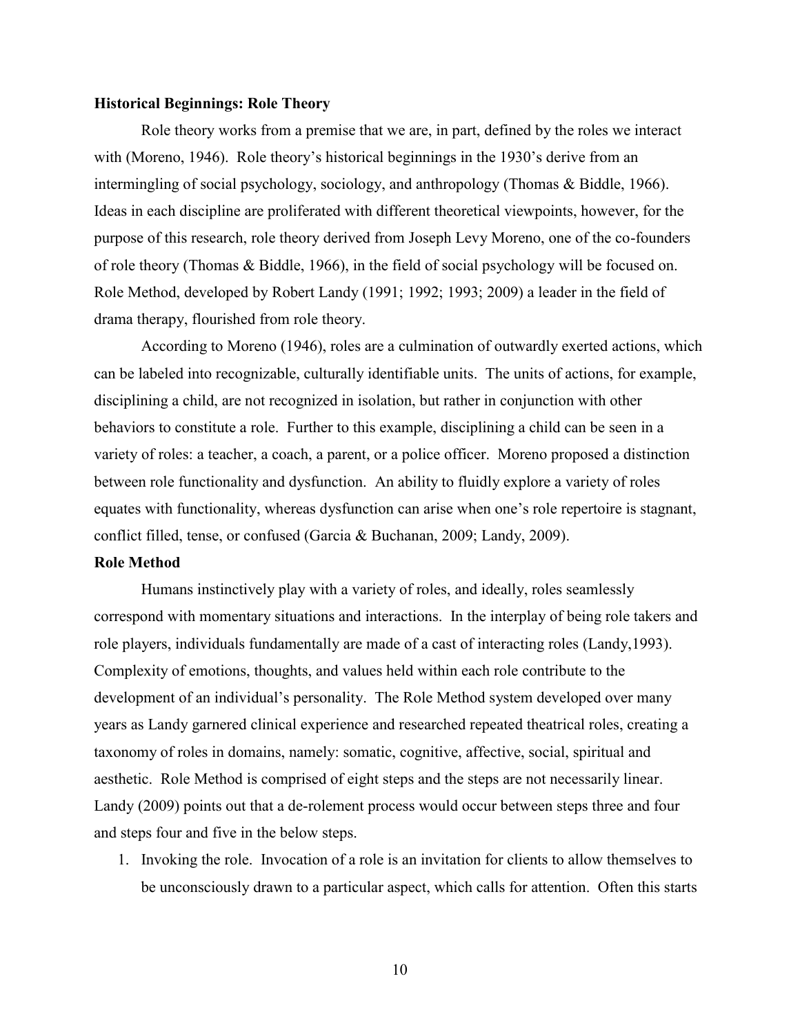**Historical Beginnings: Role Theory**

Role theory works from a premise that we are, in part, defined by the roles we interact with (Moreno, 1946). Role theory's historical beginnings in the 1930's derive from an intermingling of social psychology, sociology, and anthropology (Thomas & Biddle, 1966). Ideas in each discipline are proliferated with different theoretical viewpoints, however, for the purpose of this research, role theory derived from Joseph Levy Moreno, one of the co-founders of role theory (Thomas & Biddle, 1966), in the field of social psychology will be focused on. Role Method, developed by Robert Landy (1991; 1992; 1993; 2009) a leader in the field of drama therapy, flourished from role theory.

According to Moreno (1946), roles are a culmination of outwardly exerted actions, which can be labeled into recognizable, culturally identifiable units. The units of actions, for example, disciplining a child, are not recognized in isolation, but rather in conjunction with other behaviors to constitute a role. Further to this example, disciplining a child can be seen in a variety of roles: a teacher, a coach, a parent, or a police officer. Moreno proposed a distinction between role functionality and dysfunction. An ability to fluidly explore a variety of roles equates with functionality, whereas dysfunction can arise when one's role repertoire is stagnant, conflict filled, tense, or confused (Garcia & Buchanan, 2009; Landy, 2009).

**Role Method**

Humans instinctively play with a variety of roles, and ideally, roles seamlessly correspond with momentary situations and interactions. In the interplay of being role takers and role players, individuals fundamentally are made of a cast of interacting roles (Landy,1993). Complexity of emotions, thoughts, and values held within each role contribute to the development of an individual's personality. The Role Method system developed over many years as Landy garnered clinical experience and researched repeated theatrical roles, creating a taxonomy of roles in domains, namely: somatic, cognitive, affective, social, spiritual and aesthetic. Role Method is comprised of eight steps and the steps are not necessarily linear. Landy (2009) points out that a de-rolement process would occur between steps three and four and steps four and five in the below steps.

1. Invoking the role. Invocation of a role is an invitation for clients to allow themselves to be unconsciously drawn to a particular aspect, which calls for attention. Often this starts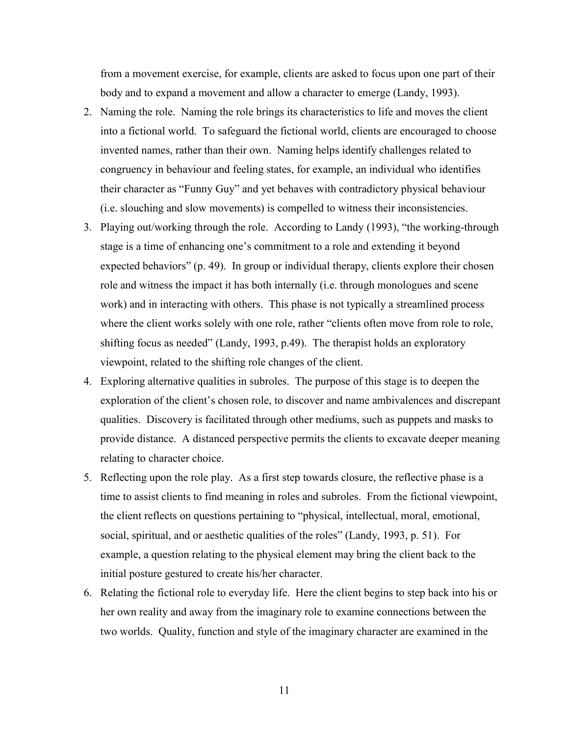from a movement exercise, for example, clients are asked to focus upon one part of their body and to expand a movement and allow a character to emerge (Landy, 1993).

2. Naming the role. Naming the role brings its characteristics to life and moves the client into a fictional world. To safeguard the fictional world, clients are encouraged to choose invented names, rather than their own. Naming helps identify challenges related to congruency in behaviour and feeling states, for example, an individual who identifies their character as "Funny Guy" and yet behaves with contradictory physical behaviour (i.e. slouching and slow movements) is compelled to witness their inconsistencies.
3. Playing out/working through the role. According to Landy (1993), "the working-through stage is a time of enhancing one's commitment to a role and extending it beyond expected behaviors" (p. 49). In group or individual therapy, clients explore their chosen role and witness the impact it has both internally (i.e. through monologues and scene work) and in interacting with others. This phase is not typically a streamlined process where the client works solely with one role, rather "clients often move from role to role, shifting focus as needed" (Landy, 1993, p.49). The therapist holds an exploratory viewpoint, related to the shifting role changes of the client.
4. Exploring alternative qualities in subroles. The purpose of this stage is to deepen the exploration of the client's chosen role, to discover and name ambivalences and discrepant qualities. Discovery is facilitated through other mediums, such as puppets and masks to provide distance. A distanced perspective permits the clients to excavate deeper meaning relating to character choice.
5. Reflecting upon the role play. As a first step towards closure, the reflective phase is a time to assist clients to find meaning in roles and subroles. From the fictional viewpoint, the client reflects on questions pertaining to "physical, intellectual, moral, emotional, social, spiritual, and or aesthetic qualities of the roles" (Landy, 1993, p. 51). For example, a question relating to the physical element may bring the client back to the initial posture gestured to create his/her character.
6. Relating the fictional role to everyday life. Here the client begins to step back into his or her own reality and away from the imaginary role to examine connections between the two worlds. Quality, function and style of the imaginary character are examined in the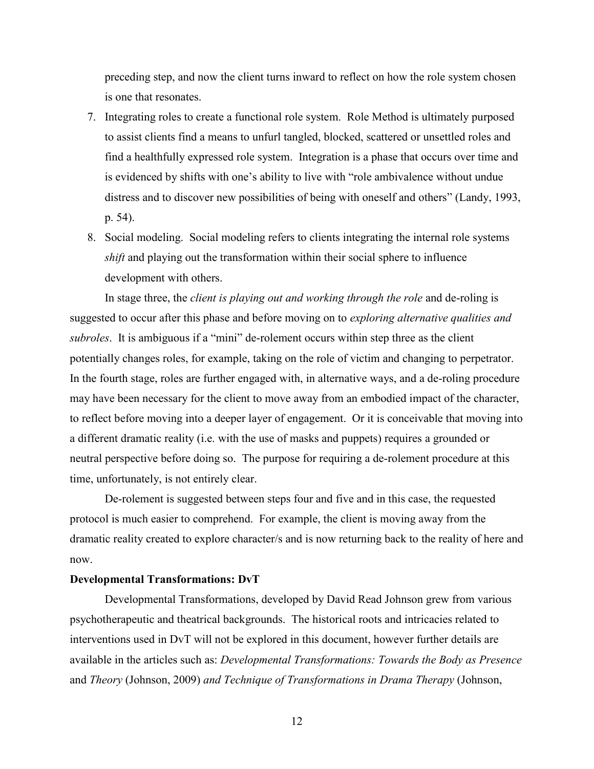preceding step, and now the client turns inward to reflect on how the role system chosen is one that resonates.

7. Integrating roles to create a functional role system. Role Method is ultimately purposed to assist clients find a means to unfurl tangled, blocked, scattered or unsettled roles and find a healthfully expressed role system. Integration is a phase that occurs over time and is evidenced by shifts with one's ability to live with "role ambivalence without undue distress and to discover new possibilities of being with oneself and others" (Landy, 1993, p. 54).
8. Social modeling. Social modeling refers to clients integrating the internal role systems *shift* and playing out the transformation within their social sphere to influence development with others.

In stage three, the *client is playing out and working through the role* and de-roling is suggested to occur after this phase and before moving on to *exploring alternative qualities and subroles*. It is ambiguous if a "mini" de-rolement occurs within step three as the client potentially changes roles, for example, taking on the role of victim and changing to perpetrator. In the fourth stage, roles are further engaged with, in alternative ways, and a de-roling procedure may have been necessary for the client to move away from an embodied impact of the character, to reflect before moving into a deeper layer of engagement. Or it is conceivable that moving into a different dramatic reality (i.e. with the use of masks and puppets) requires a grounded or neutral perspective before doing so. The purpose for requiring a de-rolement procedure at this time, unfortunately, is not entirely clear.

De-rolement is suggested between steps four and five and in this case, the requested protocol is much easier to comprehend. For example, the client is moving away from the dramatic reality created to explore character/s and is now returning back to the reality of here and now.

**Developmental Transformations: DvT**

Developmental Transformations, developed by David Read Johnson grew from various psychotherapeutic and theatrical backgrounds. The historical roots and intricacies related to interventions used in DvT will not be explored in this document, however further details are available in the articles such as: *Developmental Transformations: Towards the Body as Presence* and *Theory* (Johnson, 2009) *and Technique of Transformations in Drama Therapy* (Johnson,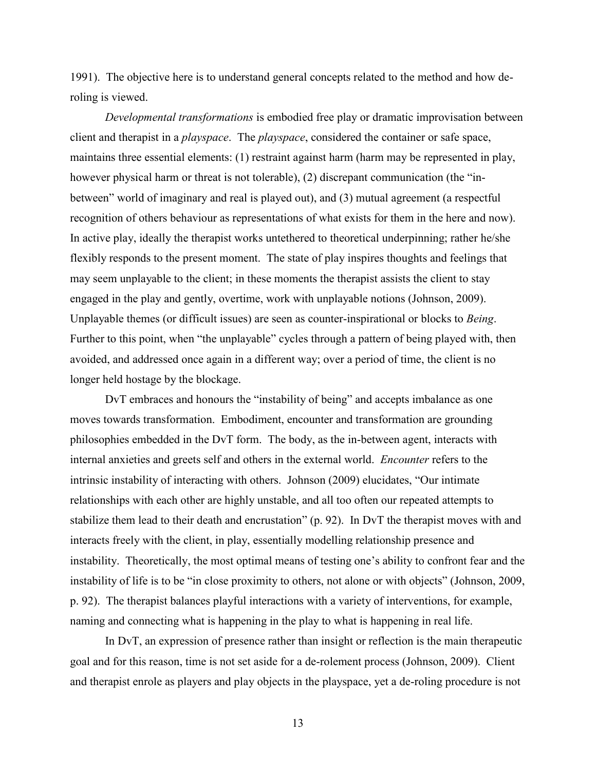1991). The objective here is to understand general concepts related to the method and how de-roling is viewed.

*Developmental transformations* is embodied free play or dramatic improvisation between client and therapist in a *playspace*. The *playspace*, considered the container or safe space, maintains three essential elements: (1) restraint against harm (harm may be represented in play, however physical harm or threat is not tolerable), (2) discrepant communication (the "in-between" world of imaginary and real is played out), and (3) mutual agreement (a respectful recognition of others behaviour as representations of what exists for them in the here and now). In active play, ideally the therapist works untethered to theoretical underpinning; rather he/she flexibly responds to the present moment. The state of play inspires thoughts and feelings that may seem unplayable to the client; in these moments the therapist assists the client to stay engaged in the play and gently, overtime, work with unplayable notions (Johnson, 2009). Unplayable themes (or difficult issues) are seen as counter-inspirational or blocks to *Being*. Further to this point, when "the unplayable" cycles through a pattern of being played with, then avoided, and addressed once again in a different way; over a period of time, the client is no longer held hostage by the blockage.

DvT embraces and honours the "instability of being" and accepts imbalance as one moves towards transformation. Embodiment, encounter and transformation are grounding philosophies embedded in the DvT form. The body, as the in-between agent, interacts with internal anxieties and greets self and others in the external world. *Encounter* refers to the intrinsic instability of interacting with others. Johnson (2009) elucidates, "Our intimate relationships with each other are highly unstable, and all too often our repeated attempts to stabilize them lead to their death and encrustation" (p. 92). In DvT the therapist moves with and interacts freely with the client, in play, essentially modelling relationship presence and instability. Theoretically, the most optimal means of testing one's ability to confront fear and the instability of life is to be "in close proximity to others, not alone or with objects" (Johnson, 2009, p. 92). The therapist balances playful interactions with a variety of interventions, for example, naming and connecting what is happening in the play to what is happening in real life.

In DvT, an expression of presence rather than insight or reflection is the main therapeutic goal and for this reason, time is not set aside for a de-rolement process (Johnson, 2009). Client and therapist enrole as players and play objects in the playspace, yet a de-roling procedure is not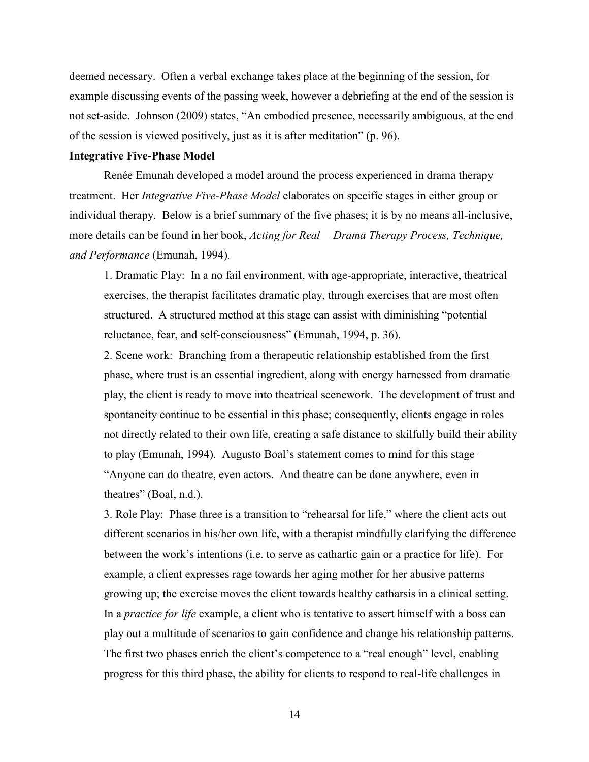deemed necessary. Often a verbal exchange takes place at the beginning of the session, for example discussing events of the passing week, however a debriefing at the end of the session is not set-aside. Johnson (2009) states, "An embodied presence, necessarily ambiguous, at the end of the session is viewed positively, just as it is after meditation" (p. 96).

**Integrative Five-Phase Model**

Renée Emunah developed a model around the process experienced in drama therapy treatment. Her *Integrative Five-Phase Model* elaborates on specific stages in either group or individual therapy. Below is a brief summary of the five phases; it is by no means all-inclusive, more details can be found in her book, *Acting for Real— Drama Therapy Process, Technique, and Performance* (Emunah, 1994).

1. Dramatic Play: In a no fail environment, with age-appropriate, interactive, theatrical exercises, the therapist facilitates dramatic play, through exercises that are most often structured. A structured method at this stage can assist with diminishing "potential reluctance, fear, and self-consciousness" (Emunah, 1994, p. 36).

2. Scene work: Branching from a therapeutic relationship established from the first phase, where trust is an essential ingredient, along with energy harnessed from dramatic play, the client is ready to move into theatrical scenework. The development of trust and spontaneity continue to be essential in this phase; consequently, clients engage in roles not directly related to their own life, creating a safe distance to skilfully build their ability to play (Emunah, 1994). Augusto Boal's statement comes to mind for this stage – "Anyone can do theatre, even actors. And theatre can be done anywhere, even in theatres" (Boal, n.d.).

3. Role Play: Phase three is a transition to "rehearsal for life," where the client acts out different scenarios in his/her own life, with a therapist mindfully clarifying the difference between the work's intentions (i.e. to serve as cathartic gain or a practice for life). For example, a client expresses rage towards her aging mother for her abusive patterns growing up; the exercise moves the client towards healthy catharsis in a clinical setting. In a *practice for life* example, a client who is tentative to assert himself with a boss can play out a multitude of scenarios to gain confidence and change his relationship patterns. The first two phases enrich the client's competence to a "real enough" level, enabling progress for this third phase, the ability for clients to respond to real-life challenges in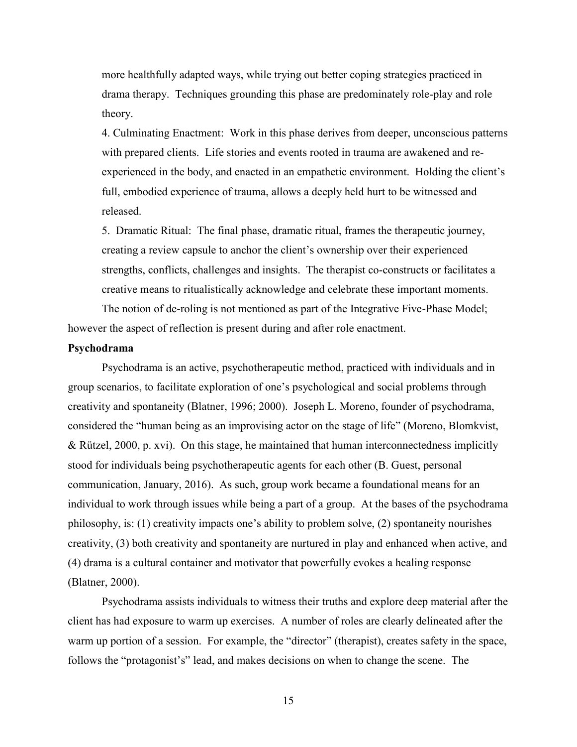more healthfully adapted ways, while trying out better coping strategies practiced in drama therapy. Techniques grounding this phase are predominately role-play and role theory.

4. Culminating Enactment: Work in this phase derives from deeper, unconscious patterns with prepared clients. Life stories and events rooted in trauma are awakened and re-experienced in the body, and enacted in an empathetic environment. Holding the client's full, embodied experience of trauma, allows a deeply held hurt to be witnessed and released.

5. Dramatic Ritual: The final phase, dramatic ritual, frames the therapeutic journey, creating a review capsule to anchor the client's ownership over their experienced strengths, conflicts, challenges and insights. The therapist co-constructs or facilitates a creative means to ritualistically acknowledge and celebrate these important moments.

The notion of de-roling is not mentioned as part of the Integrative Five-Phase Model; however the aspect of reflection is present during and after role enactment.

**Psychodrama**

Psychodrama is an active, psychotherapeutic method, practiced with individuals and in group scenarios, to facilitate exploration of one's psychological and social problems through creativity and spontaneity (Blatner, 1996; 2000). Joseph L. Moreno, founder of psychodrama, considered the "human being as an improvising actor on the stage of life" (Moreno, Blomkvist, & Rützel, 2000, p. xvi). On this stage, he maintained that human interconnectedness implicitly stood for individuals being psychotherapeutic agents for each other (B. Guest, personal communication, January, 2016). As such, group work became a foundational means for an individual to work through issues while being a part of a group. At the bases of the psychodrama philosophy, is: (1) creativity impacts one's ability to problem solve, (2) spontaneity nourishes creativity, (3) both creativity and spontaneity are nurtured in play and enhanced when active, and (4) drama is a cultural container and motivator that powerfully evokes a healing response (Blatner, 2000).

Psychodrama assists individuals to witness their truths and explore deep material after the client has had exposure to warm up exercises. A number of roles are clearly delineated after the warm up portion of a session. For example, the "director" (therapist), creates safety in the space, follows the "protagonist's" lead, and makes decisions on when to change the scene. The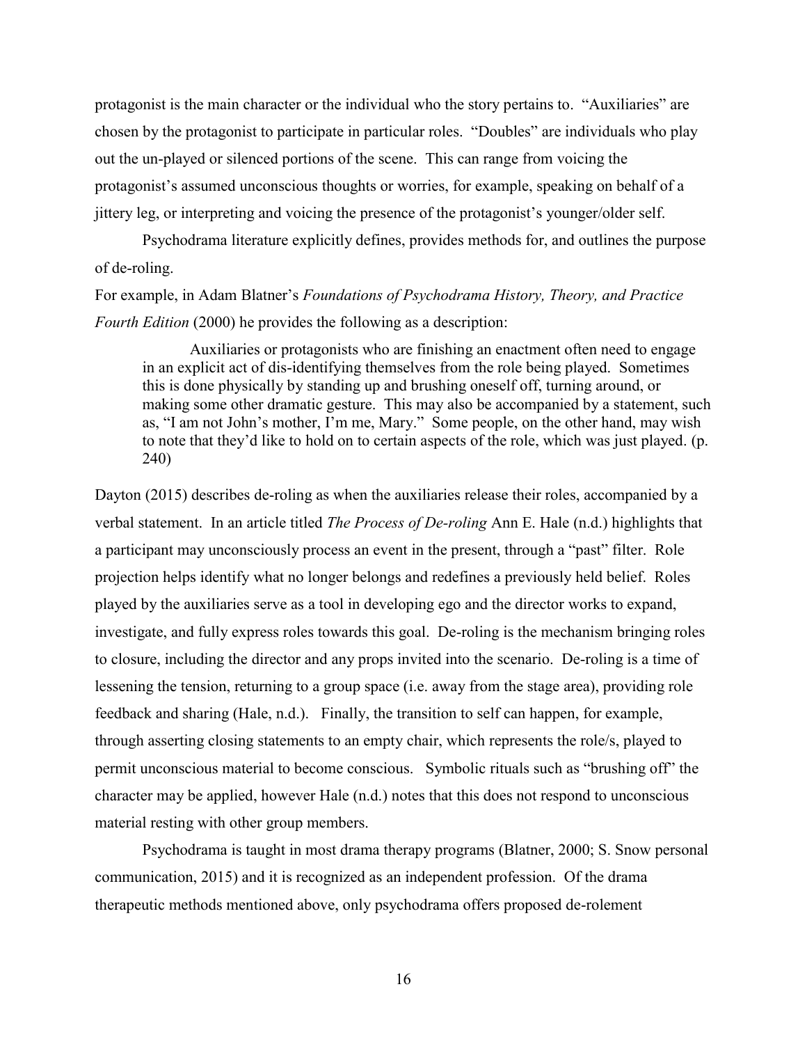protagonist is the main character or the individual who the story pertains to. "Auxiliaries" are chosen by the protagonist to participate in particular roles. "Doubles" are individuals who play out the un-played or silenced portions of the scene. This can range from voicing the protagonist's assumed unconscious thoughts or worries, for example, speaking on behalf of a jittery leg, or interpreting and voicing the presence of the protagonist's younger/older self.

Psychodrama literature explicitly defines, provides methods for, and outlines the purpose of de-roling.

For example, in Adam Blatner's *Foundations of Psychodrama History, Theory, and Practice Fourth Edition* (2000) he provides the following as a description:

> Auxiliaries or protagonists who are finishing an enactment often need to engage in an explicit act of dis-identifying themselves from the role being played. Sometimes this is done physically by standing up and brushing oneself off, turning around, or making some other dramatic gesture. This may also be accompanied by a statement, such as, "I am not John's mother, I'm me, Mary." Some people, on the other hand, may wish to note that they'd like to hold on to certain aspects of the role, which was just played. (p. 240)

Dayton (2015) describes de-roling as when the auxiliaries release their roles, accompanied by a verbal statement. In an article titled *The Process of De-roling* Ann E. Hale (n.d.) highlights that a participant may unconsciously process an event in the present, through a "past" filter. Role projection helps identify what no longer belongs and redefines a previously held belief. Roles played by the auxiliaries serve as a tool in developing ego and the director works to expand, investigate, and fully express roles towards this goal. De-roling is the mechanism bringing roles to closure, including the director and any props invited into the scenario. De-roling is a time of lessening the tension, returning to a group space (i.e. away from the stage area), providing role feedback and sharing (Hale, n.d.). Finally, the transition to self can happen, for example, through asserting closing statements to an empty chair, which represents the role/s, played to permit unconscious material to become conscious. Symbolic rituals such as "brushing off" the character may be applied, however Hale (n.d.) notes that this does not respond to unconscious material resting with other group members.

Psychodrama is taught in most drama therapy programs (Blatner, 2000; S. Snow personal communication, 2015) and it is recognized as an independent profession. Of the drama therapeutic methods mentioned above, only psychodrama offers proposed de-rolement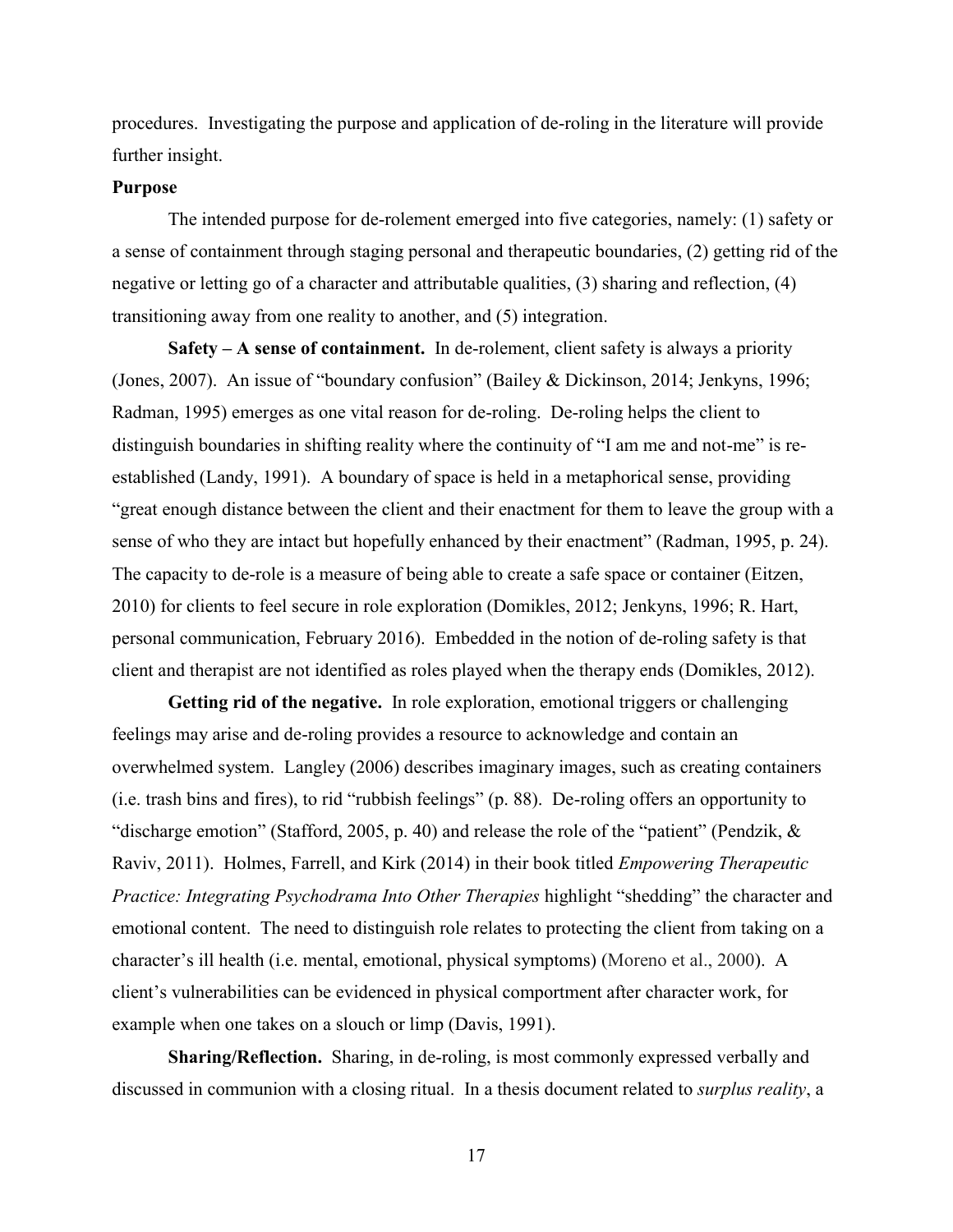procedures. Investigating the purpose and application of de-roling in the literature will provide further insight.

**Purpose**

The intended purpose for de-rolement emerged into five categories, namely: (1) safety or a sense of containment through staging personal and therapeutic boundaries, (2) getting rid of the negative or letting go of a character and attributable qualities, (3) sharing and reflection, (4) transitioning away from one reality to another, and (5) integration.

**Safety – A sense of containment.** In de-rolement, client safety is always a priority (Jones, 2007). An issue of "boundary confusion" (Bailey & Dickinson, 2014; Jenkyns, 1996; Radman, 1995) emerges as one vital reason for de-roling. De-roling helps the client to distinguish boundaries in shifting reality where the continuity of "I am me and not-me" is re-established (Landy, 1991). A boundary of space is held in a metaphorical sense, providing "great enough distance between the client and their enactment for them to leave the group with a sense of who they are intact but hopefully enhanced by their enactment" (Radman, 1995, p. 24). The capacity to de-role is a measure of being able to create a safe space or container (Eitzen, 2010) for clients to feel secure in role exploration (Domikles, 2012; Jenkyns, 1996; R. Hart, personal communication, February 2016). Embedded in the notion of de-roling safety is that client and therapist are not identified as roles played when the therapy ends (Domikles, 2012).

**Getting rid of the negative.** In role exploration, emotional triggers or challenging feelings may arise and de-roling provides a resource to acknowledge and contain an overwhelmed system. Langley (2006) describes imaginary images, such as creating containers (i.e. trash bins and fires), to rid "rubbish feelings" (p. 88). De-roling offers an opportunity to "discharge emotion" (Stafford, 2005, p. 40) and release the role of the "patient" (Pendzik, & Raviv, 2011). Holmes, Farrell, and Kirk (2014) in their book titled *Empowering Therapeutic Practice: Integrating Psychodrama Into Other Therapies* highlight "shedding" the character and emotional content. The need to distinguish role relates to protecting the client from taking on a character's ill health (i.e. mental, emotional, physical symptoms) (Moreno et al., 2000). A client's vulnerabilities can be evidenced in physical comportment after character work, for example when one takes on a slouch or limp (Davis, 1991).

**Sharing/Reflection.** Sharing, in de-roling, is most commonly expressed verbally and discussed in communion with a closing ritual. In a thesis document related to *surplus reality*, a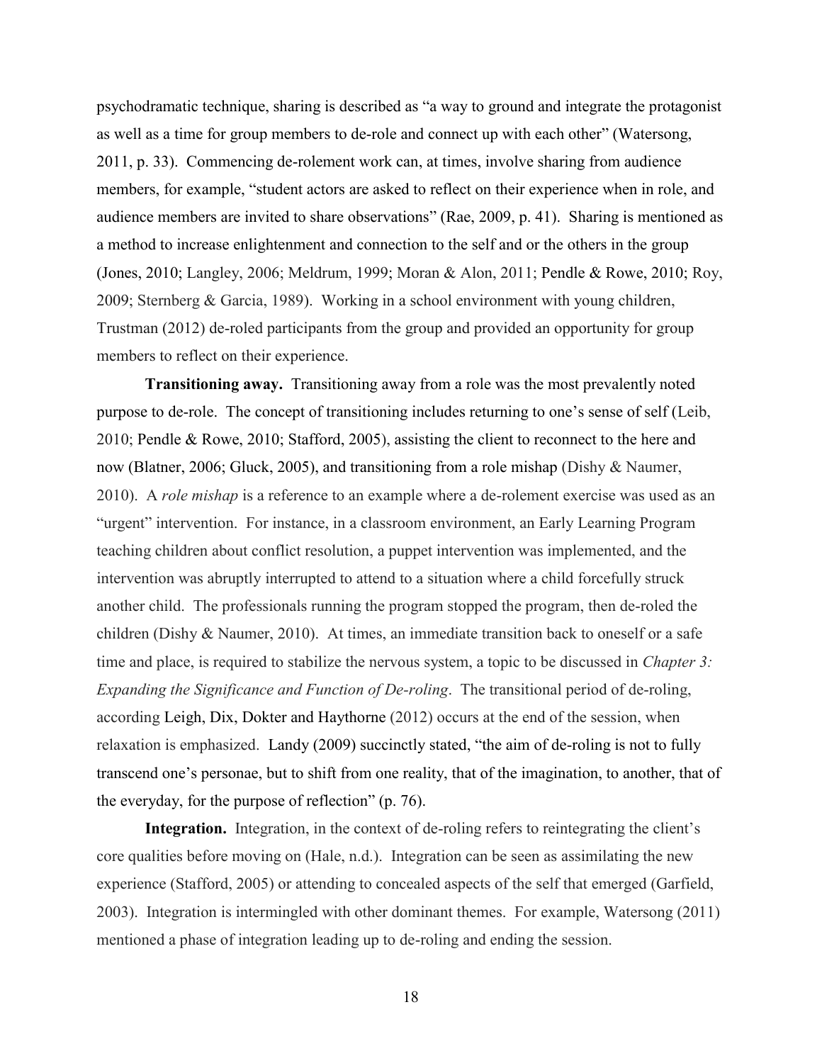psychodramatic technique, sharing is described as "a way to ground and integrate the protagonist as well as a time for group members to de-role and connect up with each other" (Watersong, 2011, p. 33). Commencing de-rolement work can, at times, involve sharing from audience members, for example, "student actors are asked to reflect on their experience when in role, and audience members are invited to share observations" (Rae, 2009, p. 41). Sharing is mentioned as a method to increase enlightenment and connection to the self and or the others in the group (Jones, 2010; Langley, 2006; Meldrum, 1999; Moran & Alon, 2011; Pendle & Rowe, 2010; Roy, 2009; Sternberg & Garcia, 1989). Working in a school environment with young children, Trustman (2012) de-roled participants from the group and provided an opportunity for group members to reflect on their experience.

**Transitioning away.** Transitioning away from a role was the most prevalently noted purpose to de-role. The concept of transitioning includes returning to one's sense of self (Leib, 2010; Pendle & Rowe, 2010; Stafford, 2005), assisting the client to reconnect to the here and now (Blatner, 2006; Gluck, 2005), and transitioning from a role mishap (Dishy & Naumer, 2010). A *role mishap* is a reference to an example where a de-rolement exercise was used as an "urgent" intervention. For instance, in a classroom environment, an Early Learning Program teaching children about conflict resolution, a puppet intervention was implemented, and the intervention was abruptly interrupted to attend to a situation where a child forcefully struck another child. The professionals running the program stopped the program, then de-roled the children (Dishy & Naumer, 2010). At times, an immediate transition back to oneself or a safe time and place, is required to stabilize the nervous system, a topic to be discussed in *Chapter 3: Expanding the Significance and Function of De-roling*. The transitional period of de-roling, according Leigh, Dix, Dokter and Haythorne (2012) occurs at the end of the session, when relaxation is emphasized. Landy (2009) succinctly stated, "the aim of de-roling is not to fully transcend one's personae, but to shift from one reality, that of the imagination, to another, that of the everyday, for the purpose of reflection" (p. 76).

**Integration.** Integration, in the context of de-roling refers to reintegrating the client's core qualities before moving on (Hale, n.d.). Integration can be seen as assimilating the new experience (Stafford, 2005) or attending to concealed aspects of the self that emerged (Garfield, 2003). Integration is intermingled with other dominant themes. For example, Watersong (2011) mentioned a phase of integration leading up to de-roling and ending the session.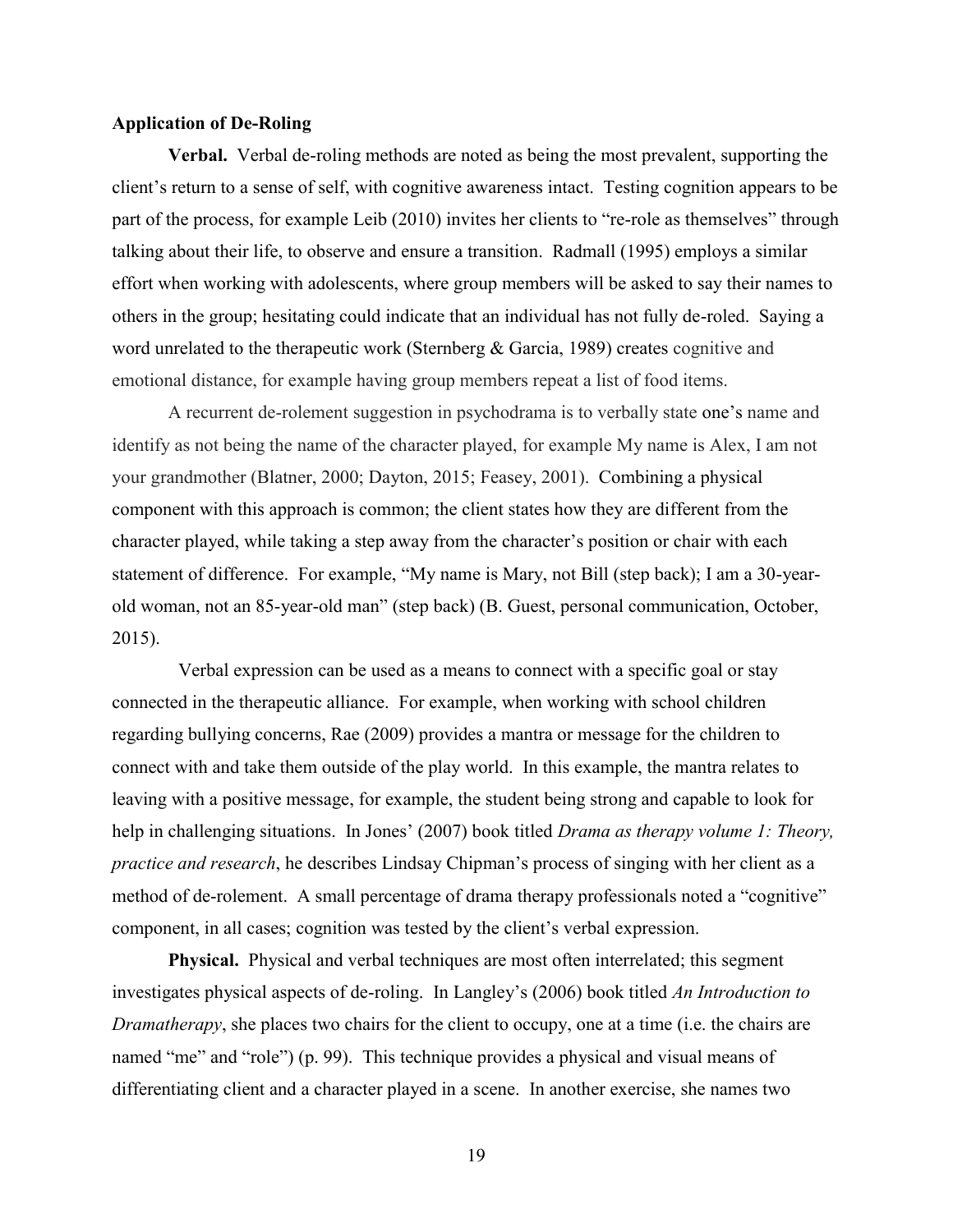**Application of De-Roling**

**Verbal.** Verbal de-roling methods are noted as being the most prevalent, supporting the client's return to a sense of self, with cognitive awareness intact. Testing cognition appears to be part of the process, for example Leib (2010) invites her clients to "re-role as themselves" through talking about their life, to observe and ensure a transition. Radmall (1995) employs a similar effort when working with adolescents, where group members will be asked to say their names to others in the group; hesitating could indicate that an individual has not fully de-roled. Saying a word unrelated to the therapeutic work (Sternberg & Garcia, 1989) creates cognitive and emotional distance, for example having group members repeat a list of food items.

A recurrent de-rolement suggestion in psychodrama is to verbally state one's name and identify as not being the name of the character played, for example My name is Alex, I am not your grandmother (Blatner, 2000; Dayton, 2015; Feasey, 2001). Combining a physical component with this approach is common; the client states how they are different from the character played, while taking a step away from the character's position or chair with each statement of difference. For example, "My name is Mary, not Bill (step back); I am a 30-year-old woman, not an 85-year-old man" (step back) (B. Guest, personal communication, October, 2015).

Verbal expression can be used as a means to connect with a specific goal or stay connected in the therapeutic alliance. For example, when working with school children regarding bullying concerns, Rae (2009) provides a mantra or message for the children to connect with and take them outside of the play world. In this example, the mantra relates to leaving with a positive message, for example, the student being strong and capable to look for help in challenging situations. In Jones' (2007) book titled *Drama as therapy volume 1: Theory, practice and research*, he describes Lindsay Chipman's process of singing with her client as a method of de-rolement. A small percentage of drama therapy professionals noted a "cognitive" component, in all cases; cognition was tested by the client's verbal expression.

**Physical.** Physical and verbal techniques are most often interrelated; this segment investigates physical aspects of de-roling. In Langley's (2006) book titled *An Introduction to Dramatherapy*, she places two chairs for the client to occupy, one at a time (i.e. the chairs are named "me" and "role") (p. 99). This technique provides a physical and visual means of differentiating client and a character played in a scene. In another exercise, she names two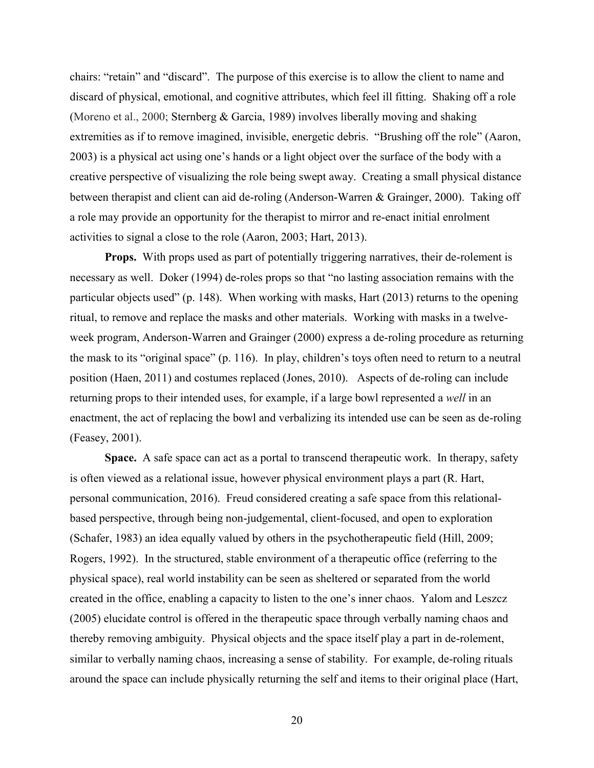chairs: "retain" and "discard". The purpose of this exercise is to allow the client to name and discard of physical, emotional, and cognitive attributes, which feel ill fitting. Shaking off a role (Moreno et al., 2000; Sternberg & Garcia, 1989) involves liberally moving and shaking extremities as if to remove imagined, invisible, energetic debris. "Brushing off the role" (Aaron, 2003) is a physical act using one's hands or a light object over the surface of the body with a creative perspective of visualizing the role being swept away. Creating a small physical distance between therapist and client can aid de-roling (Anderson-Warren & Grainger, 2000). Taking off a role may provide an opportunity for the therapist to mirror and re-enact initial enrolment activities to signal a close to the role (Aaron, 2003; Hart, 2013).

**Props.** With props used as part of potentially triggering narratives, their de-rolement is necessary as well. Doker (1994) de-roles props so that "no lasting association remains with the particular objects used" (p. 148). When working with masks, Hart (2013) returns to the opening ritual, to remove and replace the masks and other materials. Working with masks in a twelve-week program, Anderson-Warren and Grainger (2000) express a de-roling procedure as returning the mask to its "original space" (p. 116). In play, children's toys often need to return to a neutral position (Haen, 2011) and costumes replaced (Jones, 2010). Aspects of de-roling can include returning props to their intended uses, for example, if a large bowl represented a *well* in an enactment, the act of replacing the bowl and verbalizing its intended use can be seen as de-roling (Feasey, 2001).

**Space.** A safe space can act as a portal to transcend therapeutic work. In therapy, safety is often viewed as a relational issue, however physical environment plays a part (R. Hart, personal communication, 2016). Freud considered creating a safe space from this relational-based perspective, through being non-judgemental, client-focused, and open to exploration (Schafer, 1983) an idea equally valued by others in the psychotherapeutic field (Hill, 2009; Rogers, 1992). In the structured, stable environment of a therapeutic office (referring to the physical space), real world instability can be seen as sheltered or separated from the world created in the office, enabling a capacity to listen to the one's inner chaos. Yalom and Leszcz (2005) elucidate control is offered in the therapeutic space through verbally naming chaos and thereby removing ambiguity. Physical objects and the space itself play a part in de-rolement, similar to verbally naming chaos, increasing a sense of stability. For example, de-roling rituals around the space can include physically returning the self and items to their original place (Hart,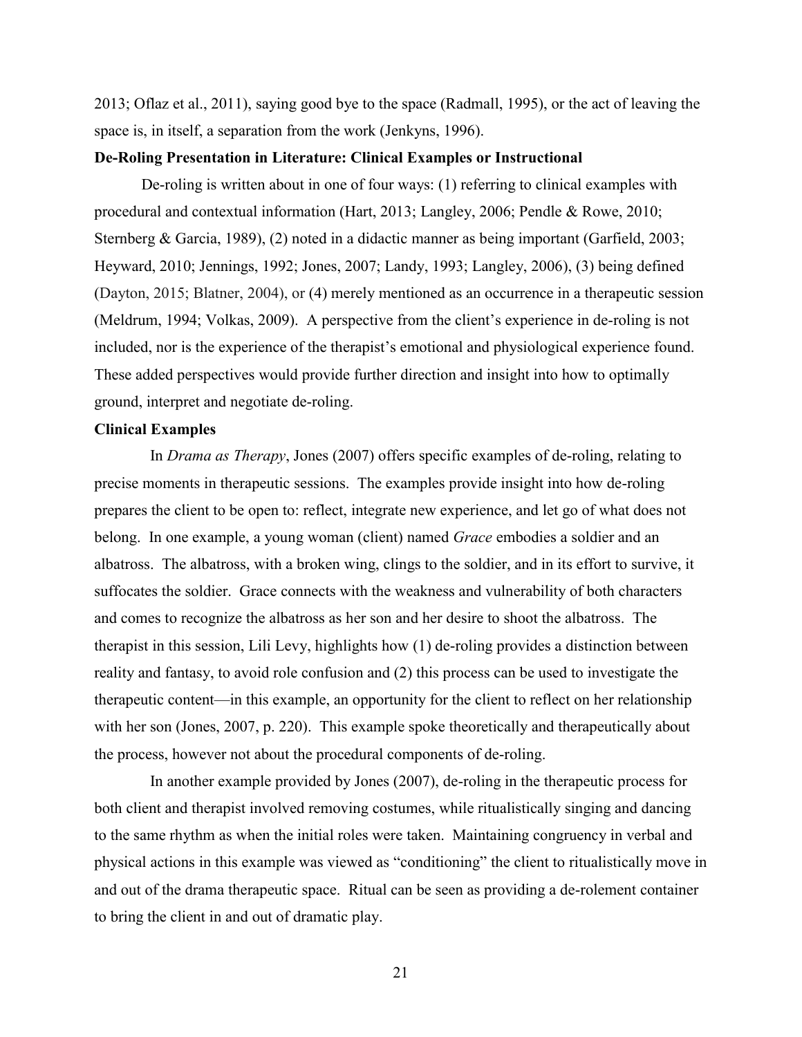2013; Oflaz et al., 2011), saying good bye to the space (Radmall, 1995), or the act of leaving the space is, in itself, a separation from the work (Jenkyns, 1996).

**De-Roling Presentation in Literature: Clinical Examples or Instructional**

De-roling is written about in one of four ways: (1) referring to clinical examples with procedural and contextual information (Hart, 2013; Langley, 2006; Pendle & Rowe, 2010; Sternberg & Garcia, 1989), (2) noted in a didactic manner as being important (Garfield, 2003; Heyward, 2010; Jennings, 1992; Jones, 2007; Landy, 1993; Langley, 2006), (3) being defined (Dayton, 2015; Blatner, 2004), or (4) merely mentioned as an occurrence in a therapeutic session (Meldrum, 1994; Volkas, 2009). A perspective from the client's experience in de-roling is not included, nor is the experience of the therapist's emotional and physiological experience found. These added perspectives would provide further direction and insight into how to optimally ground, interpret and negotiate de-roling.

**Clinical Examples**

In *Drama as Therapy*, Jones (2007) offers specific examples of de-roling, relating to precise moments in therapeutic sessions. The examples provide insight into how de-roling prepares the client to be open to: reflect, integrate new experience, and let go of what does not belong. In one example, a young woman (client) named *Grace* embodies a soldier and an albatross. The albatross, with a broken wing, clings to the soldier, and in its effort to survive, it suffocates the soldier. Grace connects with the weakness and vulnerability of both characters and comes to recognize the albatross as her son and her desire to shoot the albatross. The therapist in this session, Lili Levy, highlights how (1) de-roling provides a distinction between reality and fantasy, to avoid role confusion and (2) this process can be used to investigate the therapeutic content—in this example, an opportunity for the client to reflect on her relationship with her son (Jones, 2007, p. 220). This example spoke theoretically and therapeutically about the process, however not about the procedural components of de-roling.

In another example provided by Jones (2007), de-roling in the therapeutic process for both client and therapist involved removing costumes, while ritualistically singing and dancing to the same rhythm as when the initial roles were taken. Maintaining congruency in verbal and physical actions in this example was viewed as "conditioning" the client to ritualistically move in and out of the drama therapeutic space. Ritual can be seen as providing a de-rolement container to bring the client in and out of dramatic play.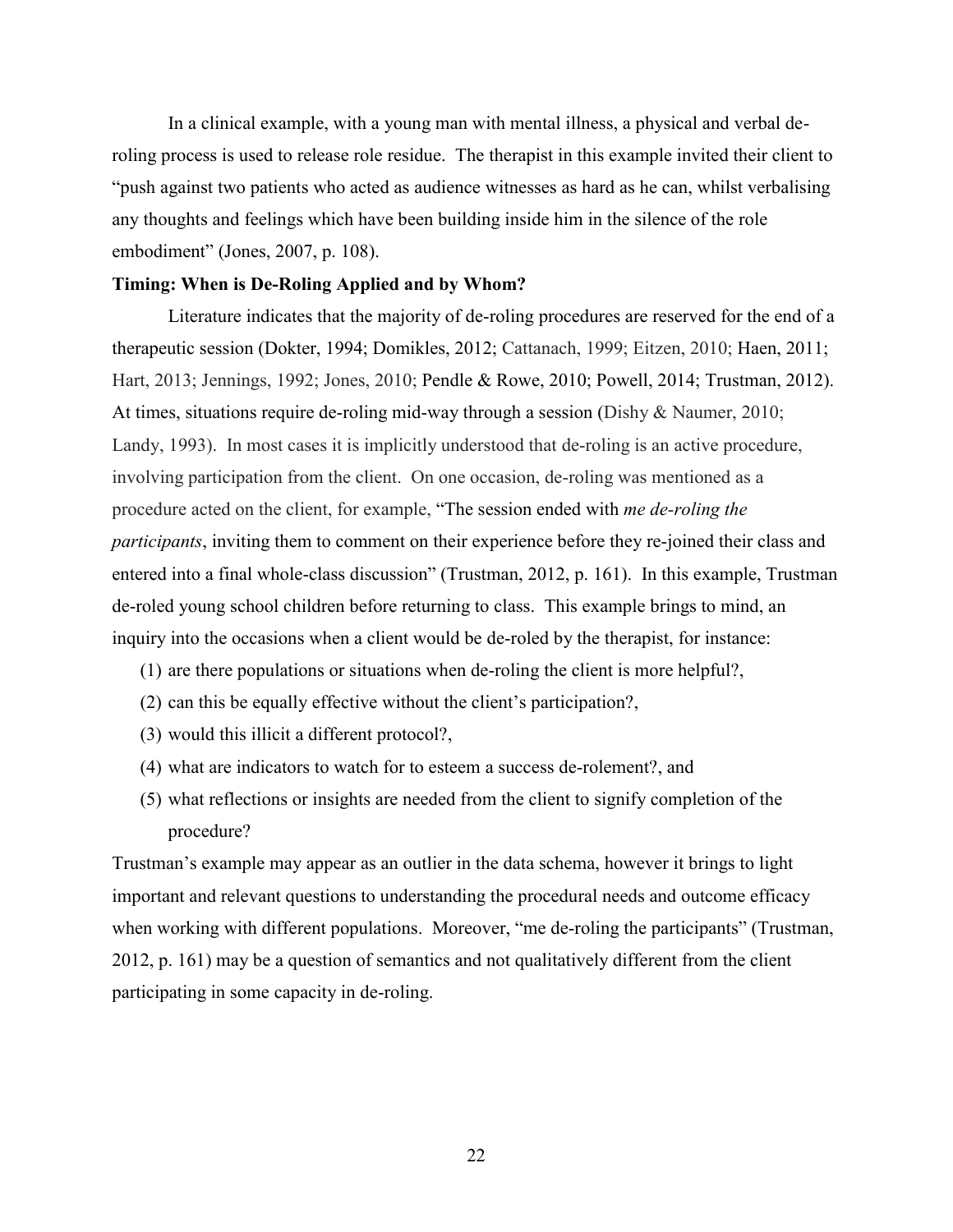In a clinical example, with a young man with mental illness, a physical and verbal de-roling process is used to release role residue. The therapist in this example invited their client to "push against two patients who acted as audience witnesses as hard as he can, whilst verbalising any thoughts and feelings which have been building inside him in the silence of the role embodiment" (Jones, 2007, p. 108).

**Timing: When is De-Roling Applied and by Whom?**

Literature indicates that the majority of de-roling procedures are reserved for the end of a therapeutic session (Dokter, 1994; Domikles, 2012; Cattanach, 1999; Eitzen, 2010; Haen, 2011; Hart, 2013; Jennings, 1992; Jones, 2010; Pendle & Rowe, 2010; Powell, 2014; Trustman, 2012). At times, situations require de-roling mid-way through a session (Dishy & Naumer, 2010; Landy, 1993). In most cases it is implicitly understood that de-roling is an active procedure, involving participation from the client. On one occasion, de-roling was mentioned as a procedure acted on the client, for example, "The session ended with *me de-roling the participants*, inviting them to comment on their experience before they re-joined their class and entered into a final whole-class discussion" (Trustman, 2012, p. 161). In this example, Trustman de-roled young school children before returning to class. This example brings to mind, an inquiry into the occasions when a client would be de-roled by the therapist, for instance:

(1) are there populations or situations when de-roling the client is more helpful?,
(2) can this be equally effective without the client's participation?,
(3) would this illicit a different protocol?,
(4) what are indicators to watch for to esteem a success de-rolement?, and
(5) what reflections or insights are needed from the client to signify completion of the procedure?

Trustman's example may appear as an outlier in the data schema, however it brings to light important and relevant questions to understanding the procedural needs and outcome efficacy when working with different populations. Moreover, "me de-roling the participants" (Trustman, 2012, p. 161) may be a question of semantics and not qualitatively different from the client participating in some capacity in de-roling.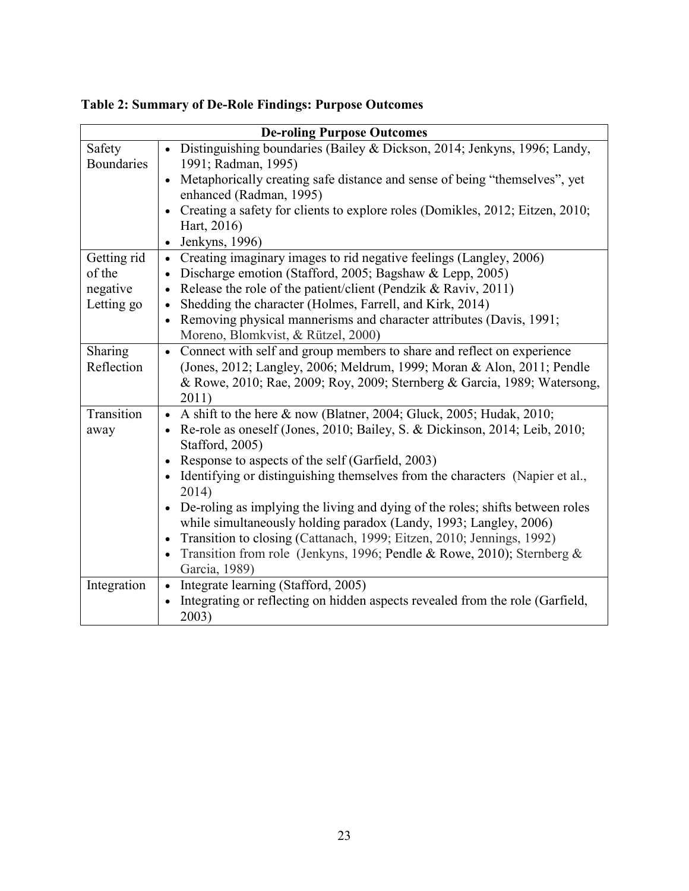**Table 2: Summary of De-Role Findings: Purpose Outcomes**

| De-roling Purpose Outcomes | |
|---|---|
| Safety Boundaries | • Distinguishing boundaries (Bailey & Dickson, 2014; Jenkyns, 1996; Landy, 1991; Radman, 1995)<br>• Metaphorically creating safe distance and sense of being "themselves", yet enhanced (Radman, 1995)<br>• Creating a safety for clients to explore roles (Domikles, 2012; Eitzen, 2010; Hart, 2016)<br>• Jenkyns, 1996) |
| Getting rid of the negative Letting go | • Creating imaginary images to rid negative feelings (Langley, 2006)<br>• Discharge emotion (Stafford, 2005; Bagshaw & Lepp, 2005)<br>• Release the role of the patient/client (Pendzik & Raviv, 2011)<br>• Shedding the character (Holmes, Farrell, and Kirk, 2014)<br>• Removing physical mannerisms and character attributes (Davis, 1991; Moreno, Blomkvist, & Rützel, 2000) |
| Sharing Reflection | • Connect with self and group members to share and reflect on experience (Jones, 2012; Langley, 2006; Meldrum, 1999; Moran & Alon, 2011; Pendle & Rowe, 2010; Rae, 2009; Roy, 2009; Sternberg & Garcia, 1989; Watersong, 2011) |
| Transition away | • A shift to the here & now (Blatner, 2004; Gluck, 2005; Hudak, 2010;<br>• Re-role as oneself (Jones, 2010; Bailey, S. & Dickinson, 2014; Leib, 2010; Stafford, 2005)<br>• Response to aspects of the self (Garfield, 2003)<br>• Identifying or distinguishing themselves from the characters (Napier et al., 2014)<br>• De-roling as implying the living and dying of the roles; shifts between roles while simultaneously holding paradox (Landy, 1993; Langley, 2006)<br>• Transition to closing (Cattanach, 1999; Eitzen, 2010; Jennings, 1992)<br>• Transition from role (Jenkyns, 1996; Pendle & Rowe, 2010); Sternberg & Garcia, 1989) |
| Integration | • Integrate learning (Stafford, 2005)<br>• Integrating or reflecting on hidden aspects revealed from the role (Garfield, 2003) |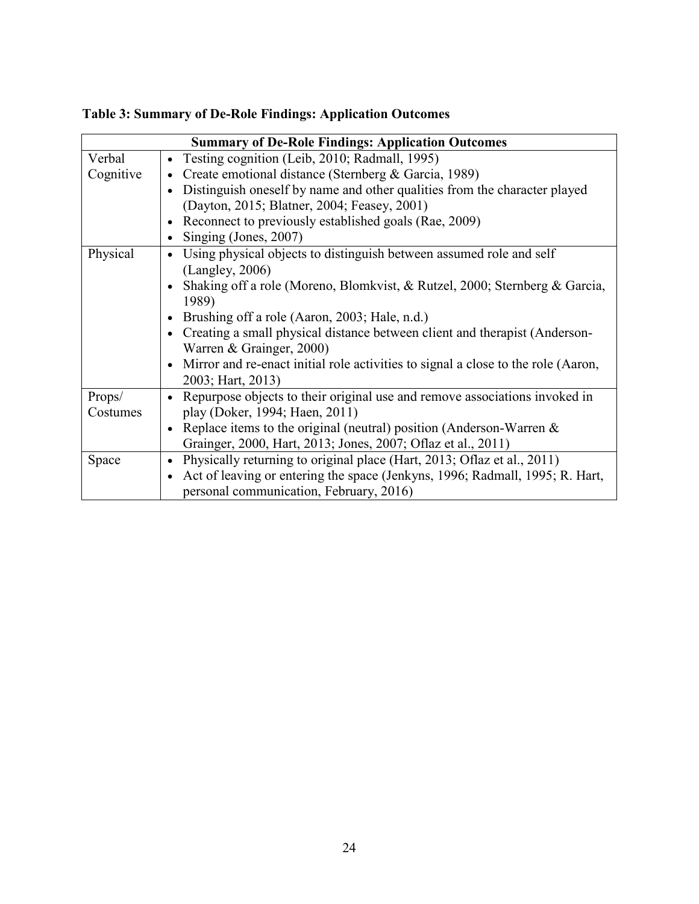**Table 3: Summary of De-Role Findings: Application Outcomes**

| Summary of De-Role Findings: Application Outcomes | |
|---|---|
| Verbal Cognitive | • Testing cognition (Leib, 2010; Radmall, 1995)<br>• Create emotional distance (Sternberg & Garcia, 1989)<br>• Distinguish oneself by name and other qualities from the character played (Dayton, 2015; Blatner, 2004; Feasey, 2001)<br>• Reconnect to previously established goals (Rae, 2009)<br>• Singing (Jones, 2007) |
| Physical | • Using physical objects to distinguish between assumed role and self (Langley, 2006)<br>• Shaking off a role (Moreno, Blomkvist, & Rutzel, 2000; Sternberg & Garcia, 1989)<br>• Brushing off a role (Aaron, 2003; Hale, n.d.)<br>• Creating a small physical distance between client and therapist (Anderson-Warren & Grainger, 2000)<br>• Mirror and re-enact initial role activities to signal a close to the role (Aaron, 2003; Hart, 2013) |
| Props/ Costumes | • Repurpose objects to their original use and remove associations invoked in play (Doker, 1994; Haen, 2011)<br>• Replace items to the original (neutral) position (Anderson-Warren & Grainger, 2000, Hart, 2013; Jones, 2007; Oflaz et al., 2011) |
| Space | • Physically returning to original place (Hart, 2013; Oflaz et al., 2011)<br>• Act of leaving or entering the space (Jenkyns, 1996; Radmall, 1995; R. Hart, personal communication, February, 2016) |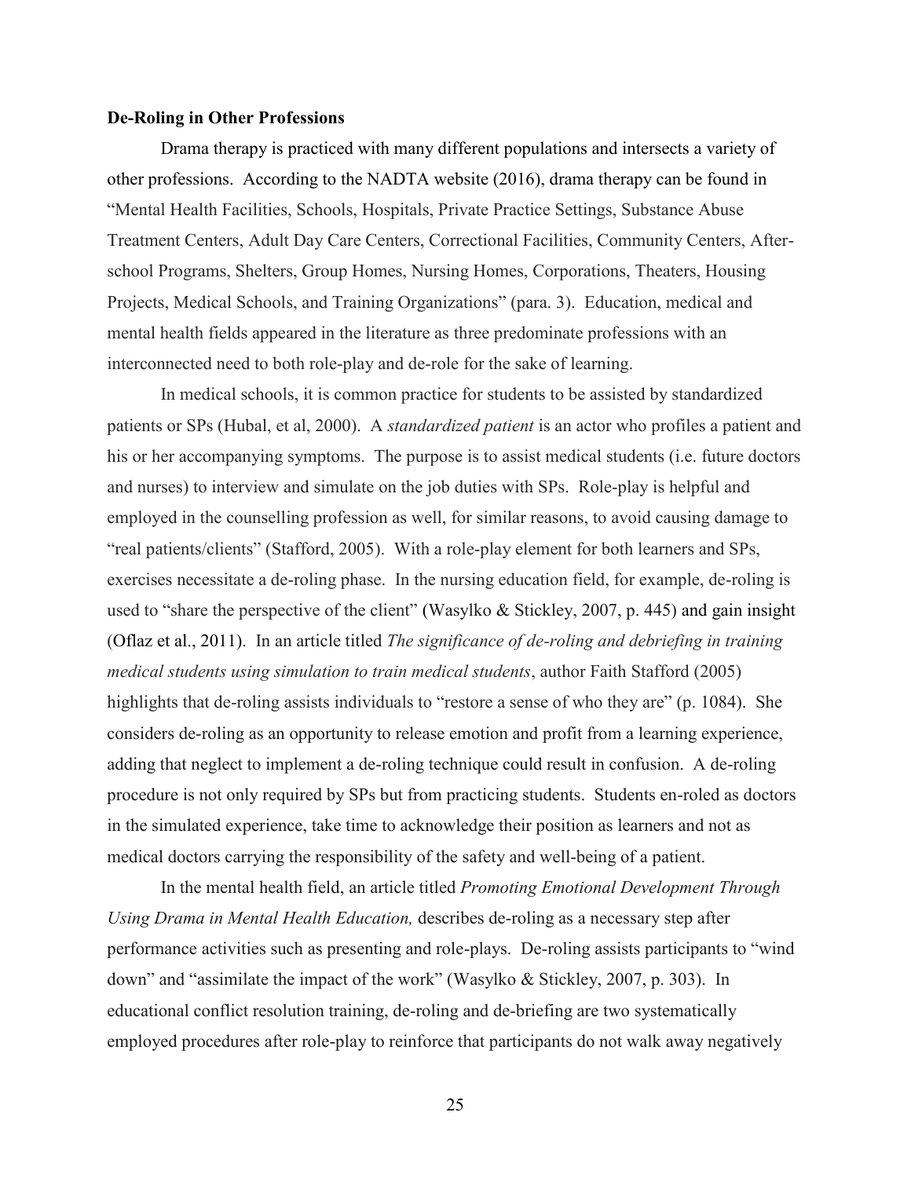**De-Roling in Other Professions**

Drama therapy is practiced with many different populations and intersects a variety of other professions. According to the NADTA website (2016), drama therapy can be found in "Mental Health Facilities, Schools, Hospitals, Private Practice Settings, Substance Abuse Treatment Centers, Adult Day Care Centers, Correctional Facilities, Community Centers, After-school Programs, Shelters, Group Homes, Nursing Homes, Corporations, Theaters, Housing Projects, Medical Schools, and Training Organizations" (para. 3). Education, medical and mental health fields appeared in the literature as three predominate professions with an interconnected need to both role-play and de-role for the sake of learning.

In medical schools, it is common practice for students to be assisted by standardized patients or SPs (Hubal, et al, 2000). A *standardized patient* is an actor who profiles a patient and his or her accompanying symptoms. The purpose is to assist medical students (i.e. future doctors and nurses) to interview and simulate on the job duties with SPs. Role-play is helpful and employed in the counselling profession as well, for similar reasons, to avoid causing damage to "real patients/clients" (Stafford, 2005). With a role-play element for both learners and SPs, exercises necessitate a de-roling phase. In the nursing education field, for example, de-roling is used to "share the perspective of the client" (Wasylko & Stickley, 2007, p. 445) and gain insight (Oflaz et al., 2011). In an article titled *The significance of de-roling and debriefing in training medical students using simulation to train medical students*, author Faith Stafford (2005) highlights that de-roling assists individuals to "restore a sense of who they are" (p. 1084). She considers de-roling as an opportunity to release emotion and profit from a learning experience, adding that neglect to implement a de-roling technique could result in confusion. A de-roling procedure is not only required by SPs but from practicing students. Students en-roled as doctors in the simulated experience, take time to acknowledge their position as learners and not as medical doctors carrying the responsibility of the safety and well-being of a patient.

In the mental health field, an article titled *Promoting Emotional Development Through Using Drama in Mental Health Education,* describes de-roling as a necessary step after performance activities such as presenting and role-plays. De-roling assists participants to "wind down" and "assimilate the impact of the work" (Wasylko & Stickley, 2007, p. 303). In educational conflict resolution training, de-roling and de-briefing are two systematically employed procedures after role-play to reinforce that participants do not walk away negatively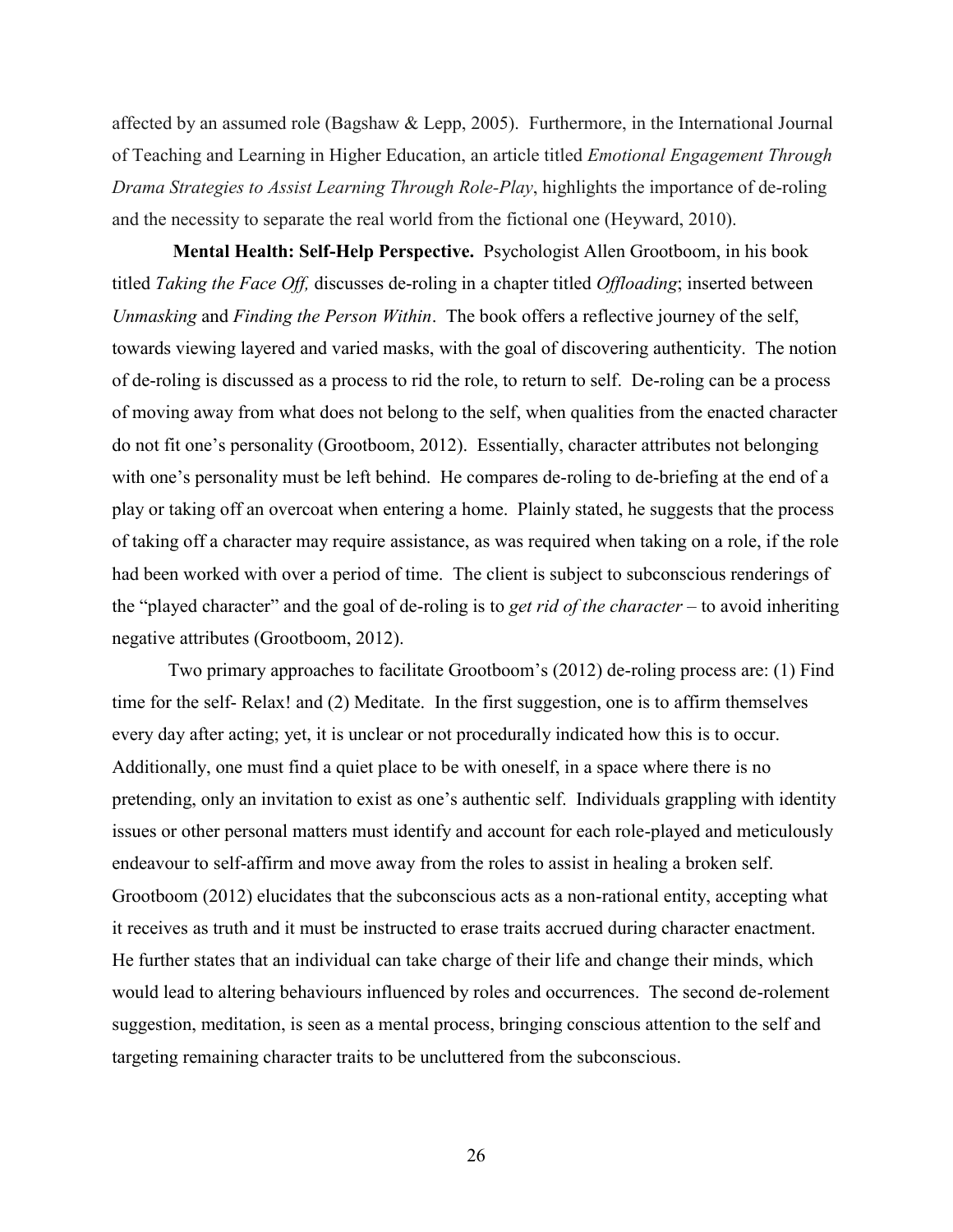affected by an assumed role (Bagshaw & Lepp, 2005). Furthermore, in the International Journal of Teaching and Learning in Higher Education, an article titled *Emotional Engagement Through Drama Strategies to Assist Learning Through Role-Play*, highlights the importance of de-roling and the necessity to separate the real world from the fictional one (Heyward, 2010).

**Mental Health: Self-Help Perspective.** Psychologist Allen Grootboom, in his book titled *Taking the Face Off,* discusses de-roling in a chapter titled *Offloading*; inserted between *Unmasking* and *Finding the Person Within*. The book offers a reflective journey of the self, towards viewing layered and varied masks, with the goal of discovering authenticity. The notion of de-roling is discussed as a process to rid the role, to return to self. De-roling can be a process of moving away from what does not belong to the self, when qualities from the enacted character do not fit one's personality (Grootboom, 2012). Essentially, character attributes not belonging with one's personality must be left behind. He compares de-roling to de-briefing at the end of a play or taking off an overcoat when entering a home. Plainly stated, he suggests that the process of taking off a character may require assistance, as was required when taking on a role, if the role had been worked with over a period of time. The client is subject to subconscious renderings of the "played character" and the goal of de-roling is to *get rid of the character* – to avoid inheriting negative attributes (Grootboom, 2012).

Two primary approaches to facilitate Grootboom's (2012) de-roling process are: (1) Find time for the self- Relax! and (2) Meditate. In the first suggestion, one is to affirm themselves every day after acting; yet, it is unclear or not procedurally indicated how this is to occur. Additionally, one must find a quiet place to be with oneself, in a space where there is no pretending, only an invitation to exist as one's authentic self. Individuals grappling with identity issues or other personal matters must identify and account for each role-played and meticulously endeavour to self-affirm and move away from the roles to assist in healing a broken self. Grootboom (2012) elucidates that the subconscious acts as a non-rational entity, accepting what it receives as truth and it must be instructed to erase traits accrued during character enactment. He further states that an individual can take charge of their life and change their minds, which would lead to altering behaviours influenced by roles and occurrences. The second de-rolement suggestion, meditation, is seen as a mental process, bringing conscious attention to the self and targeting remaining character traits to be uncluttered from the subconscious.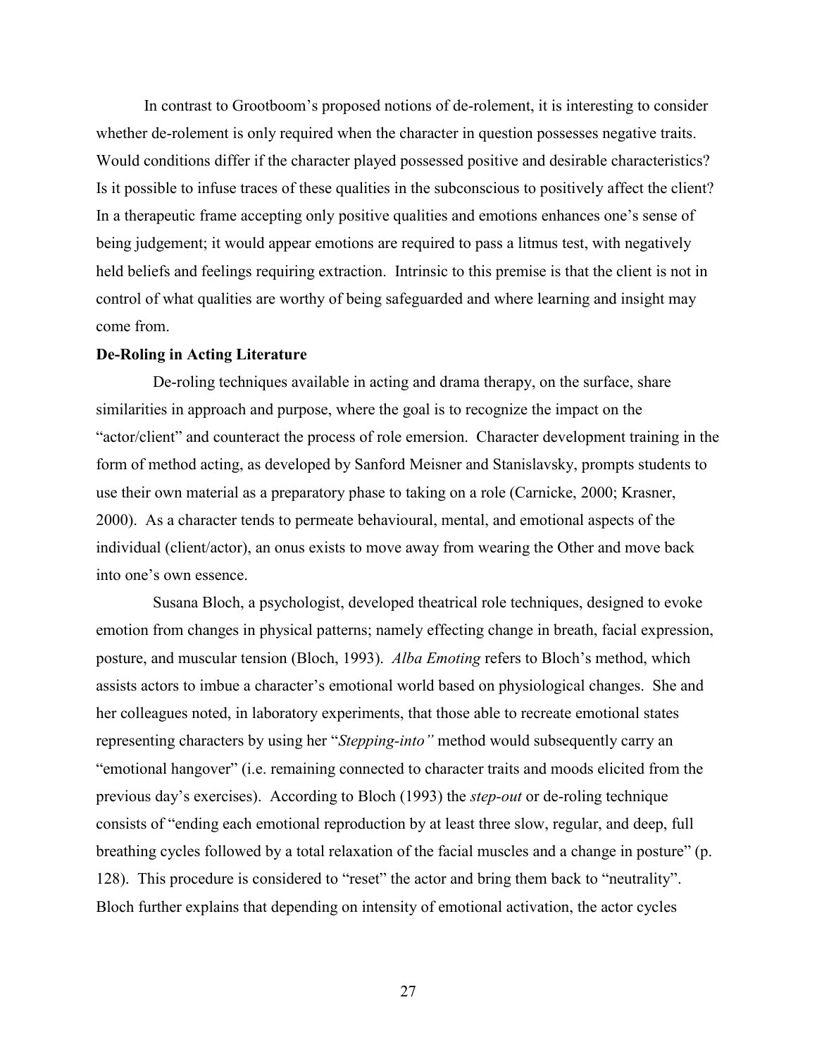In contrast to Grootboom's proposed notions of de-rolement, it is interesting to consider whether de-rolement is only required when the character in question possesses negative traits. Would conditions differ if the character played possessed positive and desirable characteristics? Is it possible to infuse traces of these qualities in the subconscious to positively affect the client? In a therapeutic frame accepting only positive qualities and emotions enhances one's sense of being judgement; it would appear emotions are required to pass a litmus test, with negatively held beliefs and feelings requiring extraction. Intrinsic to this premise is that the client is not in control of what qualities are worthy of being safeguarded and where learning and insight may come from.

**De-Roling in Acting Literature**

De-roling techniques available in acting and drama therapy, on the surface, share similarities in approach and purpose, where the goal is to recognize the impact on the "actor/client" and counteract the process of role emersion. Character development training in the form of method acting, as developed by Sanford Meisner and Stanislavsky, prompts students to use their own material as a preparatory phase to taking on a role (Carnicke, 2000; Krasner, 2000). As a character tends to permeate behavioural, mental, and emotional aspects of the individual (client/actor), an onus exists to move away from wearing the Other and move back into one's own essence.

Susana Bloch, a psychologist, developed theatrical role techniques, designed to evoke emotion from changes in physical patterns; namely effecting change in breath, facial expression, posture, and muscular tension (Bloch, 1993). *Alba Emoting* refers to Bloch's method, which assists actors to imbue a character's emotional world based on physiological changes. She and her colleagues noted, in laboratory experiments, that those able to recreate emotional states representing characters by using her "*Stepping-into"* method would subsequently carry an "emotional hangover" (i.e. remaining connected to character traits and moods elicited from the previous day's exercises). According to Bloch (1993) the *step-out* or de-roling technique consists of "ending each emotional reproduction by at least three slow, regular, and deep, full breathing cycles followed by a total relaxation of the facial muscles and a change in posture" (p. 128). This procedure is considered to "reset" the actor and bring them back to "neutrality". Bloch further explains that depending on intensity of emotional activation, the actor cycles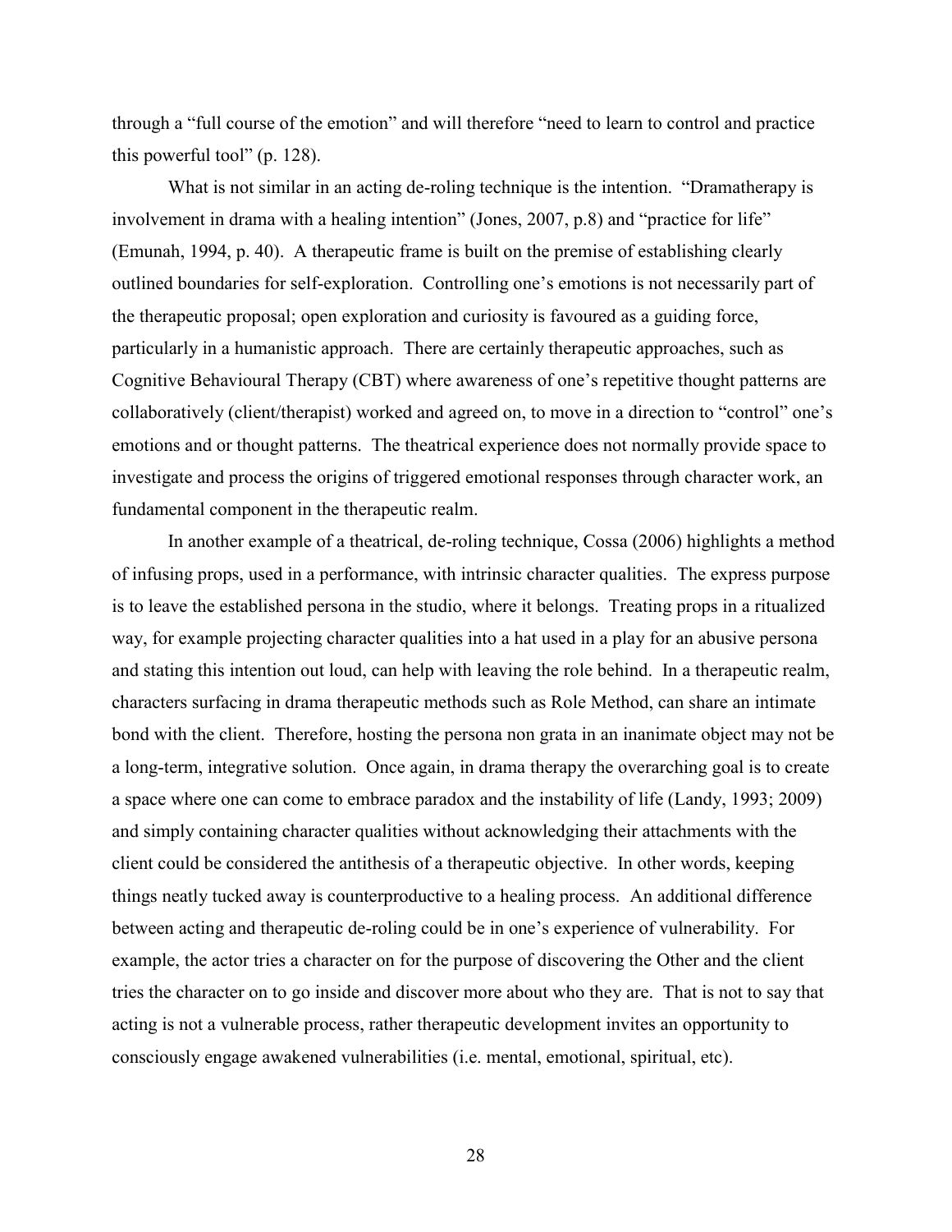through a "full course of the emotion" and will therefore "need to learn to control and practice this powerful tool" (p. 128).

What is not similar in an acting de-roling technique is the intention. "Dramatherapy is involvement in drama with a healing intention" (Jones, 2007, p.8) and "practice for life" (Emunah, 1994, p. 40). A therapeutic frame is built on the premise of establishing clearly outlined boundaries for self-exploration. Controlling one's emotions is not necessarily part of the therapeutic proposal; open exploration and curiosity is favoured as a guiding force, particularly in a humanistic approach. There are certainly therapeutic approaches, such as Cognitive Behavioural Therapy (CBT) where awareness of one's repetitive thought patterns are collaboratively (client/therapist) worked and agreed on, to move in a direction to "control" one's emotions and or thought patterns. The theatrical experience does not normally provide space to investigate and process the origins of triggered emotional responses through character work, an fundamental component in the therapeutic realm.

In another example of a theatrical, de-roling technique, Cossa (2006) highlights a method of infusing props, used in a performance, with intrinsic character qualities. The express purpose is to leave the established persona in the studio, where it belongs. Treating props in a ritualized way, for example projecting character qualities into a hat used in a play for an abusive persona and stating this intention out loud, can help with leaving the role behind. In a therapeutic realm, characters surfacing in drama therapeutic methods such as Role Method, can share an intimate bond with the client. Therefore, hosting the persona non grata in an inanimate object may not be a long-term, integrative solution. Once again, in drama therapy the overarching goal is to create a space where one can come to embrace paradox and the instability of life (Landy, 1993; 2009) and simply containing character qualities without acknowledging their attachments with the client could be considered the antithesis of a therapeutic objective. In other words, keeping things neatly tucked away is counterproductive to a healing process. An additional difference between acting and therapeutic de-roling could be in one's experience of vulnerability. For example, the actor tries a character on for the purpose of discovering the Other and the client tries the character on to go inside and discover more about who they are. That is not to say that acting is not a vulnerable process, rather therapeutic development invites an opportunity to consciously engage awakened vulnerabilities (i.e. mental, emotional, spiritual, etc).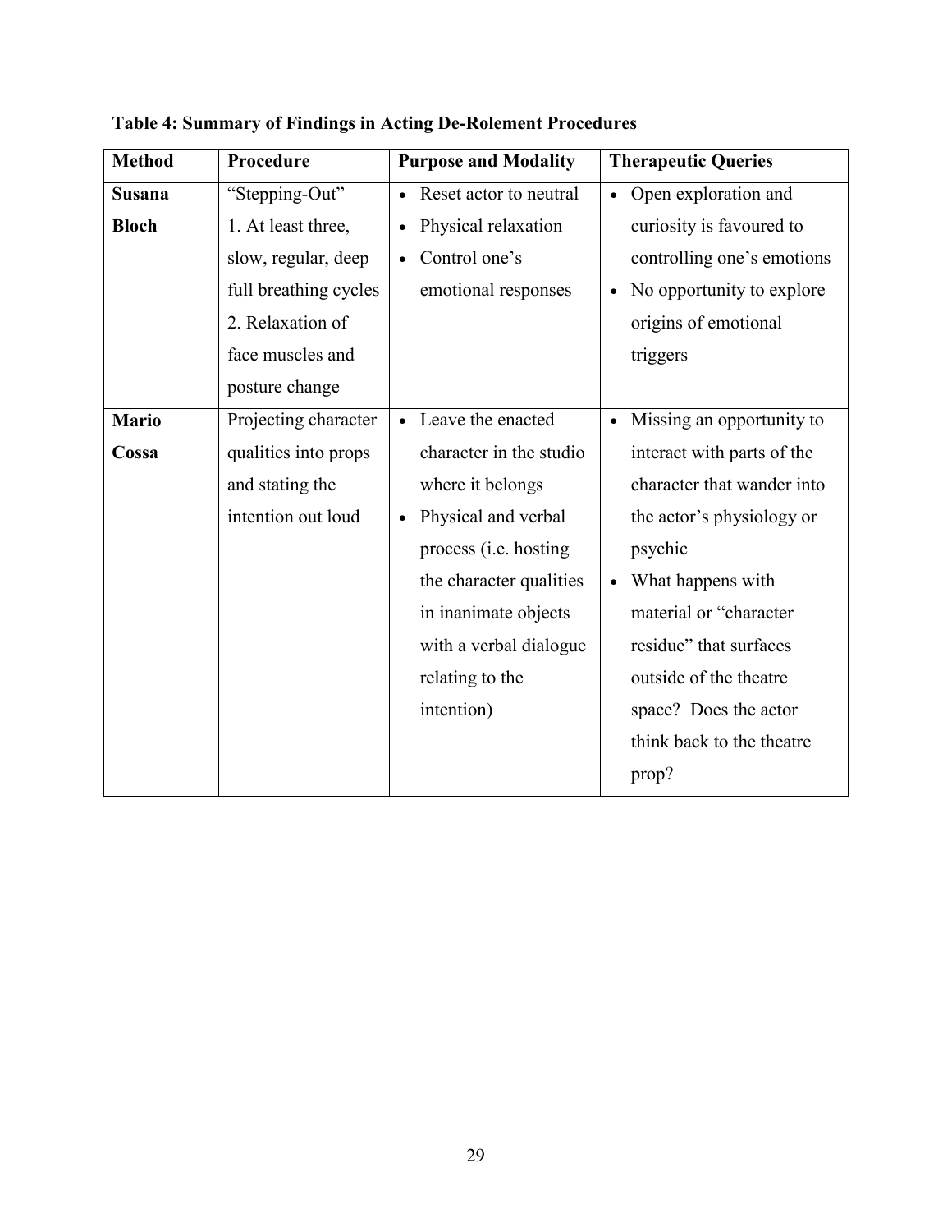**Table 4: Summary of Findings in Acting De-Rolement Procedures**

| Method | Procedure | Purpose and Modality | Therapeutic Queries |
|---|---|---|---|
| **Susana Bloch** | "Stepping-Out"<br>1. At least three, slow, regular, deep full breathing cycles<br>2. Relaxation of face muscles and posture change | • Reset actor to neutral<br>• Physical relaxation<br>• Control one's emotional responses | • Open exploration and curiosity is favoured to controlling one's emotions<br>• No opportunity to explore origins of emotional triggers |
| **Mario Cossa** | Projecting character qualities into props and stating the intention out loud | • Leave the enacted character in the studio where it belongs<br>• Physical and verbal process (i.e. hosting the character qualities in inanimate objects with a verbal dialogue relating to the intention) | • Missing an opportunity to interact with parts of the character that wander into the actor's physiology or psychic<br>• What happens with material or "character residue" that surfaces outside of the theatre space? Does the actor think back to the theatre prop? |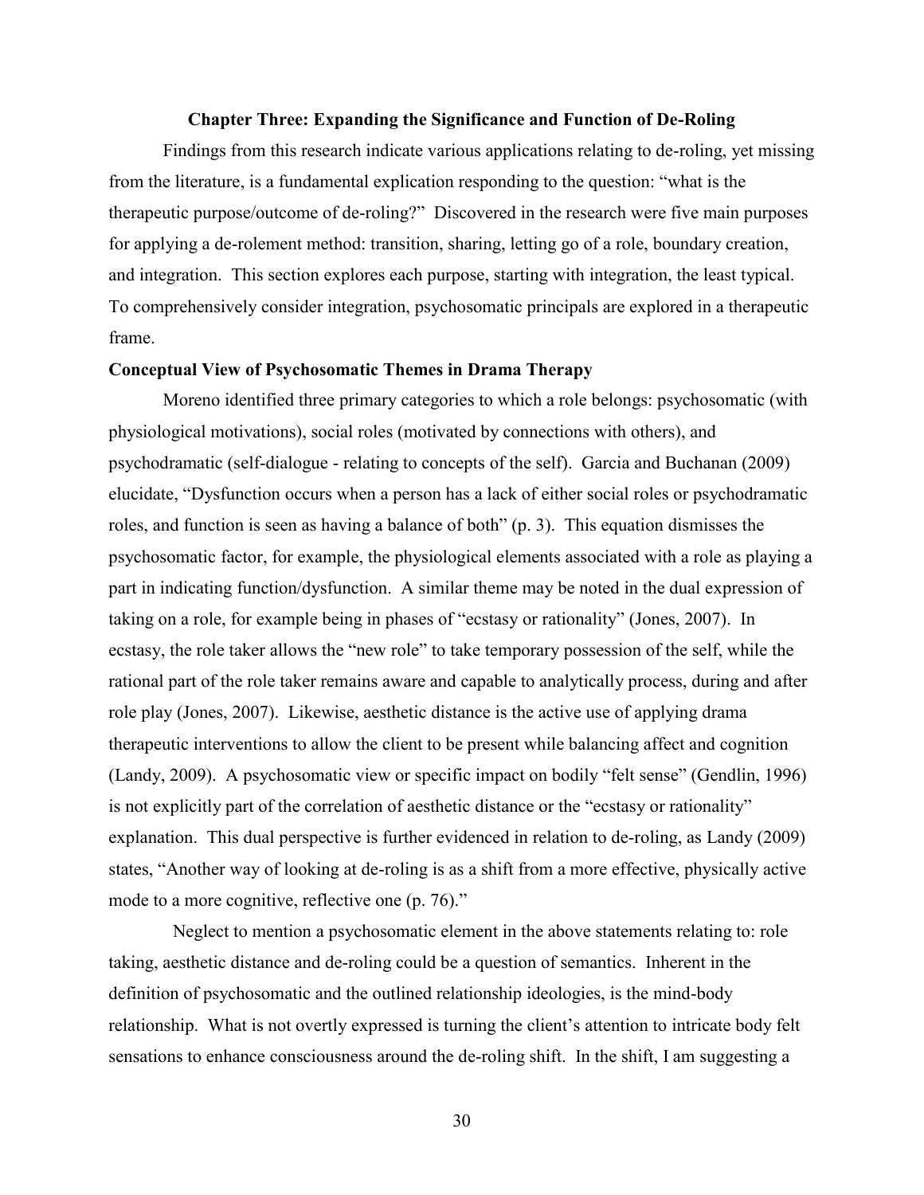## Chapter Three: Expanding the Significance and Function of De-Roling

Findings from this research indicate various applications relating to de-roling, yet missing from the literature, is a fundamental explication responding to the question: "what is the therapeutic purpose/outcome of de-roling?" Discovered in the research were five main purposes for applying a de-rolement method: transition, sharing, letting go of a role, boundary creation, and integration. This section explores each purpose, starting with integration, the least typical. To comprehensively consider integration, psychosomatic principals are explored in a therapeutic frame.

### Conceptual View of Psychosomatic Themes in Drama Therapy

Moreno identified three primary categories to which a role belongs: psychosomatic (with physiological motivations), social roles (motivated by connections with others), and psychodramatic (self-dialogue - relating to concepts of the self). Garcia and Buchanan (2009) elucidate, "Dysfunction occurs when a person has a lack of either social roles or psychodramatic roles, and function is seen as having a balance of both" (p. 3). This equation dismisses the psychosomatic factor, for example, the physiological elements associated with a role as playing a part in indicating function/dysfunction. A similar theme may be noted in the dual expression of taking on a role, for example being in phases of "ecstasy or rationality" (Jones, 2007). In ecstasy, the role taker allows the "new role" to take temporary possession of the self, while the rational part of the role taker remains aware and capable to analytically process, during and after role play (Jones, 2007). Likewise, aesthetic distance is the active use of applying drama therapeutic interventions to allow the client to be present while balancing affect and cognition (Landy, 2009). A psychosomatic view or specific impact on bodily "felt sense" (Gendlin, 1996) is not explicitly part of the correlation of aesthetic distance or the "ecstasy or rationality" explanation. This dual perspective is further evidenced in relation to de-roling, as Landy (2009) states, "Another way of looking at de-roling is as a shift from a more effective, physically active mode to a more cognitive, reflective one (p. 76)."

Neglect to mention a psychosomatic element in the above statements relating to: role taking, aesthetic distance and de-roling could be a question of semantics. Inherent in the definition of psychosomatic and the outlined relationship ideologies, is the mind-body relationship. What is not overtly expressed is turning the client's attention to intricate body felt sensations to enhance consciousness around the de-roling shift. In the shift, I am suggesting a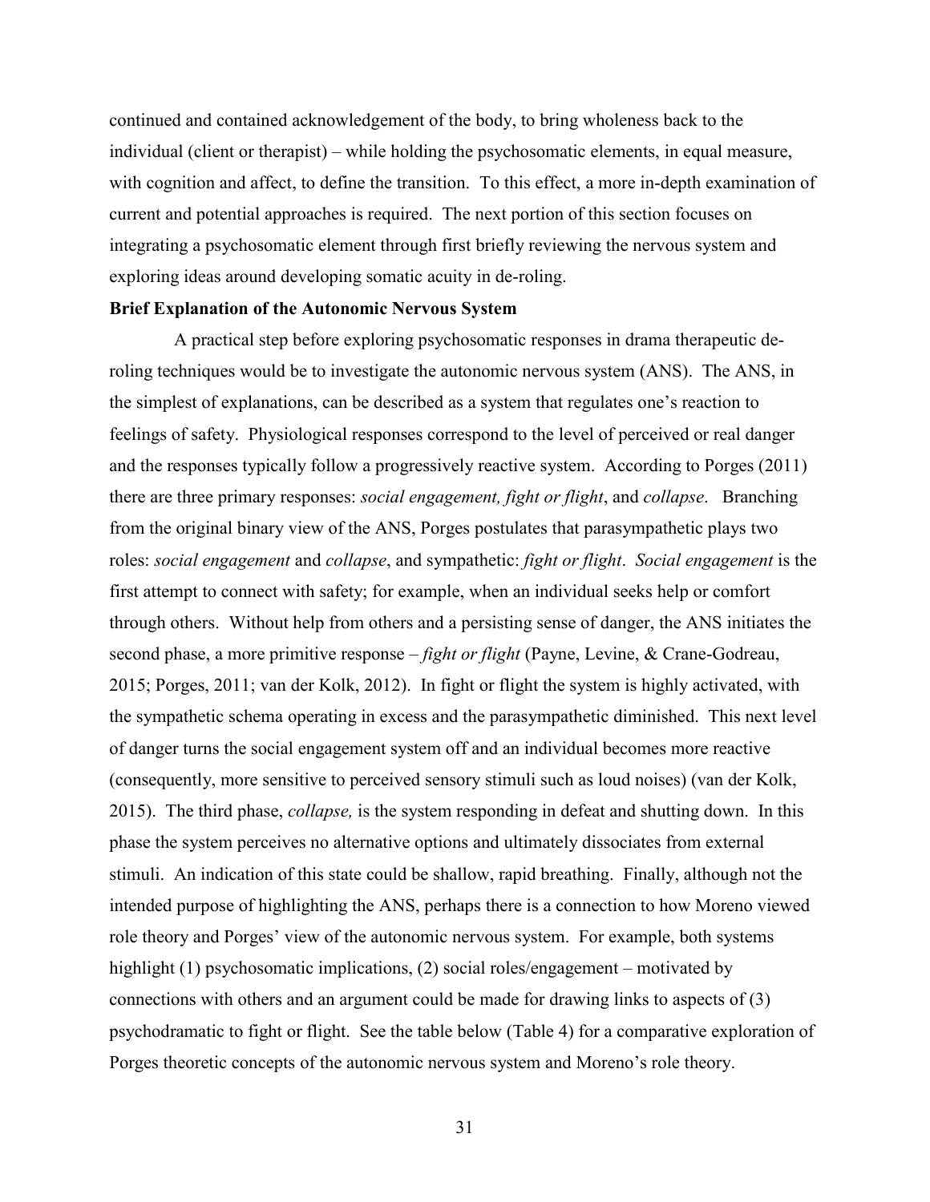continued and contained acknowledgement of the body, to bring wholeness back to the individual (client or therapist) – while holding the psychosomatic elements, in equal measure, with cognition and affect, to define the transition. To this effect, a more in-depth examination of current and potential approaches is required. The next portion of this section focuses on integrating a psychosomatic element through first briefly reviewing the nervous system and exploring ideas around developing somatic acuity in de-roling.

**Brief Explanation of the Autonomic Nervous System**

A practical step before exploring psychosomatic responses in drama therapeutic de-roling techniques would be to investigate the autonomic nervous system (ANS). The ANS, in the simplest of explanations, can be described as a system that regulates one's reaction to feelings of safety. Physiological responses correspond to the level of perceived or real danger and the responses typically follow a progressively reactive system. According to Porges (2011) there are three primary responses: *social engagement, fight or flight*, and *collapse*. Branching from the original binary view of the ANS, Porges postulates that parasympathetic plays two roles: *social engagement* and *collapse*, and sympathetic: *fight or flight*. *Social engagement* is the first attempt to connect with safety; for example, when an individual seeks help or comfort through others. Without help from others and a persisting sense of danger, the ANS initiates the second phase, a more primitive response – *fight or flight* (Payne, Levine, & Crane-Godreau, 2015; Porges, 2011; van der Kolk, 2012). In fight or flight the system is highly activated, with the sympathetic schema operating in excess and the parasympathetic diminished. This next level of danger turns the social engagement system off and an individual becomes more reactive (consequently, more sensitive to perceived sensory stimuli such as loud noises) (van der Kolk, 2015). The third phase, *collapse,* is the system responding in defeat and shutting down. In this phase the system perceives no alternative options and ultimately dissociates from external stimuli. An indication of this state could be shallow, rapid breathing. Finally, although not the intended purpose of highlighting the ANS, perhaps there is a connection to how Moreno viewed role theory and Porges' view of the autonomic nervous system. For example, both systems highlight (1) psychosomatic implications, (2) social roles/engagement – motivated by connections with others and an argument could be made for drawing links to aspects of (3) psychodramatic to fight or flight. See the table below (Table 4) for a comparative exploration of Porges theoretic concepts of the autonomic nervous system and Moreno's role theory.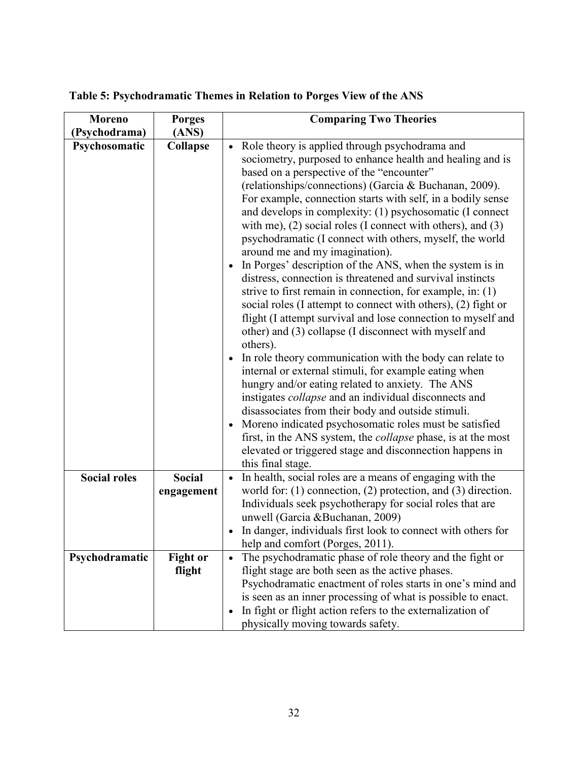**Table 5: Psychodramatic Themes in Relation to Porges View of the ANS**

| Moreno (Psychodrama) | Porges (ANS) | Comparing Two Theories |
|---|---|---|
| **Psychosomatic** | **Collapse** | • Role theory is applied through psychodrama and sociometry, purposed to enhance health and healing and is based on a perspective of the "encounter" (relationships/connections) (Garcia & Buchanan, 2009). For example, connection starts with self, in a bodily sense and develops in complexity: (1) psychosomatic (I connect with me), (2) social roles (I connect with others), and (3) psychodramatic (I connect with others, myself, the world around me and my imagination).<br>• In Porges' description of the ANS, when the system is in distress, connection is threatened and survival instincts strive to first remain in connection, for example, in: (1) social roles (I attempt to connect with others), (2) fight or flight (I attempt survival and lose connection to myself and other) and (3) collapse (I disconnect with myself and others).<br>• In role theory communication with the body can relate to internal or external stimuli, for example eating when hungry and/or eating related to anxiety. The ANS instigates *collapse* and an individual disconnects and disassociates from their body and outside stimuli.<br>• Moreno indicated psychosomatic roles must be satisfied first, in the ANS system, the *collapse* phase, is at the most elevated or triggered stage and disconnection happens in this final stage. |
| **Social roles** | **Social engagement** | • In health, social roles are a means of engaging with the world for: (1) connection, (2) protection, and (3) direction. Individuals seek psychotherapy for social roles that are unwell (Garcia &Buchanan, 2009)<br>• In danger, individuals first look to connect with others for help and comfort (Porges, 2011). |
| **Psychodramatic** | **Fight or flight** | • The psychodramatic phase of role theory and the fight or flight stage are both seen as the active phases. Psychodramatic enactment of roles starts in one's mind and is seen as an inner processing of what is possible to enact.<br>• In fight or flight action refers to the externalization of physically moving towards safety. |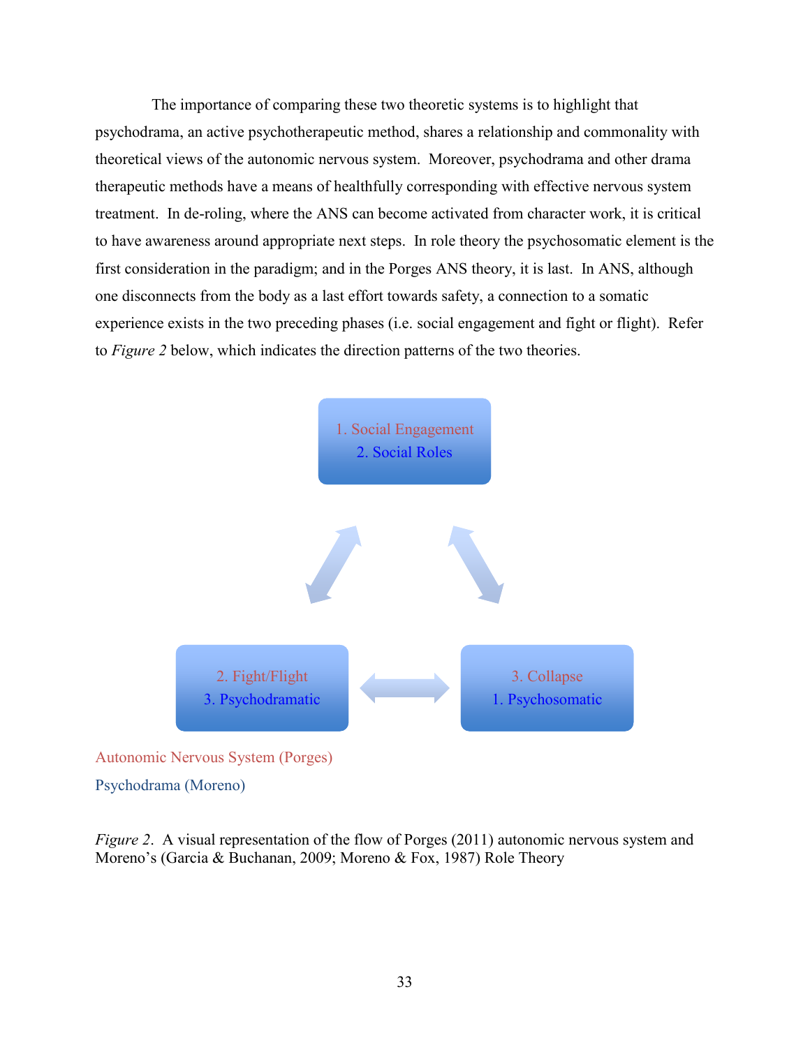The importance of comparing these two theoretic systems is to highlight that psychodrama, an active psychotherapeutic method, shares a relationship and commonality with theoretical views of the autonomic nervous system. Moreover, psychodrama and other drama therapeutic methods have a means of healthfully corresponding with effective nervous system treatment. In de-roling, where the ANS can become activated from character work, it is critical to have awareness around appropriate next steps. In role theory the psychosomatic element is the first consideration in the paradigm; and in the Porges ANS theory, it is last. In ANS, although one disconnects from the body as a last effort towards safety, a connection to a somatic experience exists in the two preceding phases (i.e. social engagement and fight or flight). Refer to *Figure 2* below, which indicates the direction patterns of the two theories.

1. Social Engagement
2. Social Roles

2. Fight/Flight
3. Psychodramatic

3. Collapse
1. Psychosomatic

Autonomic Nervous System (Porges)

Psychodrama (Moreno)

*Figure 2*. A visual representation of the flow of Porges (2011) autonomic nervous system and Moreno's (Garcia & Buchanan, 2009; Moreno & Fox, 1987) Role Theory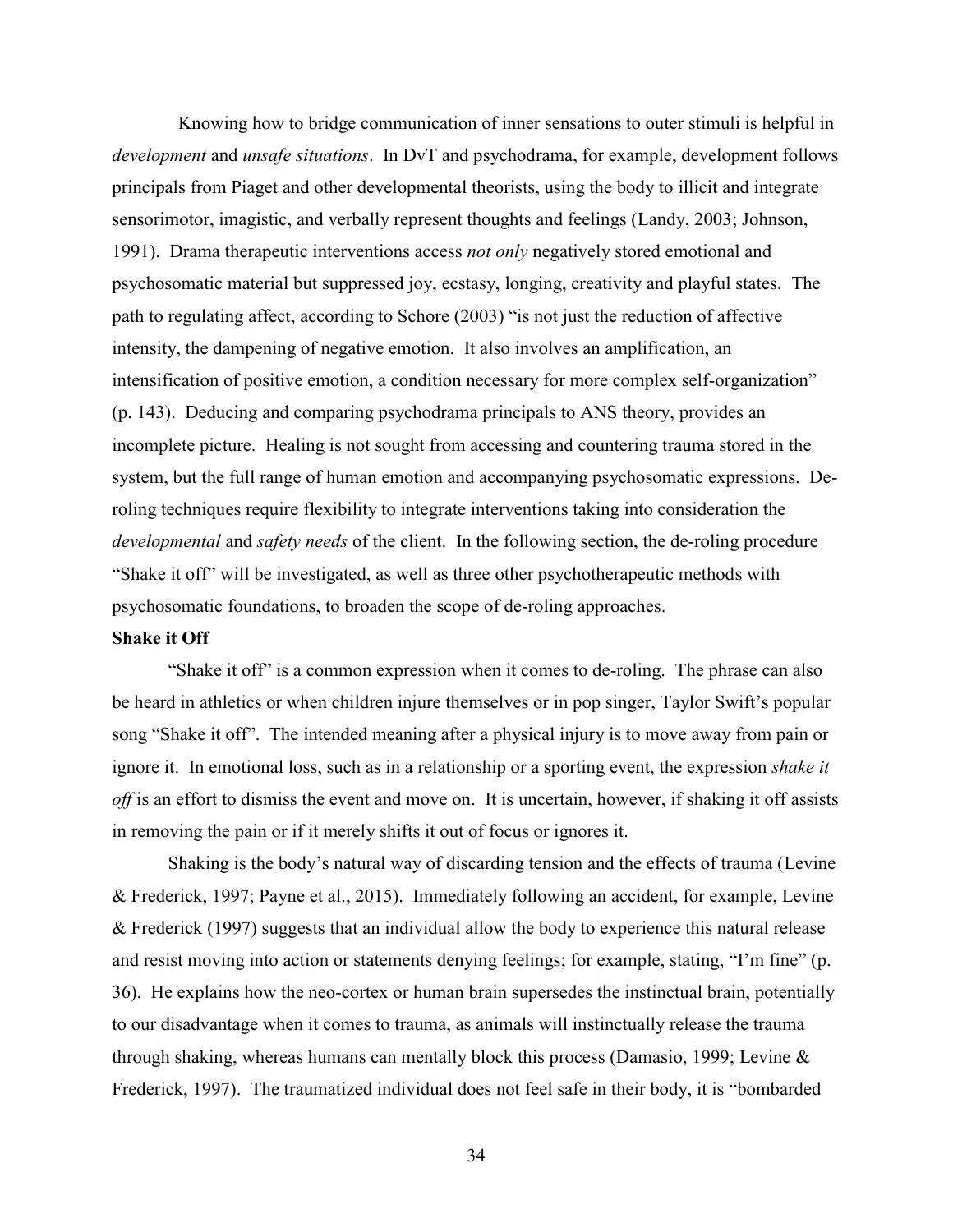Knowing how to bridge communication of inner sensations to outer stimuli is helpful in *development* and *unsafe situations*. In DvT and psychodrama, for example, development follows principals from Piaget and other developmental theorists, using the body to illicit and integrate sensorimotor, imagistic, and verbally represent thoughts and feelings (Landy, 2003; Johnson, 1991). Drama therapeutic interventions access *not only* negatively stored emotional and psychosomatic material but suppressed joy, ecstasy, longing, creativity and playful states. The path to regulating affect, according to Schore (2003) "is not just the reduction of affective intensity, the dampening of negative emotion. It also involves an amplification, an intensification of positive emotion, a condition necessary for more complex self-organization" (p. 143). Deducing and comparing psychodrama principals to ANS theory, provides an incomplete picture. Healing is not sought from accessing and countering trauma stored in the system, but the full range of human emotion and accompanying psychosomatic expressions. De-roling techniques require flexibility to integrate interventions taking into consideration the *developmental* and *safety needs* of the client. In the following section, the de-roling procedure "Shake it off" will be investigated, as well as three other psychotherapeutic methods with psychosomatic foundations, to broaden the scope of de-roling approaches.

**Shake it Off**

"Shake it off" is a common expression when it comes to de-roling. The phrase can also be heard in athletics or when children injure themselves or in pop singer, Taylor Swift's popular song "Shake it off". The intended meaning after a physical injury is to move away from pain or ignore it. In emotional loss, such as in a relationship or a sporting event, the expression *shake it off* is an effort to dismiss the event and move on. It is uncertain, however, if shaking it off assists in removing the pain or if it merely shifts it out of focus or ignores it.

Shaking is the body's natural way of discarding tension and the effects of trauma (Levine & Frederick, 1997; Payne et al., 2015). Immediately following an accident, for example, Levine & Frederick (1997) suggests that an individual allow the body to experience this natural release and resist moving into action or statements denying feelings; for example, stating, "I'm fine" (p. 36). He explains how the neo-cortex or human brain supersedes the instinctual brain, potentially to our disadvantage when it comes to trauma, as animals will instinctually release the trauma through shaking, whereas humans can mentally block this process (Damasio, 1999; Levine & Frederick, 1997). The traumatized individual does not feel safe in their body, it is "bombarded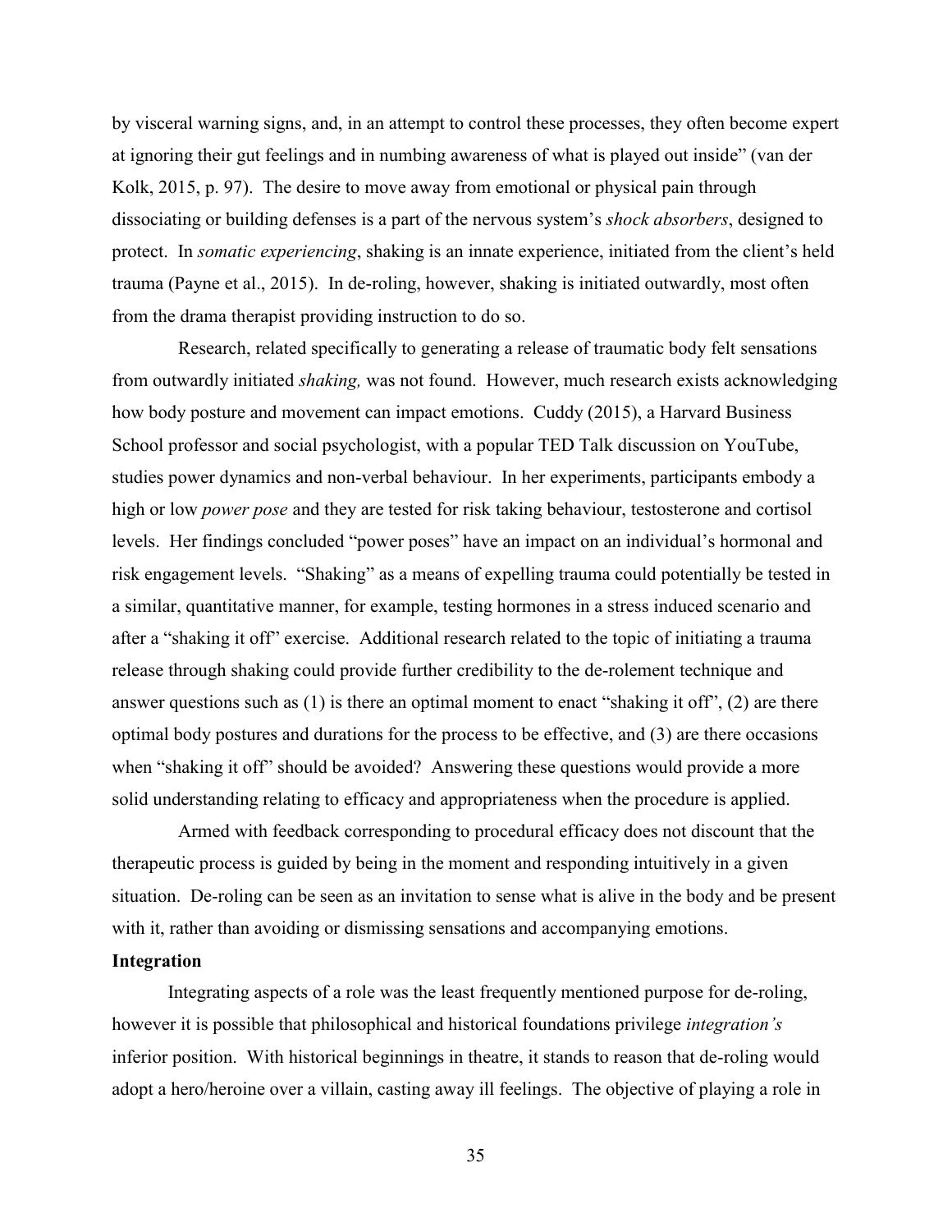by visceral warning signs, and, in an attempt to control these processes, they often become expert at ignoring their gut feelings and in numbing awareness of what is played out inside" (van der Kolk, 2015, p. 97). The desire to move away from emotional or physical pain through dissociating or building defenses is a part of the nervous system's *shock absorbers*, designed to protect. In *somatic experiencing*, shaking is an innate experience, initiated from the client's held trauma (Payne et al., 2015). In de-roling, however, shaking is initiated outwardly, most often from the drama therapist providing instruction to do so.

Research, related specifically to generating a release of traumatic body felt sensations from outwardly initiated *shaking,* was not found. However, much research exists acknowledging how body posture and movement can impact emotions. Cuddy (2015), a Harvard Business School professor and social psychologist, with a popular TED Talk discussion on YouTube, studies power dynamics and non-verbal behaviour. In her experiments, participants embody a high or low *power pose* and they are tested for risk taking behaviour, testosterone and cortisol levels. Her findings concluded "power poses" have an impact on an individual's hormonal and risk engagement levels. "Shaking" as a means of expelling trauma could potentially be tested in a similar, quantitative manner, for example, testing hormones in a stress induced scenario and after a "shaking it off" exercise. Additional research related to the topic of initiating a trauma release through shaking could provide further credibility to the de-rolement technique and answer questions such as (1) is there an optimal moment to enact "shaking it off", (2) are there optimal body postures and durations for the process to be effective, and (3) are there occasions when "shaking it off" should be avoided? Answering these questions would provide a more solid understanding relating to efficacy and appropriateness when the procedure is applied.

Armed with feedback corresponding to procedural efficacy does not discount that the therapeutic process is guided by being in the moment and responding intuitively in a given situation. De-roling can be seen as an invitation to sense what is alive in the body and be present with it, rather than avoiding or dismissing sensations and accompanying emotions.

**Integration**

Integrating aspects of a role was the least frequently mentioned purpose for de-roling, however it is possible that philosophical and historical foundations privilege *integration's* inferior position. With historical beginnings in theatre, it stands to reason that de-roling would adopt a hero/heroine over a villain, casting away ill feelings. The objective of playing a role in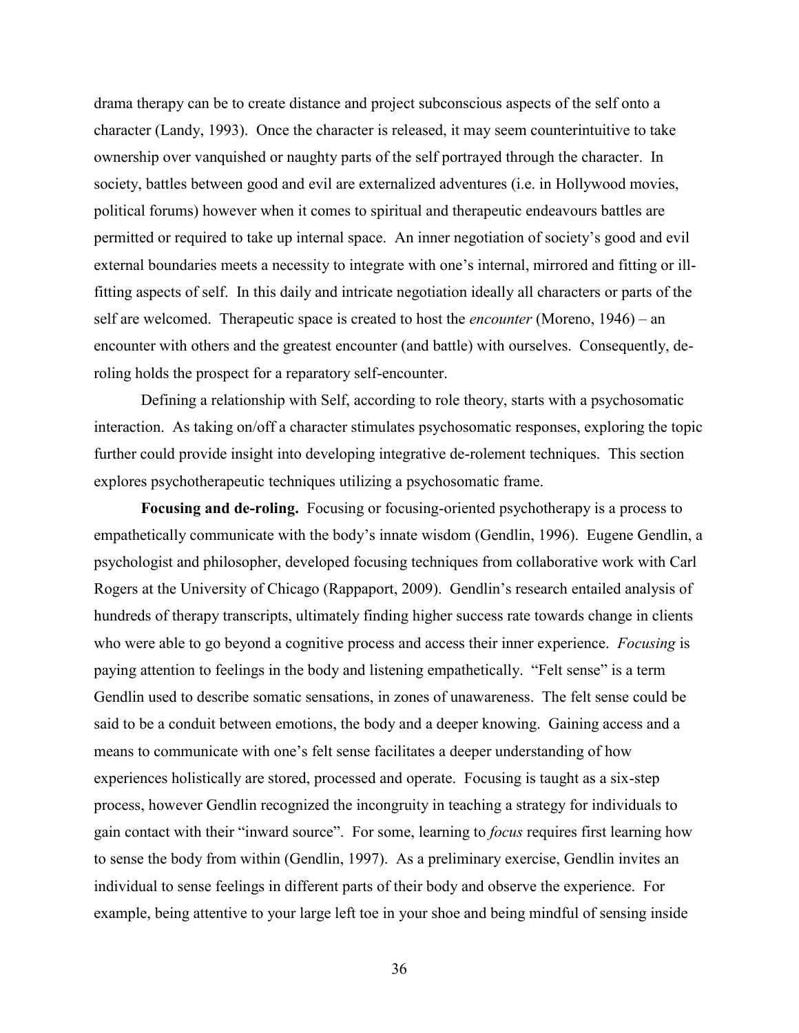drama therapy can be to create distance and project subconscious aspects of the self onto a character (Landy, 1993). Once the character is released, it may seem counterintuitive to take ownership over vanquished or naughty parts of the self portrayed through the character. In society, battles between good and evil are externalized adventures (i.e. in Hollywood movies, political forums) however when it comes to spiritual and therapeutic endeavours battles are permitted or required to take up internal space. An inner negotiation of society's good and evil external boundaries meets a necessity to integrate with one's internal, mirrored and fitting or ill-fitting aspects of self. In this daily and intricate negotiation ideally all characters or parts of the self are welcomed. Therapeutic space is created to host the *encounter* (Moreno, 1946) – an encounter with others and the greatest encounter (and battle) with ourselves. Consequently, de-roling holds the prospect for a reparatory self-encounter.

Defining a relationship with Self, according to role theory, starts with a psychosomatic interaction. As taking on/off a character stimulates psychosomatic responses, exploring the topic further could provide insight into developing integrative de-rolement techniques. This section explores psychotherapeutic techniques utilizing a psychosomatic frame.

**Focusing and de-roling.** Focusing or focusing-oriented psychotherapy is a process to empathetically communicate with the body's innate wisdom (Gendlin, 1996). Eugene Gendlin, a psychologist and philosopher, developed focusing techniques from collaborative work with Carl Rogers at the University of Chicago (Rappaport, 2009). Gendlin's research entailed analysis of hundreds of therapy transcripts, ultimately finding higher success rate towards change in clients who were able to go beyond a cognitive process and access their inner experience. *Focusing* is paying attention to feelings in the body and listening empathetically. "Felt sense" is a term Gendlin used to describe somatic sensations, in zones of unawareness. The felt sense could be said to be a conduit between emotions, the body and a deeper knowing. Gaining access and a means to communicate with one's felt sense facilitates a deeper understanding of how experiences holistically are stored, processed and operate. Focusing is taught as a six-step process, however Gendlin recognized the incongruity in teaching a strategy for individuals to gain contact with their "inward source". For some, learning to *focus* requires first learning how to sense the body from within (Gendlin, 1997). As a preliminary exercise, Gendlin invites an individual to sense feelings in different parts of their body and observe the experience. For example, being attentive to your large left toe in your shoe and being mindful of sensing inside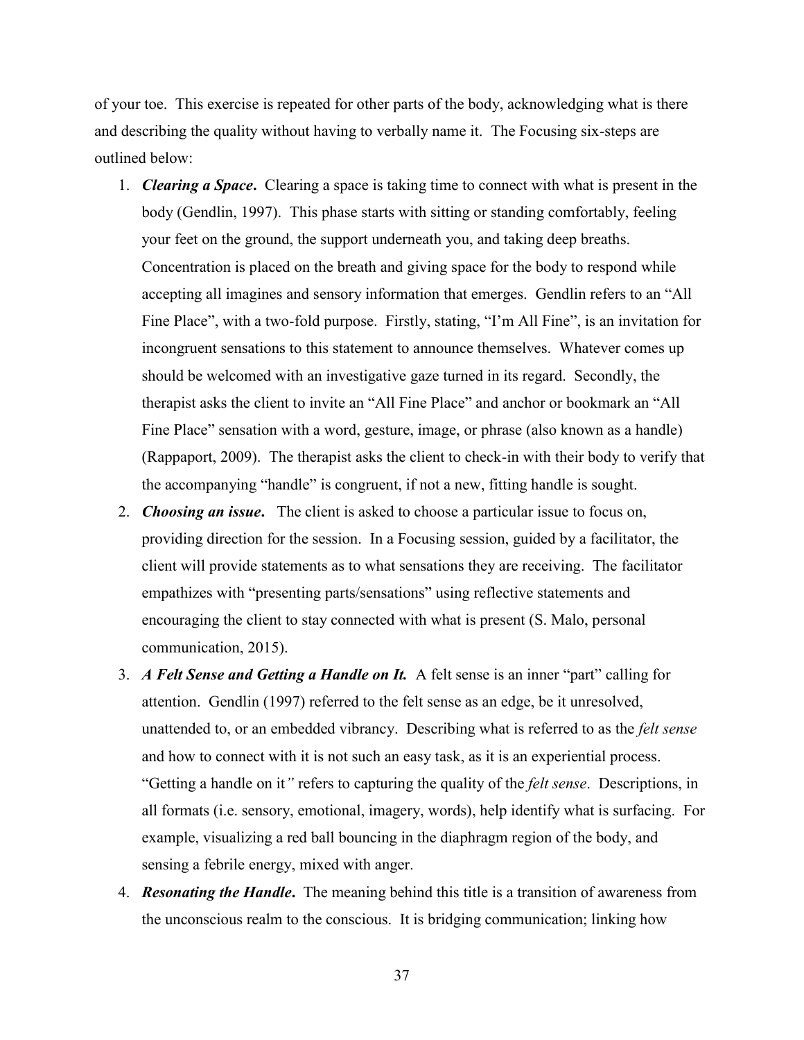of your toe. This exercise is repeated for other parts of the body, acknowledging what is there and describing the quality without having to verbally name it. The Focusing six-steps are outlined below:

1. ***Clearing a Space***. Clearing a space is taking time to connect with what is present in the body (Gendlin, 1997). This phase starts with sitting or standing comfortably, feeling your feet on the ground, the support underneath you, and taking deep breaths. Concentration is placed on the breath and giving space for the body to respond while accepting all imagines and sensory information that emerges. Gendlin refers to an "All Fine Place", with a two-fold purpose. Firstly, stating, "I'm All Fine", is an invitation for incongruent sensations to this statement to announce themselves. Whatever comes up should be welcomed with an investigative gaze turned in its regard. Secondly, the therapist asks the client to invite an "All Fine Place" and anchor or bookmark an "All Fine Place" sensation with a word, gesture, image, or phrase (also known as a handle) (Rappaport, 2009). The therapist asks the client to check-in with their body to verify that the accompanying "handle" is congruent, if not a new, fitting handle is sought.
2. ***Choosing an issue***. The client is asked to choose a particular issue to focus on, providing direction for the session. In a Focusing session, guided by a facilitator, the client will provide statements as to what sensations they are receiving. The facilitator empathizes with "presenting parts/sensations" using reflective statements and encouraging the client to stay connected with what is present (S. Malo, personal communication, 2015).
3. ***A Felt Sense and Getting a Handle on It.*** A felt sense is an inner "part" calling for attention. Gendlin (1997) referred to the felt sense as an edge, be it unresolved, unattended to, or an embedded vibrancy. Describing what is referred to as the *felt sense* and how to connect with it is not such an easy task, as it is an experiential process. "Getting a handle on it*"* refers to capturing the quality of the *felt sense*. Descriptions, in all formats (i.e. sensory, emotional, imagery, words), help identify what is surfacing. For example, visualizing a red ball bouncing in the diaphragm region of the body, and sensing a febrile energy, mixed with anger.
4. ***Resonating the Handle***. The meaning behind this title is a transition of awareness from the unconscious realm to the conscious. It is bridging communication; linking how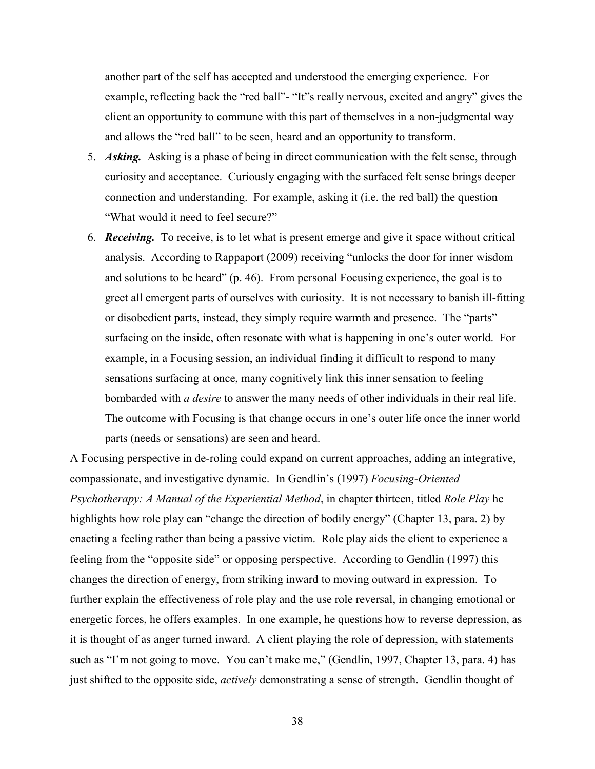another part of the self has accepted and understood the emerging experience. For example, reflecting back the "red ball"- "It"s really nervous, excited and angry" gives the client an opportunity to commune with this part of themselves in a non-judgmental way and allows the "red ball" to be seen, heard and an opportunity to transform.

5. ***Asking.*** Asking is a phase of being in direct communication with the felt sense, through curiosity and acceptance. Curiously engaging with the surfaced felt sense brings deeper connection and understanding. For example, asking it (i.e. the red ball) the question "What would it need to feel secure?"
6. ***Receiving.*** To receive, is to let what is present emerge and give it space without critical analysis. According to Rappaport (2009) receiving "unlocks the door for inner wisdom and solutions to be heard" (p. 46). From personal Focusing experience, the goal is to greet all emergent parts of ourselves with curiosity. It is not necessary to banish ill-fitting or disobedient parts, instead, they simply require warmth and presence. The "parts" surfacing on the inside, often resonate with what is happening in one's outer world. For example, in a Focusing session, an individual finding it difficult to respond to many sensations surfacing at once, many cognitively link this inner sensation to feeling bombarded with *a desire* to answer the many needs of other individuals in their real life. The outcome with Focusing is that change occurs in one's outer life once the inner world parts (needs or sensations) are seen and heard.

A Focusing perspective in de-roling could expand on current approaches, adding an integrative, compassionate, and investigative dynamic. In Gendlin's (1997) *Focusing-Oriented Psychotherapy: A Manual of the Experiential Method*, in chapter thirteen, titled *Role Play* he highlights how role play can "change the direction of bodily energy" (Chapter 13, para. 2) by enacting a feeling rather than being a passive victim. Role play aids the client to experience a feeling from the "opposite side" or opposing perspective. According to Gendlin (1997) this changes the direction of energy, from striking inward to moving outward in expression. To further explain the effectiveness of role play and the use role reversal, in changing emotional or energetic forces, he offers examples. In one example, he questions how to reverse depression, as it is thought of as anger turned inward. A client playing the role of depression, with statements such as "I'm not going to move. You can't make me," (Gendlin, 1997, Chapter 13, para. 4) has just shifted to the opposite side, *actively* demonstrating a sense of strength. Gendlin thought of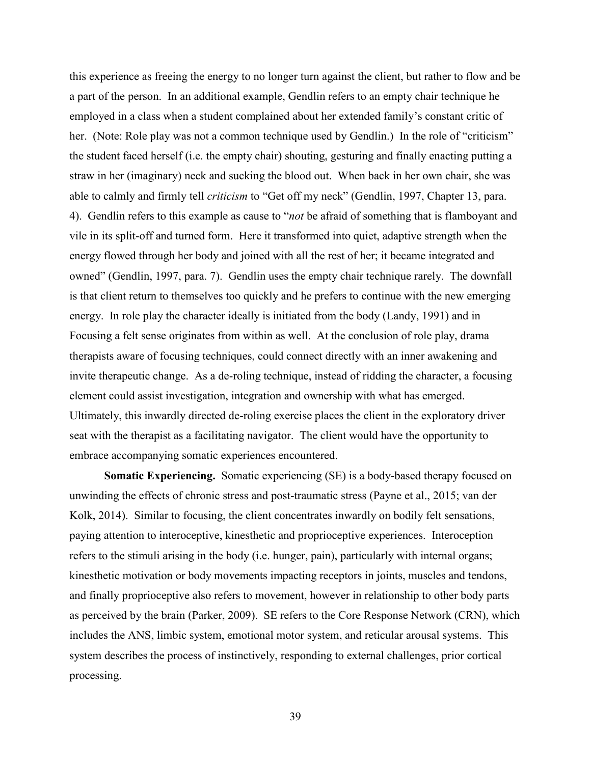this experience as freeing the energy to no longer turn against the client, but rather to flow and be a part of the person. In an additional example, Gendlin refers to an empty chair technique he employed in a class when a student complained about her extended family's constant critic of her. (Note: Role play was not a common technique used by Gendlin.) In the role of "criticism" the student faced herself (i.e. the empty chair) shouting, gesturing and finally enacting putting a straw in her (imaginary) neck and sucking the blood out. When back in her own chair, she was able to calmly and firmly tell *criticism* to "Get off my neck" (Gendlin, 1997, Chapter 13, para. 4). Gendlin refers to this example as cause to "*not* be afraid of something that is flamboyant and vile in its split-off and turned form. Here it transformed into quiet, adaptive strength when the energy flowed through her body and joined with all the rest of her; it became integrated and owned" (Gendlin, 1997, para. 7). Gendlin uses the empty chair technique rarely. The downfall is that client return to themselves too quickly and he prefers to continue with the new emerging energy. In role play the character ideally is initiated from the body (Landy, 1991) and in Focusing a felt sense originates from within as well. At the conclusion of role play, drama therapists aware of focusing techniques, could connect directly with an inner awakening and invite therapeutic change. As a de-roling technique, instead of ridding the character, a focusing element could assist investigation, integration and ownership with what has emerged. Ultimately, this inwardly directed de-roling exercise places the client in the exploratory driver seat with the therapist as a facilitating navigator. The client would have the opportunity to embrace accompanying somatic experiences encountered.

**Somatic Experiencing.** Somatic experiencing (SE) is a body-based therapy focused on unwinding the effects of chronic stress and post-traumatic stress (Payne et al., 2015; van der Kolk, 2014). Similar to focusing, the client concentrates inwardly on bodily felt sensations, paying attention to interoceptive, kinesthetic and proprioceptive experiences. Interoception refers to the stimuli arising in the body (i.e. hunger, pain), particularly with internal organs; kinesthetic motivation or body movements impacting receptors in joints, muscles and tendons, and finally proprioceptive also refers to movement, however in relationship to other body parts as perceived by the brain (Parker, 2009). SE refers to the Core Response Network (CRN), which includes the ANS, limbic system, emotional motor system, and reticular arousal systems. This system describes the process of instinctively, responding to external challenges, prior cortical processing.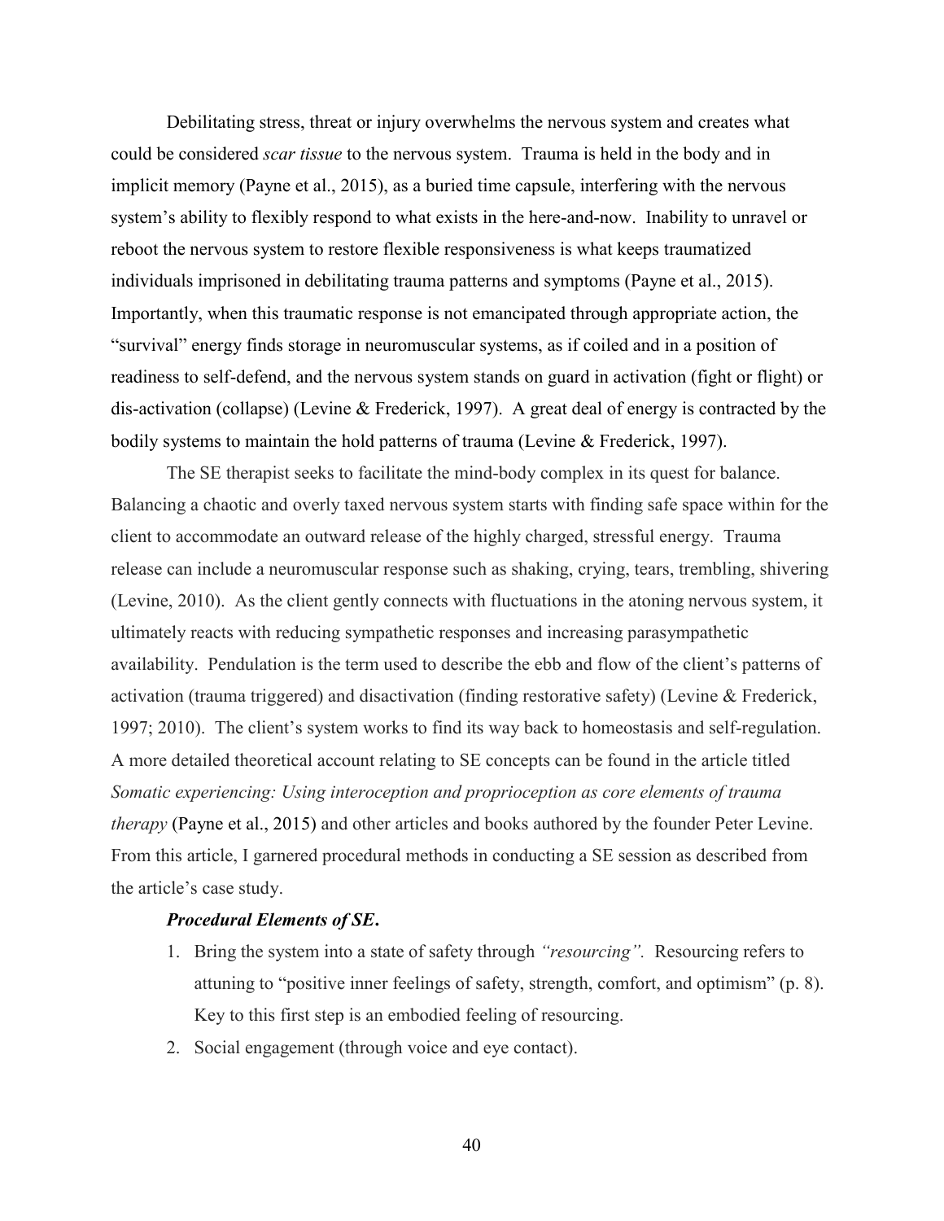Debilitating stress, threat or injury overwhelms the nervous system and creates what could be considered *scar tissue* to the nervous system. Trauma is held in the body and in implicit memory (Payne et al., 2015), as a buried time capsule, interfering with the nervous system's ability to flexibly respond to what exists in the here-and-now. Inability to unravel or reboot the nervous system to restore flexible responsiveness is what keeps traumatized individuals imprisoned in debilitating trauma patterns and symptoms (Payne et al., 2015). Importantly, when this traumatic response is not emancipated through appropriate action, the "survival" energy finds storage in neuromuscular systems, as if coiled and in a position of readiness to self-defend, and the nervous system stands on guard in activation (fight or flight) or dis-activation (collapse) (Levine & Frederick, 1997). A great deal of energy is contracted by the bodily systems to maintain the hold patterns of trauma (Levine & Frederick, 1997).

The SE therapist seeks to facilitate the mind-body complex in its quest for balance. Balancing a chaotic and overly taxed nervous system starts with finding safe space within for the client to accommodate an outward release of the highly charged, stressful energy. Trauma release can include a neuromuscular response such as shaking, crying, tears, trembling, shivering (Levine, 2010). As the client gently connects with fluctuations in the atoning nervous system, it ultimately reacts with reducing sympathetic responses and increasing parasympathetic availability. Pendulation is the term used to describe the ebb and flow of the client's patterns of activation (trauma triggered) and disactivation (finding restorative safety) (Levine & Frederick, 1997; 2010). The client's system works to find its way back to homeostasis and self-regulation. A more detailed theoretical account relating to SE concepts can be found in the article titled *Somatic experiencing: Using interoception and proprioception as core elements of trauma therapy* (Payne et al., 2015) and other articles and books authored by the founder Peter Levine. From this article, I garnered procedural methods in conducting a SE session as described from the article's case study.

***Procedural Elements of SE.***

1. Bring the system into a state of safety through *"resourcing".* Resourcing refers to attuning to "positive inner feelings of safety, strength, comfort, and optimism" (p. 8). Key to this first step is an embodied feeling of resourcing.
2. Social engagement (through voice and eye contact).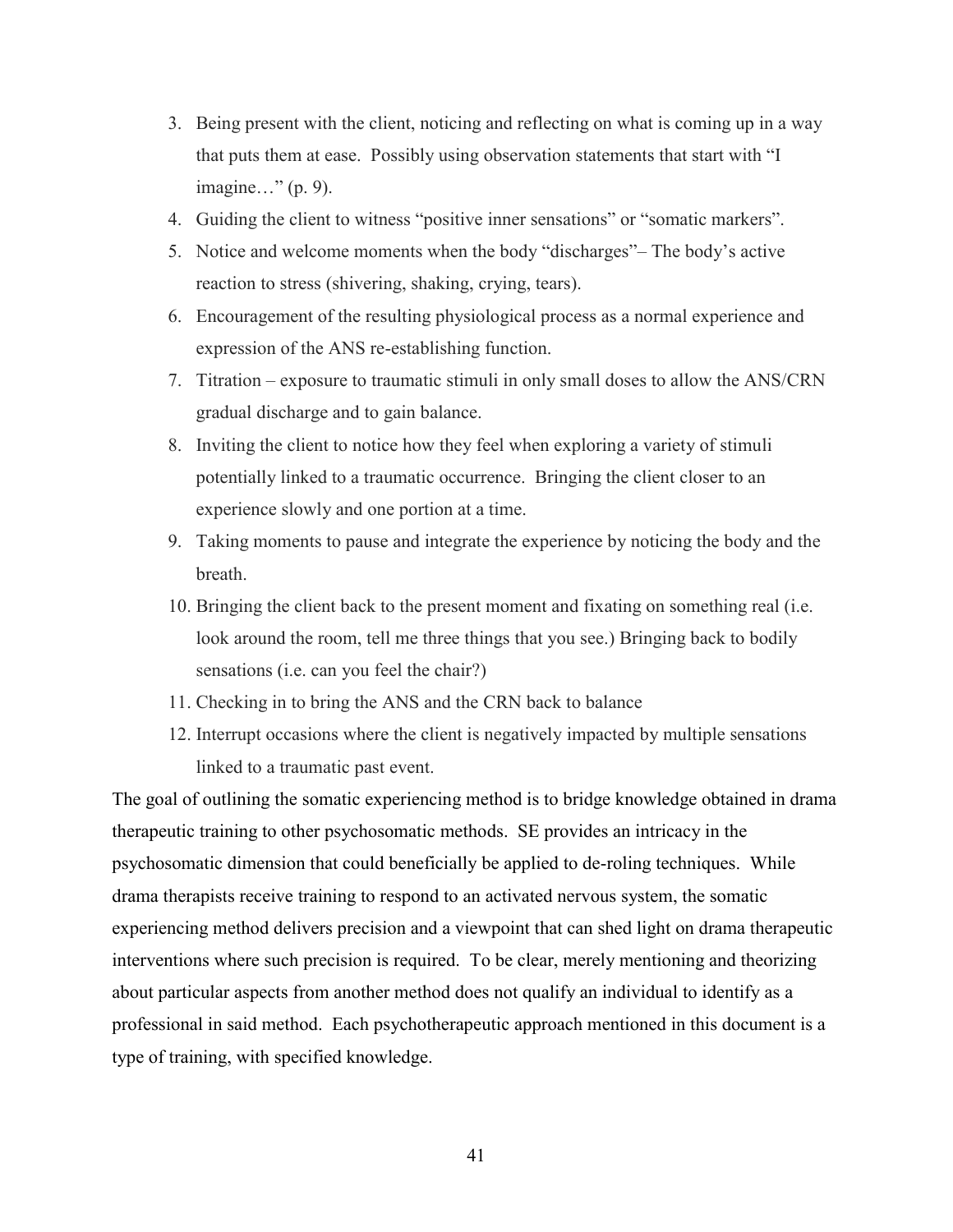3. Being present with the client, noticing and reflecting on what is coming up in a way that puts them at ease. Possibly using observation statements that start with "I imagine…" (p. 9).
4. Guiding the client to witness "positive inner sensations" or "somatic markers".
5. Notice and welcome moments when the body "discharges"– The body's active reaction to stress (shivering, shaking, crying, tears).
6. Encouragement of the resulting physiological process as a normal experience and expression of the ANS re-establishing function.
7. Titration – exposure to traumatic stimuli in only small doses to allow the ANS/CRN gradual discharge and to gain balance.
8. Inviting the client to notice how they feel when exploring a variety of stimuli potentially linked to a traumatic occurrence. Bringing the client closer to an experience slowly and one portion at a time.
9. Taking moments to pause and integrate the experience by noticing the body and the breath.
10. Bringing the client back to the present moment and fixating on something real (i.e. look around the room, tell me three things that you see.) Bringing back to bodily sensations (i.e. can you feel the chair?)
11. Checking in to bring the ANS and the CRN back to balance
12. Interrupt occasions where the client is negatively impacted by multiple sensations linked to a traumatic past event.

The goal of outlining the somatic experiencing method is to bridge knowledge obtained in drama therapeutic training to other psychosomatic methods. SE provides an intricacy in the psychosomatic dimension that could beneficially be applied to de-roling techniques. While drama therapists receive training to respond to an activated nervous system, the somatic experiencing method delivers precision and a viewpoint that can shed light on drama therapeutic interventions where such precision is required. To be clear, merely mentioning and theorizing about particular aspects from another method does not qualify an individual to identify as a professional in said method. Each psychotherapeutic approach mentioned in this document is a type of training, with specified knowledge.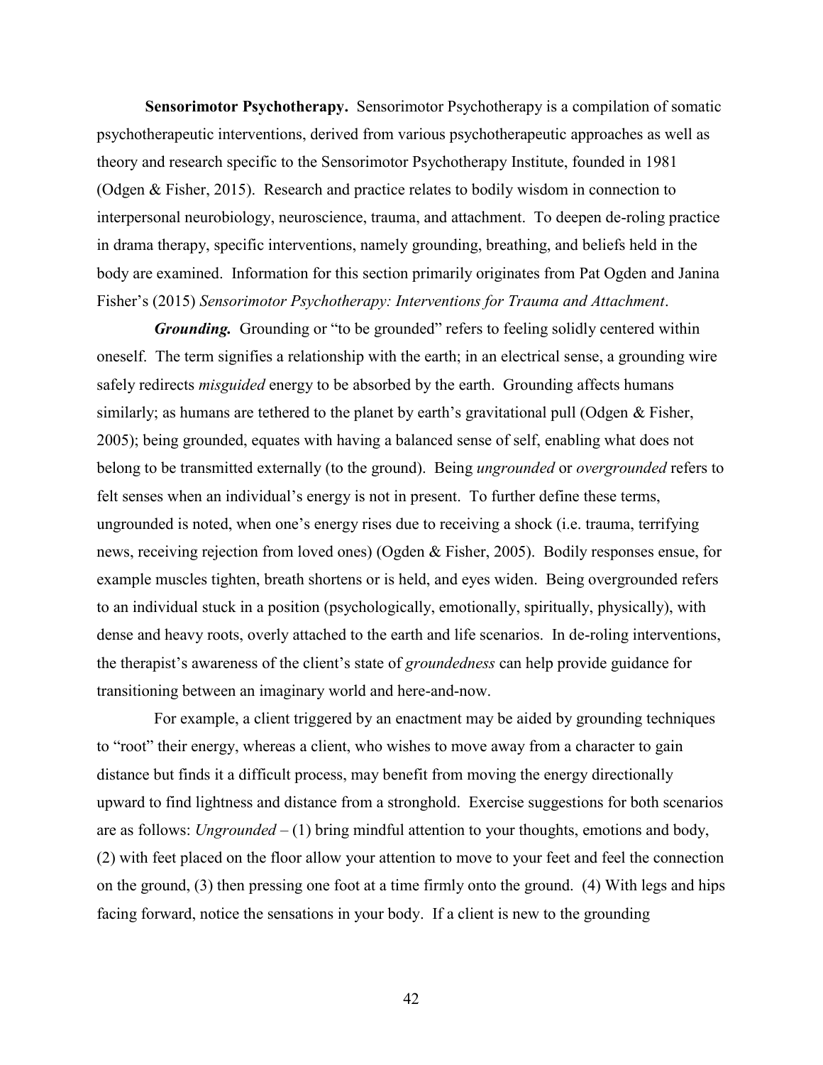**Sensorimotor Psychotherapy.** Sensorimotor Psychotherapy is a compilation of somatic psychotherapeutic interventions, derived from various psychotherapeutic approaches as well as theory and research specific to the Sensorimotor Psychotherapy Institute, founded in 1981 (Odgen & Fisher, 2015). Research and practice relates to bodily wisdom in connection to interpersonal neurobiology, neuroscience, trauma, and attachment. To deepen de-roling practice in drama therapy, specific interventions, namely grounding, breathing, and beliefs held in the body are examined. Information for this section primarily originates from Pat Ogden and Janina Fisher's (2015) *Sensorimotor Psychotherapy: Interventions for Trauma and Attachment*.

***Grounding.*** Grounding or "to be grounded" refers to feeling solidly centered within oneself. The term signifies a relationship with the earth; in an electrical sense, a grounding wire safely redirects *misguided* energy to be absorbed by the earth. Grounding affects humans similarly; as humans are tethered to the planet by earth's gravitational pull (Odgen & Fisher, 2005); being grounded, equates with having a balanced sense of self, enabling what does not belong to be transmitted externally (to the ground). Being *ungrounded* or *overgrounded* refers to felt senses when an individual's energy is not in present. To further define these terms, ungrounded is noted, when one's energy rises due to receiving a shock (i.e. trauma, terrifying news, receiving rejection from loved ones) (Ogden & Fisher, 2005). Bodily responses ensue, for example muscles tighten, breath shortens or is held, and eyes widen. Being overgrounded refers to an individual stuck in a position (psychologically, emotionally, spiritually, physically), with dense and heavy roots, overly attached to the earth and life scenarios. In de-roling interventions, the therapist's awareness of the client's state of *groundedness* can help provide guidance for transitioning between an imaginary world and here-and-now.

For example, a client triggered by an enactment may be aided by grounding techniques to "root" their energy, whereas a client, who wishes to move away from a character to gain distance but finds it a difficult process, may benefit from moving the energy directionally upward to find lightness and distance from a stronghold. Exercise suggestions for both scenarios are as follows: *Ungrounded* – (1) bring mindful attention to your thoughts, emotions and body, (2) with feet placed on the floor allow your attention to move to your feet and feel the connection on the ground, (3) then pressing one foot at a time firmly onto the ground. (4) With legs and hips facing forward, notice the sensations in your body. If a client is new to the grounding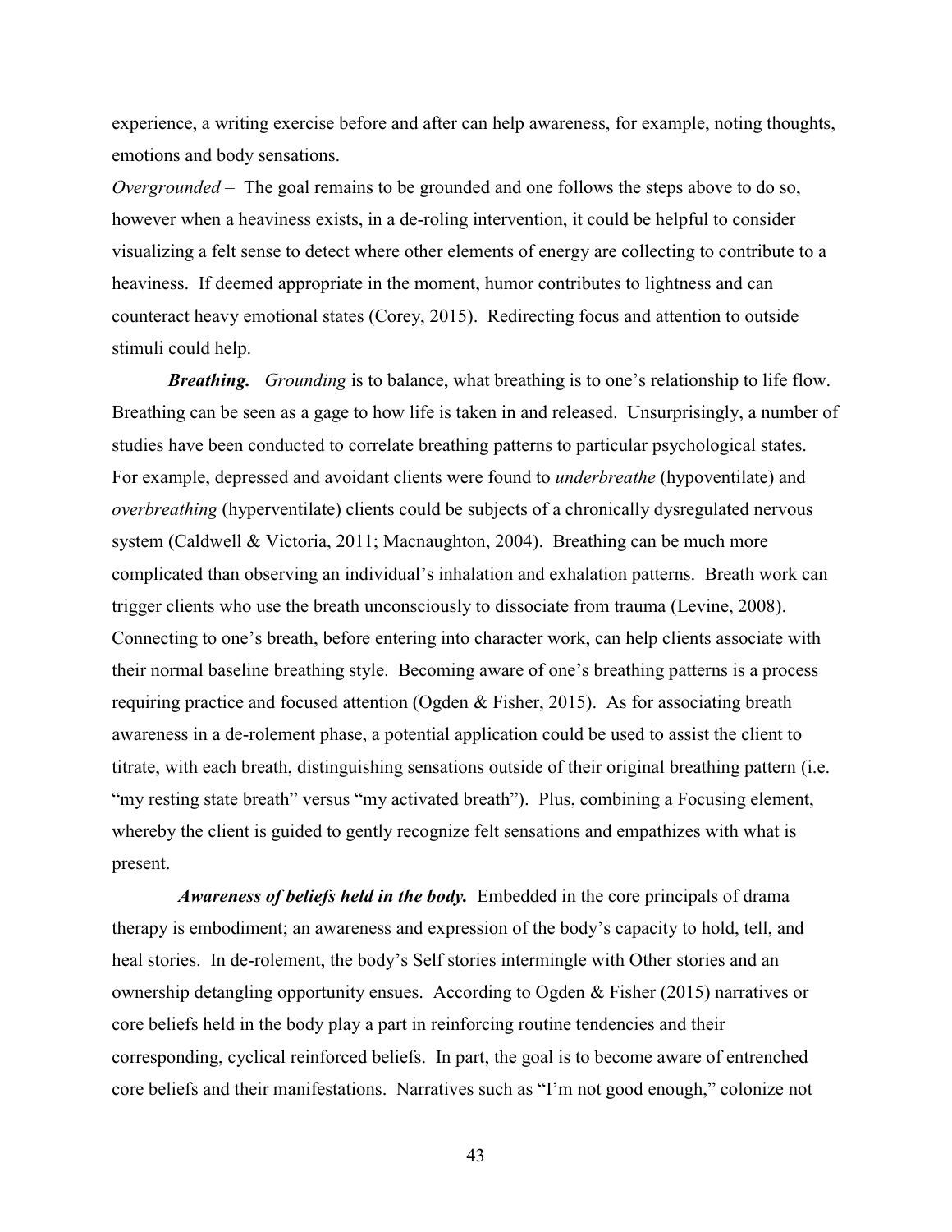experience, a writing exercise before and after can help awareness, for example, noting thoughts, emotions and body sensations.

*Overgrounded* – The goal remains to be grounded and one follows the steps above to do so, however when a heaviness exists, in a de-roling intervention, it could be helpful to consider visualizing a felt sense to detect where other elements of energy are collecting to contribute to a heaviness. If deemed appropriate in the moment, humor contributes to lightness and can counteract heavy emotional states (Corey, 2015). Redirecting focus and attention to outside stimuli could help.

***Breathing.*** *Grounding* is to balance, what breathing is to one's relationship to life flow. Breathing can be seen as a gage to how life is taken in and released. Unsurprisingly, a number of studies have been conducted to correlate breathing patterns to particular psychological states. For example, depressed and avoidant clients were found to *underbreathe* (hypoventilate) and *overbreathing* (hyperventilate) clients could be subjects of a chronically dysregulated nervous system (Caldwell & Victoria, 2011; Macnaughton, 2004). Breathing can be much more complicated than observing an individual's inhalation and exhalation patterns. Breath work can trigger clients who use the breath unconsciously to dissociate from trauma (Levine, 2008). Connecting to one's breath, before entering into character work, can help clients associate with their normal baseline breathing style. Becoming aware of one's breathing patterns is a process requiring practice and focused attention (Ogden & Fisher, 2015). As for associating breath awareness in a de-rolement phase, a potential application could be used to assist the client to titrate, with each breath, distinguishing sensations outside of their original breathing pattern (i.e. "my resting state breath" versus "my activated breath"). Plus, combining a Focusing element, whereby the client is guided to gently recognize felt sensations and empathizes with what is present.

***Awareness of beliefs held in the body.*** Embedded in the core principals of drama therapy is embodiment; an awareness and expression of the body's capacity to hold, tell, and heal stories. In de-rolement, the body's Self stories intermingle with Other stories and an ownership detangling opportunity ensues. According to Ogden & Fisher (2015) narratives or core beliefs held in the body play a part in reinforcing routine tendencies and their corresponding, cyclical reinforced beliefs. In part, the goal is to become aware of entrenched core beliefs and their manifestations. Narratives such as "I'm not good enough," colonize not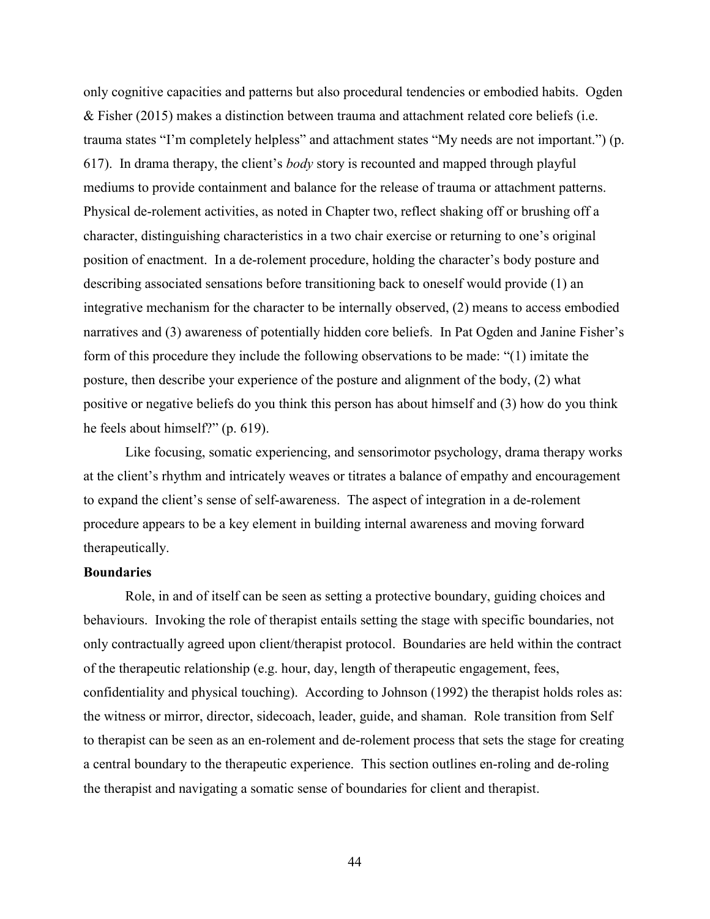only cognitive capacities and patterns but also procedural tendencies or embodied habits. Ogden & Fisher (2015) makes a distinction between trauma and attachment related core beliefs (i.e. trauma states "I'm completely helpless" and attachment states "My needs are not important.") (p. 617). In drama therapy, the client's *body* story is recounted and mapped through playful mediums to provide containment and balance for the release of trauma or attachment patterns. Physical de-rolement activities, as noted in Chapter two, reflect shaking off or brushing off a character, distinguishing characteristics in a two chair exercise or returning to one's original position of enactment. In a de-rolement procedure, holding the character's body posture and describing associated sensations before transitioning back to oneself would provide (1) an integrative mechanism for the character to be internally observed, (2) means to access embodied narratives and (3) awareness of potentially hidden core beliefs. In Pat Ogden and Janine Fisher's form of this procedure they include the following observations to be made: "(1) imitate the posture, then describe your experience of the posture and alignment of the body, (2) what positive or negative beliefs do you think this person has about himself and (3) how do you think he feels about himself?" (p. 619).

Like focusing, somatic experiencing, and sensorimotor psychology, drama therapy works at the client's rhythm and intricately weaves or titrates a balance of empathy and encouragement to expand the client's sense of self-awareness. The aspect of integration in a de-rolement procedure appears to be a key element in building internal awareness and moving forward therapeutically.

**Boundaries**

Role, in and of itself can be seen as setting a protective boundary, guiding choices and behaviours. Invoking the role of therapist entails setting the stage with specific boundaries, not only contractually agreed upon client/therapist protocol. Boundaries are held within the contract of the therapeutic relationship (e.g. hour, day, length of therapeutic engagement, fees, confidentiality and physical touching). According to Johnson (1992) the therapist holds roles as: the witness or mirror, director, sidecoach, leader, guide, and shaman. Role transition from Self to therapist can be seen as an en-rolement and de-rolement process that sets the stage for creating a central boundary to the therapeutic experience. This section outlines en-roling and de-roling the therapist and navigating a somatic sense of boundaries for client and therapist.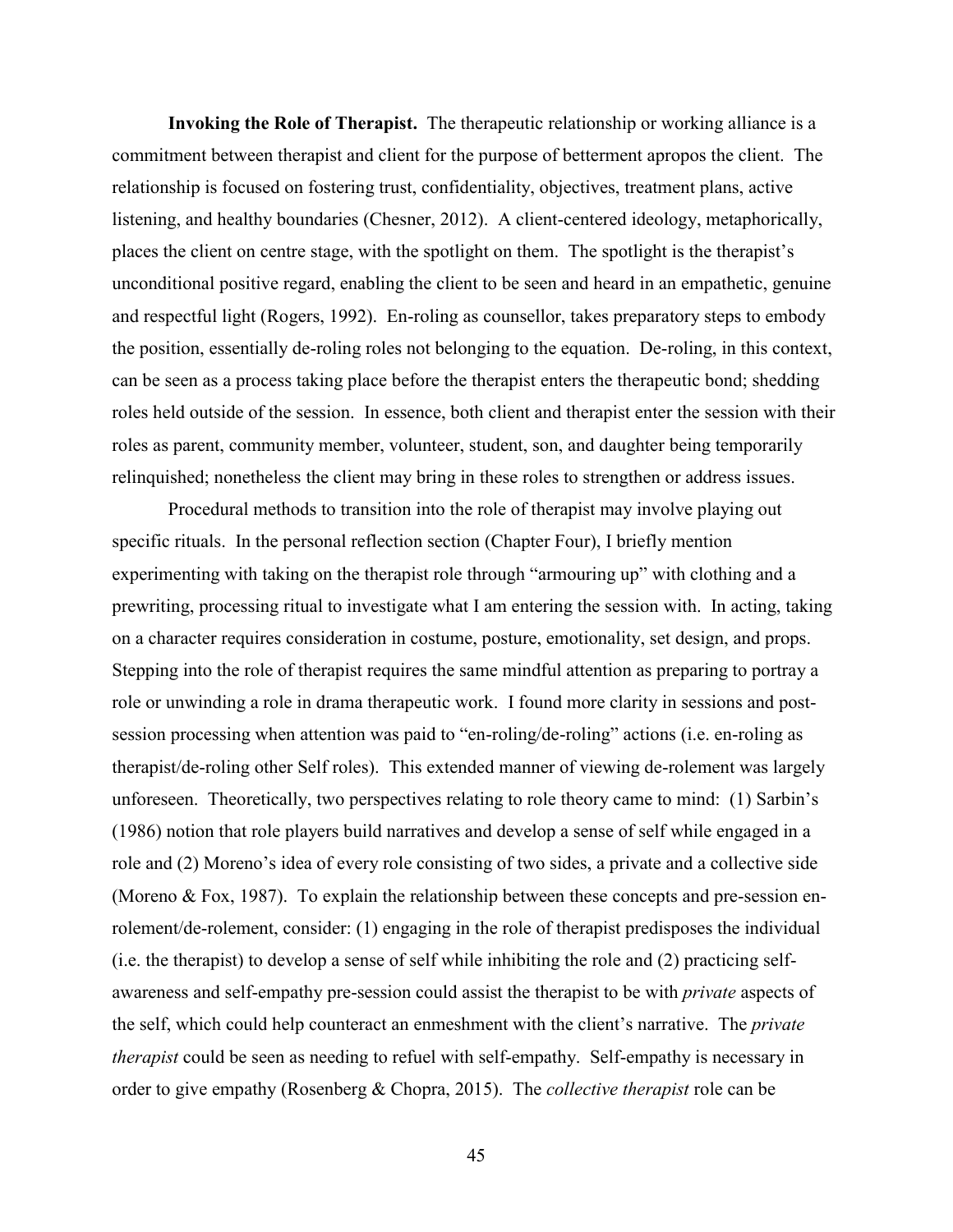**Invoking the Role of Therapist.** The therapeutic relationship or working alliance is a commitment between therapist and client for the purpose of betterment apropos the client. The relationship is focused on fostering trust, confidentiality, objectives, treatment plans, active listening, and healthy boundaries (Chesner, 2012). A client-centered ideology, metaphorically, places the client on centre stage, with the spotlight on them. The spotlight is the therapist's unconditional positive regard, enabling the client to be seen and heard in an empathetic, genuine and respectful light (Rogers, 1992). En-roling as counsellor, takes preparatory steps to embody the position, essentially de-roling roles not belonging to the equation. De-roling, in this context, can be seen as a process taking place before the therapist enters the therapeutic bond; shedding roles held outside of the session. In essence, both client and therapist enter the session with their roles as parent, community member, volunteer, student, son, and daughter being temporarily relinquished; nonetheless the client may bring in these roles to strengthen or address issues.

Procedural methods to transition into the role of therapist may involve playing out specific rituals. In the personal reflection section (Chapter Four), I briefly mention experimenting with taking on the therapist role through "armouring up" with clothing and a prewriting, processing ritual to investigate what I am entering the session with. In acting, taking on a character requires consideration in costume, posture, emotionality, set design, and props. Stepping into the role of therapist requires the same mindful attention as preparing to portray a role or unwinding a role in drama therapeutic work. I found more clarity in sessions and post-session processing when attention was paid to "en-roling/de-roling" actions (i.e. en-roling as therapist/de-roling other Self roles). This extended manner of viewing de-rolement was largely unforeseen. Theoretically, two perspectives relating to role theory came to mind: (1) Sarbin's (1986) notion that role players build narratives and develop a sense of self while engaged in a role and (2) Moreno's idea of every role consisting of two sides, a private and a collective side (Moreno & Fox, 1987). To explain the relationship between these concepts and pre-session en-rolement/de-rolement, consider: (1) engaging in the role of therapist predisposes the individual (i.e. the therapist) to develop a sense of self while inhibiting the role and (2) practicing self-awareness and self-empathy pre-session could assist the therapist to be with *private* aspects of the self, which could help counteract an enmeshment with the client's narrative. The *private therapist* could be seen as needing to refuel with self-empathy. Self-empathy is necessary in order to give empathy (Rosenberg & Chopra, 2015). The *collective therapist* role can be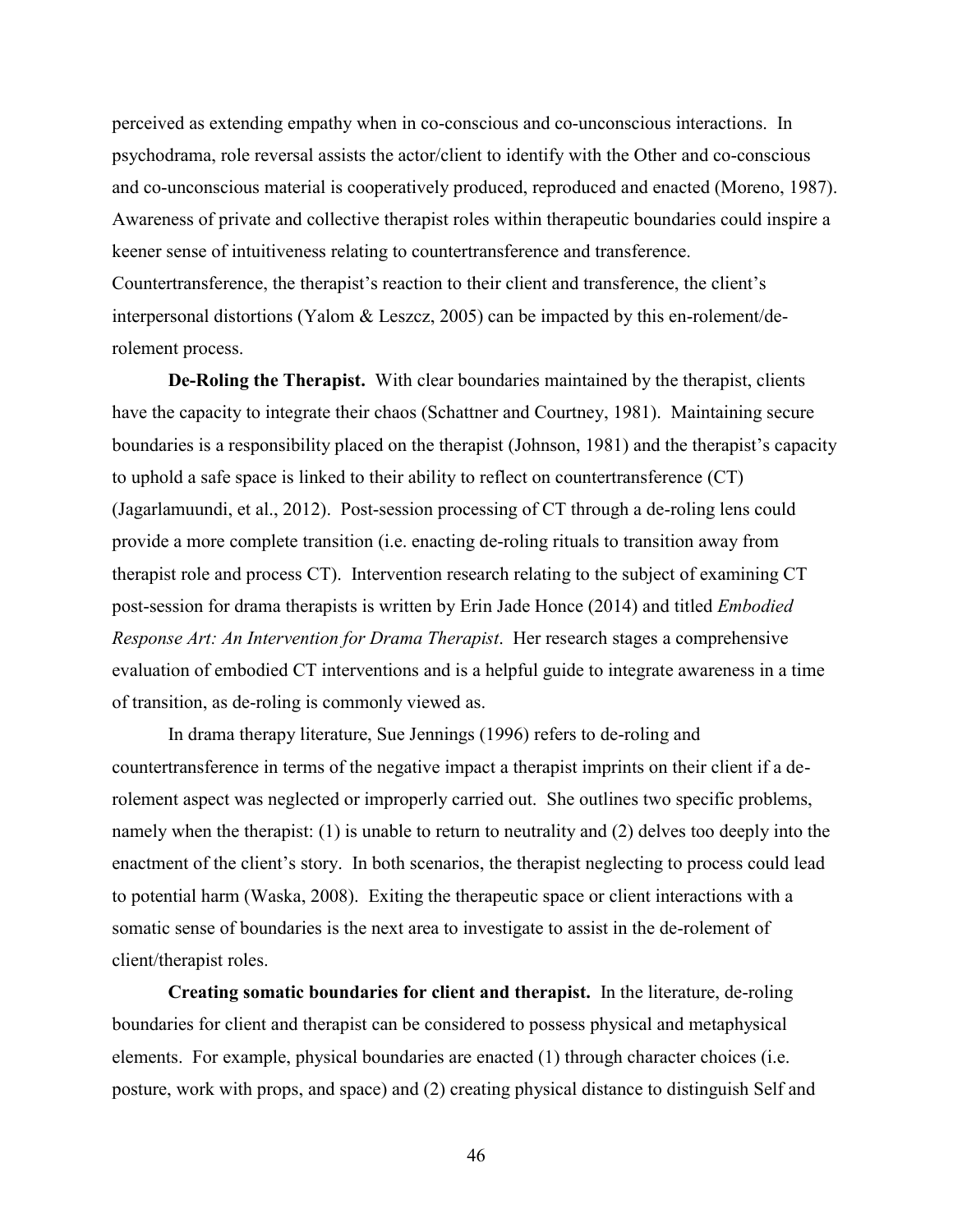perceived as extending empathy when in co-conscious and co-unconscious interactions. In psychodrama, role reversal assists the actor/client to identify with the Other and co-conscious and co-unconscious material is cooperatively produced, reproduced and enacted (Moreno, 1987). Awareness of private and collective therapist roles within therapeutic boundaries could inspire a keener sense of intuitiveness relating to countertransference and transference. Countertransference, the therapist's reaction to their client and transference, the client's interpersonal distortions (Yalom & Leszcz, 2005) can be impacted by this en-rolement/de-rolement process.

**De-Roling the Therapist.** With clear boundaries maintained by the therapist, clients have the capacity to integrate their chaos (Schattner and Courtney, 1981). Maintaining secure boundaries is a responsibility placed on the therapist (Johnson, 1981) and the therapist's capacity to uphold a safe space is linked to their ability to reflect on countertransference (CT) (Jagarlamuundi, et al., 2012). Post-session processing of CT through a de-roling lens could provide a more complete transition (i.e. enacting de-roling rituals to transition away from therapist role and process CT). Intervention research relating to the subject of examining CT post-session for drama therapists is written by Erin Jade Honce (2014) and titled *Embodied Response Art: An Intervention for Drama Therapist*. Her research stages a comprehensive evaluation of embodied CT interventions and is a helpful guide to integrate awareness in a time of transition, as de-roling is commonly viewed as.

In drama therapy literature, Sue Jennings (1996) refers to de-roling and countertransference in terms of the negative impact a therapist imprints on their client if a de-rolement aspect was neglected or improperly carried out. She outlines two specific problems, namely when the therapist: (1) is unable to return to neutrality and (2) delves too deeply into the enactment of the client's story. In both scenarios, the therapist neglecting to process could lead to potential harm (Waska, 2008). Exiting the therapeutic space or client interactions with a somatic sense of boundaries is the next area to investigate to assist in the de-rolement of client/therapist roles.

**Creating somatic boundaries for client and therapist.** In the literature, de-roling boundaries for client and therapist can be considered to possess physical and metaphysical elements. For example, physical boundaries are enacted (1) through character choices (i.e. posture, work with props, and space) and (2) creating physical distance to distinguish Self and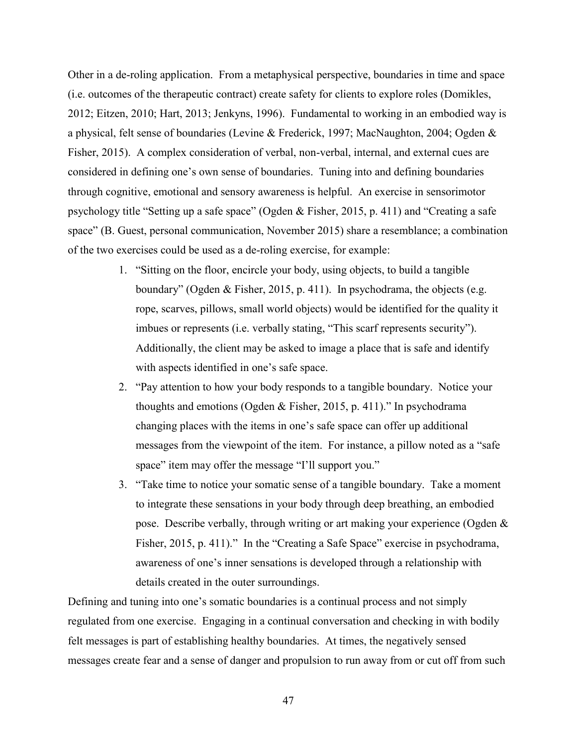Other in a de-roling application. From a metaphysical perspective, boundaries in time and space (i.e. outcomes of the therapeutic contract) create safety for clients to explore roles (Domikles, 2012; Eitzen, 2010; Hart, 2013; Jenkyns, 1996). Fundamental to working in an embodied way is a physical, felt sense of boundaries (Levine & Frederick, 1997; MacNaughton, 2004; Ogden & Fisher, 2015). A complex consideration of verbal, non-verbal, internal, and external cues are considered in defining one's own sense of boundaries. Tuning into and defining boundaries through cognitive, emotional and sensory awareness is helpful. An exercise in sensorimotor psychology title "Setting up a safe space" (Ogden & Fisher, 2015, p. 411) and "Creating a safe space" (B. Guest, personal communication, November 2015) share a resemblance; a combination of the two exercises could be used as a de-roling exercise, for example:

1. "Sitting on the floor, encircle your body, using objects, to build a tangible boundary" (Ogden & Fisher, 2015, p. 411). In psychodrama, the objects (e.g. rope, scarves, pillows, small world objects) would be identified for the quality it imbues or represents (i.e. verbally stating, "This scarf represents security"). Additionally, the client may be asked to image a place that is safe and identify with aspects identified in one's safe space.
2. "Pay attention to how your body responds to a tangible boundary. Notice your thoughts and emotions (Ogden & Fisher, 2015, p. 411)." In psychodrama changing places with the items in one's safe space can offer up additional messages from the viewpoint of the item. For instance, a pillow noted as a "safe space" item may offer the message "I'll support you."
3. "Take time to notice your somatic sense of a tangible boundary. Take a moment to integrate these sensations in your body through deep breathing, an embodied pose. Describe verbally, through writing or art making your experience (Ogden & Fisher, 2015, p. 411)." In the "Creating a Safe Space" exercise in psychodrama, awareness of one's inner sensations is developed through a relationship with details created in the outer surroundings.

Defining and tuning into one's somatic boundaries is a continual process and not simply regulated from one exercise. Engaging in a continual conversation and checking in with bodily felt messages is part of establishing healthy boundaries. At times, the negatively sensed messages create fear and a sense of danger and propulsion to run away from or cut off from such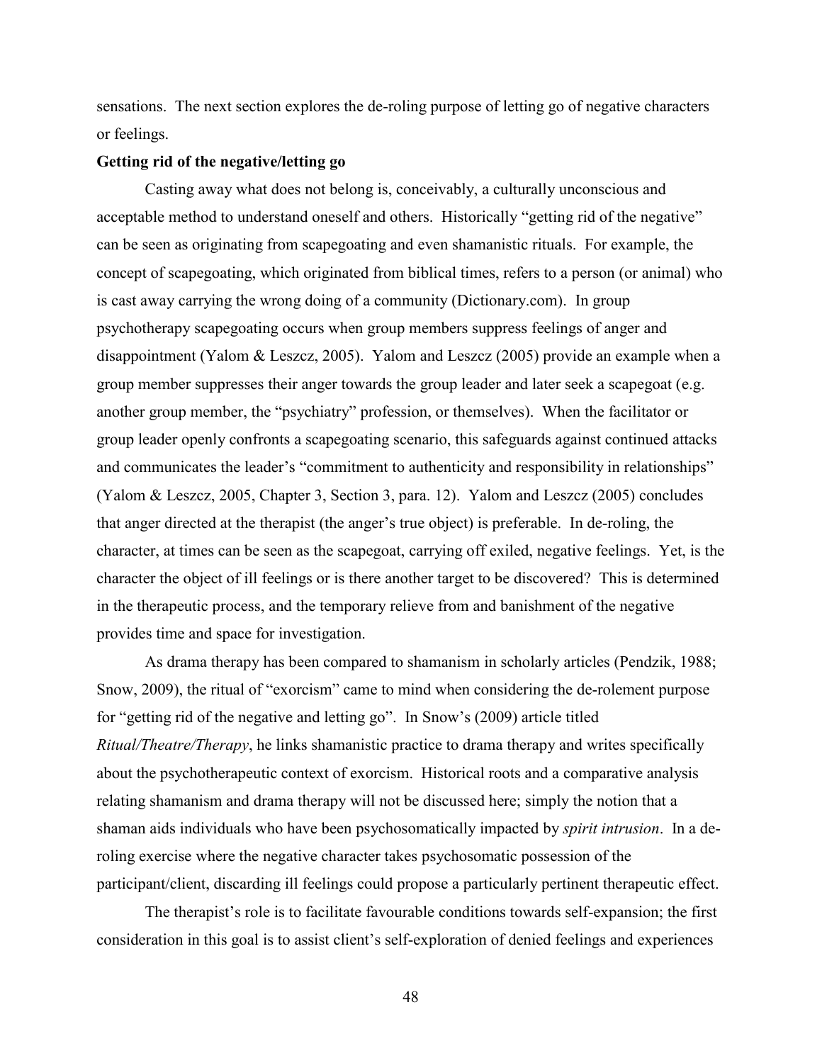sensations. The next section explores the de-roling purpose of letting go of negative characters or feelings.

**Getting rid of the negative/letting go**

Casting away what does not belong is, conceivably, a culturally unconscious and acceptable method to understand oneself and others. Historically "getting rid of the negative" can be seen as originating from scapegoating and even shamanistic rituals. For example, the concept of scapegoating, which originated from biblical times, refers to a person (or animal) who is cast away carrying the wrong doing of a community (Dictionary.com). In group psychotherapy scapegoating occurs when group members suppress feelings of anger and disappointment (Yalom & Leszcz, 2005). Yalom and Leszcz (2005) provide an example when a group member suppresses their anger towards the group leader and later seek a scapegoat (e.g. another group member, the "psychiatry" profession, or themselves). When the facilitator or group leader openly confronts a scapegoating scenario, this safeguards against continued attacks and communicates the leader's "commitment to authenticity and responsibility in relationships" (Yalom & Leszcz, 2005, Chapter 3, Section 3, para. 12). Yalom and Leszcz (2005) concludes that anger directed at the therapist (the anger's true object) is preferable. In de-roling, the character, at times can be seen as the scapegoat, carrying off exiled, negative feelings. Yet, is the character the object of ill feelings or is there another target to be discovered? This is determined in the therapeutic process, and the temporary relieve from and banishment of the negative provides time and space for investigation.

As drama therapy has been compared to shamanism in scholarly articles (Pendzik, 1988; Snow, 2009), the ritual of "exorcism" came to mind when considering the de-rolement purpose for "getting rid of the negative and letting go". In Snow's (2009) article titled *Ritual/Theatre/Therapy*, he links shamanistic practice to drama therapy and writes specifically about the psychotherapeutic context of exorcism. Historical roots and a comparative analysis relating shamanism and drama therapy will not be discussed here; simply the notion that a shaman aids individuals who have been psychosomatically impacted by *spirit intrusion*. In a de-roling exercise where the negative character takes psychosomatic possession of the participant/client, discarding ill feelings could propose a particularly pertinent therapeutic effect.

The therapist's role is to facilitate favourable conditions towards self-expansion; the first consideration in this goal is to assist client's self-exploration of denied feelings and experiences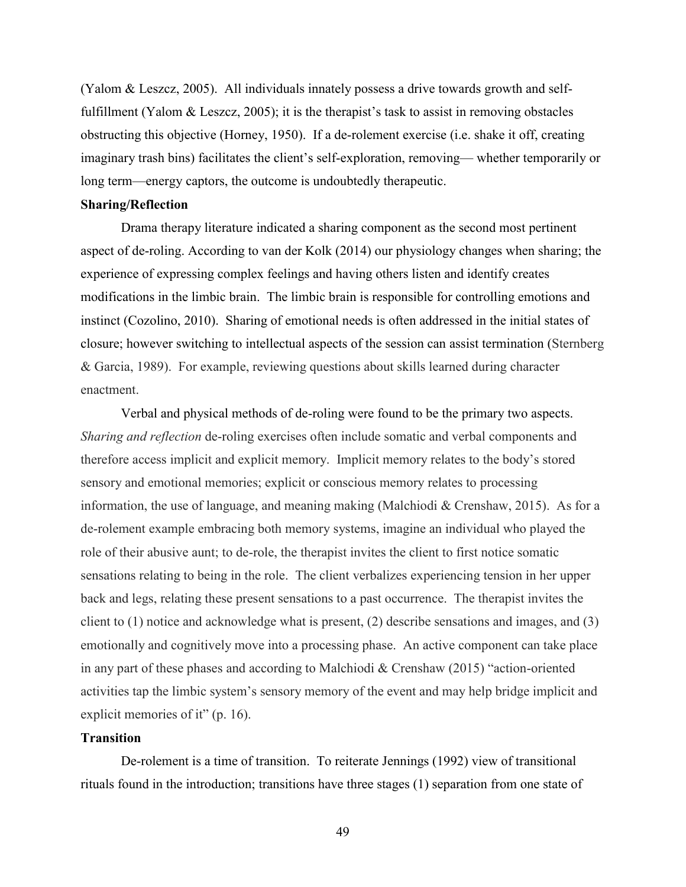(Yalom & Leszcz, 2005). All individuals innately possess a drive towards growth and self-fulfillment (Yalom & Leszcz, 2005); it is the therapist's task to assist in removing obstacles obstructing this objective (Horney, 1950). If a de-rolement exercise (i.e. shake it off, creating imaginary trash bins) facilitates the client's self-exploration, removing— whether temporarily or long term—energy captors, the outcome is undoubtedly therapeutic.

**Sharing/Reflection**

Drama therapy literature indicated a sharing component as the second most pertinent aspect of de-roling. According to van der Kolk (2014) our physiology changes when sharing; the experience of expressing complex feelings and having others listen and identify creates modifications in the limbic brain. The limbic brain is responsible for controlling emotions and instinct (Cozolino, 2010). Sharing of emotional needs is often addressed in the initial states of closure; however switching to intellectual aspects of the session can assist termination (Sternberg & Garcia, 1989). For example, reviewing questions about skills learned during character enactment.

Verbal and physical methods of de-roling were found to be the primary two aspects. *Sharing and reflection* de-roling exercises often include somatic and verbal components and therefore access implicit and explicit memory. Implicit memory relates to the body's stored sensory and emotional memories; explicit or conscious memory relates to processing information, the use of language, and meaning making (Malchiodi & Crenshaw, 2015). As for a de-rolement example embracing both memory systems, imagine an individual who played the role of their abusive aunt; to de-role, the therapist invites the client to first notice somatic sensations relating to being in the role. The client verbalizes experiencing tension in her upper back and legs, relating these present sensations to a past occurrence. The therapist invites the client to (1) notice and acknowledge what is present, (2) describe sensations and images, and (3) emotionally and cognitively move into a processing phase. An active component can take place in any part of these phases and according to Malchiodi & Crenshaw (2015) "action-oriented activities tap the limbic system's sensory memory of the event and may help bridge implicit and explicit memories of it" (p. 16).

**Transition**

De-rolement is a time of transition. To reiterate Jennings (1992) view of transitional rituals found in the introduction; transitions have three stages (1) separation from one state of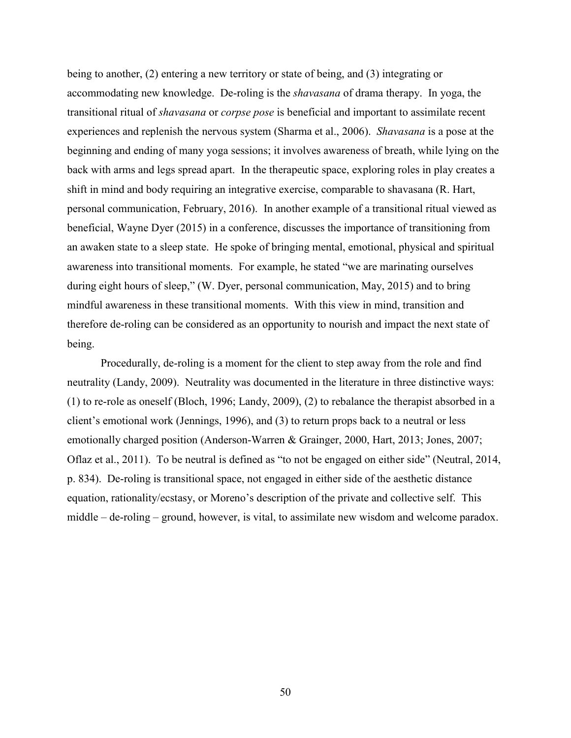being to another, (2) entering a new territory or state of being, and (3) integrating or accommodating new knowledge. De-roling is the *shavasana* of drama therapy. In yoga, the transitional ritual of *shavasana* or *corpse pose* is beneficial and important to assimilate recent experiences and replenish the nervous system (Sharma et al., 2006). *Shavasana* is a pose at the beginning and ending of many yoga sessions; it involves awareness of breath, while lying on the back with arms and legs spread apart. In the therapeutic space, exploring roles in play creates a shift in mind and body requiring an integrative exercise, comparable to shavasana (R. Hart, personal communication, February, 2016). In another example of a transitional ritual viewed as beneficial, Wayne Dyer (2015) in a conference, discusses the importance of transitioning from an awaken state to a sleep state. He spoke of bringing mental, emotional, physical and spiritual awareness into transitional moments. For example, he stated "we are marinating ourselves during eight hours of sleep," (W. Dyer, personal communication, May, 2015) and to bring mindful awareness in these transitional moments. With this view in mind, transition and therefore de-roling can be considered as an opportunity to nourish and impact the next state of being.

Procedurally, de-roling is a moment for the client to step away from the role and find neutrality (Landy, 2009). Neutrality was documented in the literature in three distinctive ways: (1) to re-role as oneself (Bloch, 1996; Landy, 2009), (2) to rebalance the therapist absorbed in a client's emotional work (Jennings, 1996), and (3) to return props back to a neutral or less emotionally charged position (Anderson-Warren & Grainger, 2000, Hart, 2013; Jones, 2007; Oflaz et al., 2011). To be neutral is defined as "to not be engaged on either side" (Neutral, 2014, p. 834). De-roling is transitional space, not engaged in either side of the aesthetic distance equation, rationality/ecstasy, or Moreno's description of the private and collective self. This middle – de-roling – ground, however, is vital, to assimilate new wisdom and welcome paradox.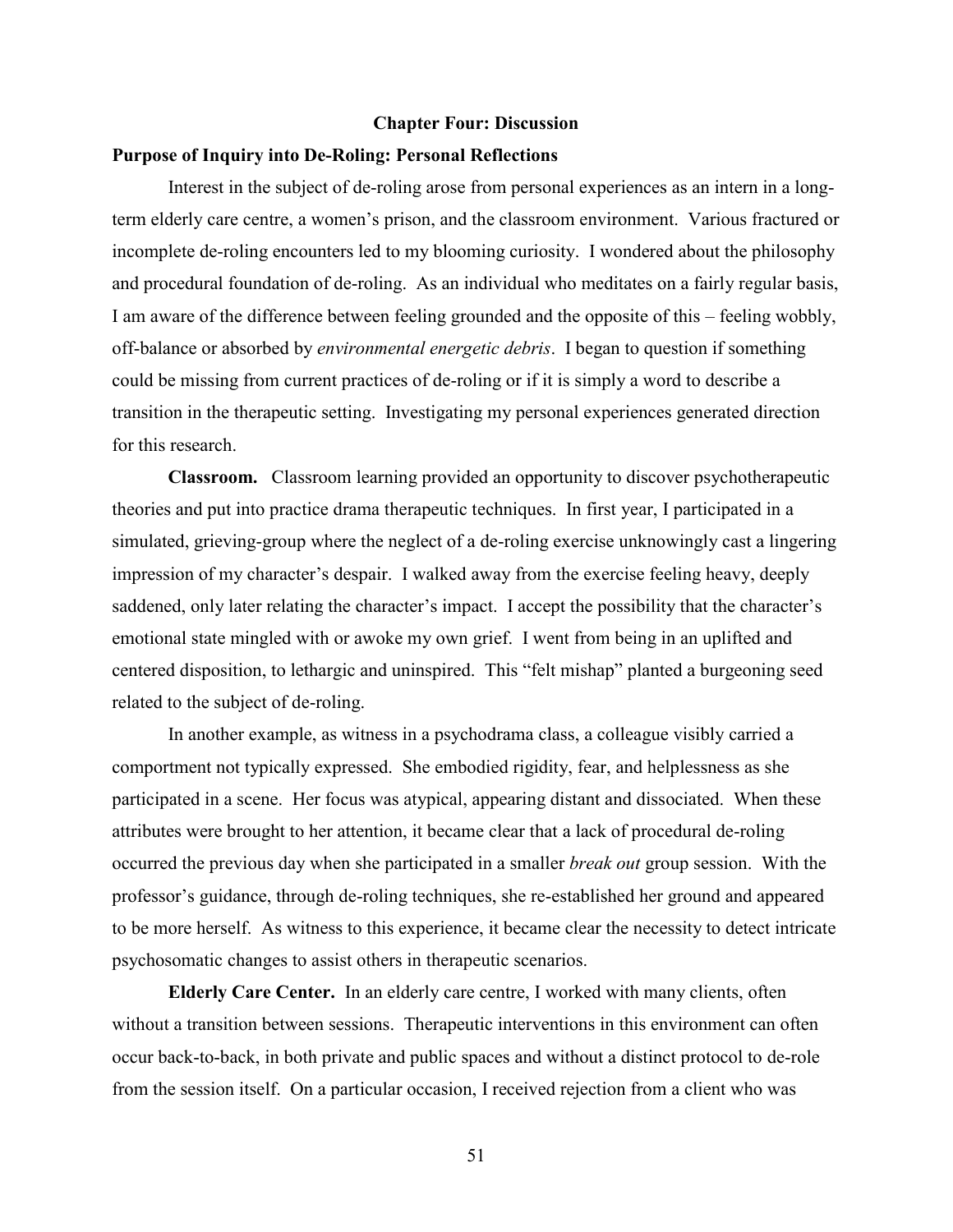# Chapter Four: Discussion

## Purpose of Inquiry into De-Roling: Personal Reflections

Interest in the subject of de-roling arose from personal experiences as an intern in a long-term elderly care centre, a women's prison, and the classroom environment. Various fractured or incomplete de-roling encounters led to my blooming curiosity. I wondered about the philosophy and procedural foundation of de-roling. As an individual who meditates on a fairly regular basis, I am aware of the difference between feeling grounded and the opposite of this – feeling wobbly, off-balance or absorbed by *environmental energetic debris*. I began to question if something could be missing from current practices of de-roling or if it is simply a word to describe a transition in the therapeutic setting. Investigating my personal experiences generated direction for this research.

**Classroom.** Classroom learning provided an opportunity to discover psychotherapeutic theories and put into practice drama therapeutic techniques. In first year, I participated in a simulated, grieving-group where the neglect of a de-roling exercise unknowingly cast a lingering impression of my character's despair. I walked away from the exercise feeling heavy, deeply saddened, only later relating the character's impact. I accept the possibility that the character's emotional state mingled with or awoke my own grief. I went from being in an uplifted and centered disposition, to lethargic and uninspired. This "felt mishap" planted a burgeoning seed related to the subject of de-roling.

In another example, as witness in a psychodrama class, a colleague visibly carried a comportment not typically expressed. She embodied rigidity, fear, and helplessness as she participated in a scene. Her focus was atypical, appearing distant and dissociated. When these attributes were brought to her attention, it became clear that a lack of procedural de-roling occurred the previous day when she participated in a smaller *break out* group session. With the professor's guidance, through de-roling techniques, she re-established her ground and appeared to be more herself. As witness to this experience, it became clear the necessity to detect intricate psychosomatic changes to assist others in therapeutic scenarios.

**Elderly Care Center.** In an elderly care centre, I worked with many clients, often without a transition between sessions. Therapeutic interventions in this environment can often occur back-to-back, in both private and public spaces and without a distinct protocol to de-role from the session itself. On a particular occasion, I received rejection from a client who was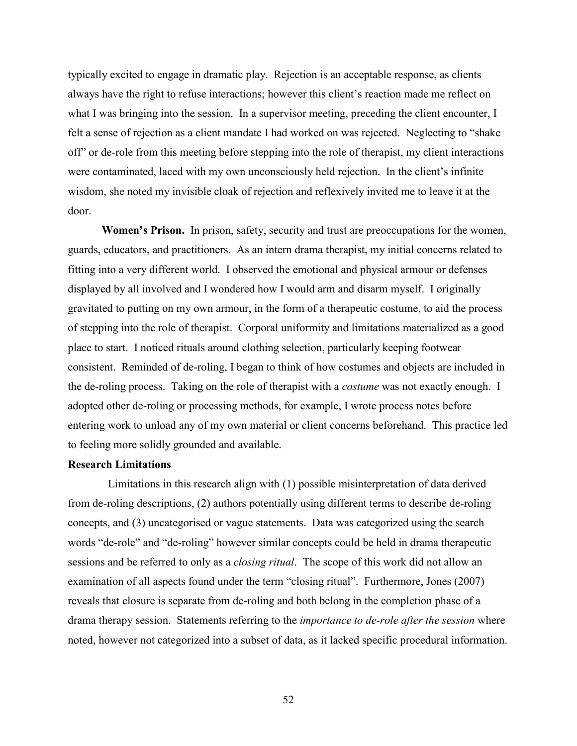typically excited to engage in dramatic play. Rejection is an acceptable response, as clients always have the right to refuse interactions; however this client's reaction made me reflect on what I was bringing into the session. In a supervisor meeting, preceding the client encounter, I felt a sense of rejection as a client mandate I had worked on was rejected. Neglecting to "shake off" or de-role from this meeting before stepping into the role of therapist, my client interactions were contaminated, laced with my own unconsciously held rejection. In the client's infinite wisdom, she noted my invisible cloak of rejection and reflexively invited me to leave it at the door.

**Women's Prison.** In prison, safety, security and trust are preoccupations for the women, guards, educators, and practitioners. As an intern drama therapist, my initial concerns related to fitting into a very different world. I observed the emotional and physical armour or defenses displayed by all involved and I wondered how I would arm and disarm myself. I originally gravitated to putting on my own armour, in the form of a therapeutic costume, to aid the process of stepping into the role of therapist. Corporal uniformity and limitations materialized as a good place to start. I noticed rituals around clothing selection, particularly keeping footwear consistent. Reminded of de-roling, I began to think of how costumes and objects are included in the de-roling process. Taking on the role of therapist with a *costume* was not exactly enough. I adopted other de-roling or processing methods, for example, I wrote process notes before entering work to unload any of my own material or client concerns beforehand. This practice led to feeling more solidly grounded and available.

**Research Limitations**

Limitations in this research align with (1) possible misinterpretation of data derived from de-roling descriptions, (2) authors potentially using different terms to describe de-roling concepts, and (3) uncategorised or vague statements. Data was categorized using the search words "de-role" and "de-roling" however similar concepts could be held in drama therapeutic sessions and be referred to only as a *closing ritual*. The scope of this work did not allow an examination of all aspects found under the term "closing ritual". Furthermore, Jones (2007) reveals that closure is separate from de-roling and both belong in the completion phase of a drama therapy session. Statements referring to the *importance to de-role after the session* where noted, however not categorized into a subset of data, as it lacked specific procedural information.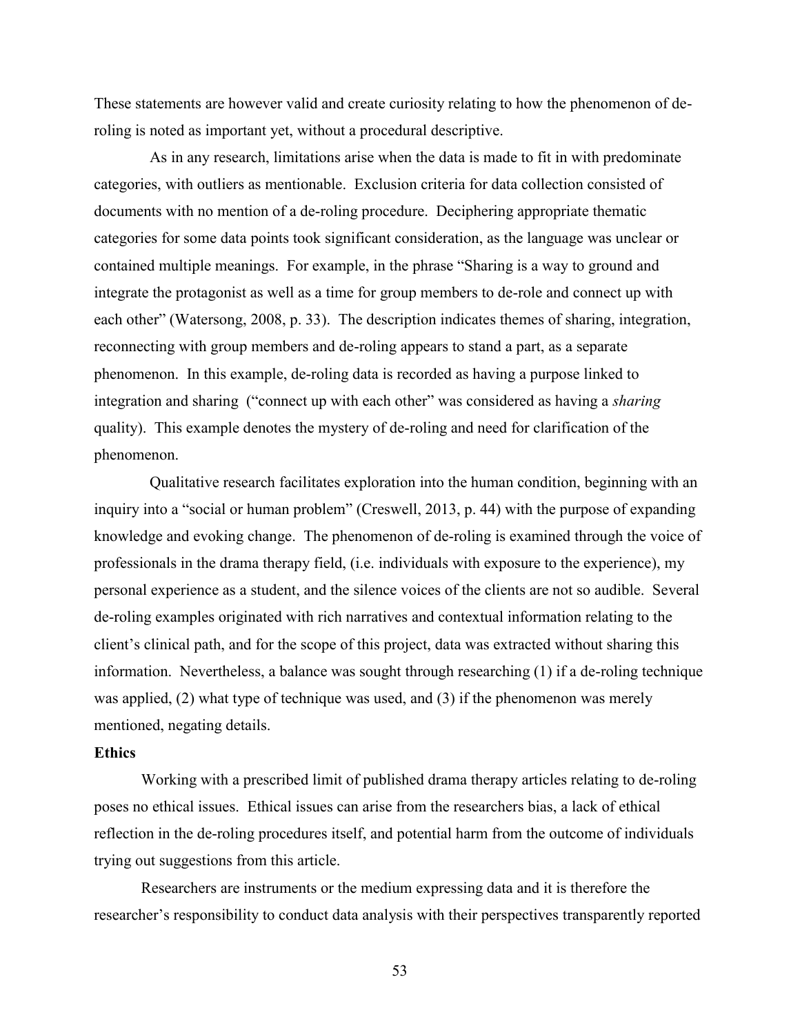These statements are however valid and create curiosity relating to how the phenomenon of de-roling is noted as important yet, without a procedural descriptive.

As in any research, limitations arise when the data is made to fit in with predominate categories, with outliers as mentionable. Exclusion criteria for data collection consisted of documents with no mention of a de-roling procedure. Deciphering appropriate thematic categories for some data points took significant consideration, as the language was unclear or contained multiple meanings. For example, in the phrase "Sharing is a way to ground and integrate the protagonist as well as a time for group members to de-role and connect up with each other" (Watersong, 2008, p. 33). The description indicates themes of sharing, integration, reconnecting with group members and de-roling appears to stand a part, as a separate phenomenon. In this example, de-roling data is recorded as having a purpose linked to integration and sharing ("connect up with each other" was considered as having a *sharing* quality). This example denotes the mystery of de-roling and need for clarification of the phenomenon.

Qualitative research facilitates exploration into the human condition, beginning with an inquiry into a "social or human problem" (Creswell, 2013, p. 44) with the purpose of expanding knowledge and evoking change. The phenomenon of de-roling is examined through the voice of professionals in the drama therapy field, (i.e. individuals with exposure to the experience), my personal experience as a student, and the silence voices of the clients are not so audible. Several de-roling examples originated with rich narratives and contextual information relating to the client's clinical path, and for the scope of this project, data was extracted without sharing this information. Nevertheless, a balance was sought through researching (1) if a de-roling technique was applied, (2) what type of technique was used, and (3) if the phenomenon was merely mentioned, negating details.

**Ethics**

Working with a prescribed limit of published drama therapy articles relating to de-roling poses no ethical issues. Ethical issues can arise from the researchers bias, a lack of ethical reflection in the de-roling procedures itself, and potential harm from the outcome of individuals trying out suggestions from this article.

Researchers are instruments or the medium expressing data and it is therefore the researcher's responsibility to conduct data analysis with their perspectives transparently reported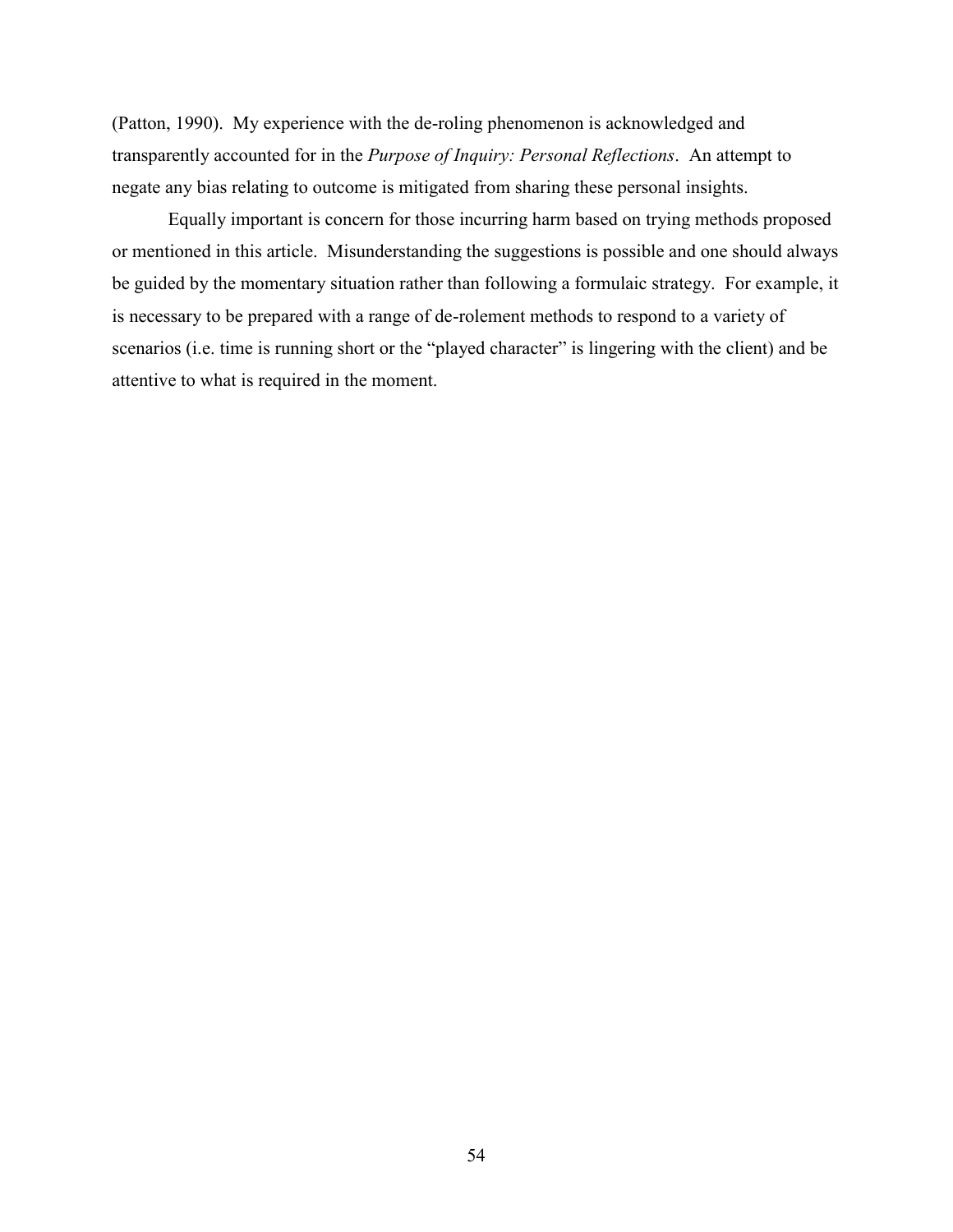(Patton, 1990). My experience with the de-roling phenomenon is acknowledged and transparently accounted for in the *Purpose of Inquiry: Personal Reflections*. An attempt to negate any bias relating to outcome is mitigated from sharing these personal insights.

Equally important is concern for those incurring harm based on trying methods proposed or mentioned in this article. Misunderstanding the suggestions is possible and one should always be guided by the momentary situation rather than following a formulaic strategy. For example, it is necessary to be prepared with a range of de-rolement methods to respond to a variety of scenarios (i.e. time is running short or the "played character" is lingering with the client) and be attentive to what is required in the moment.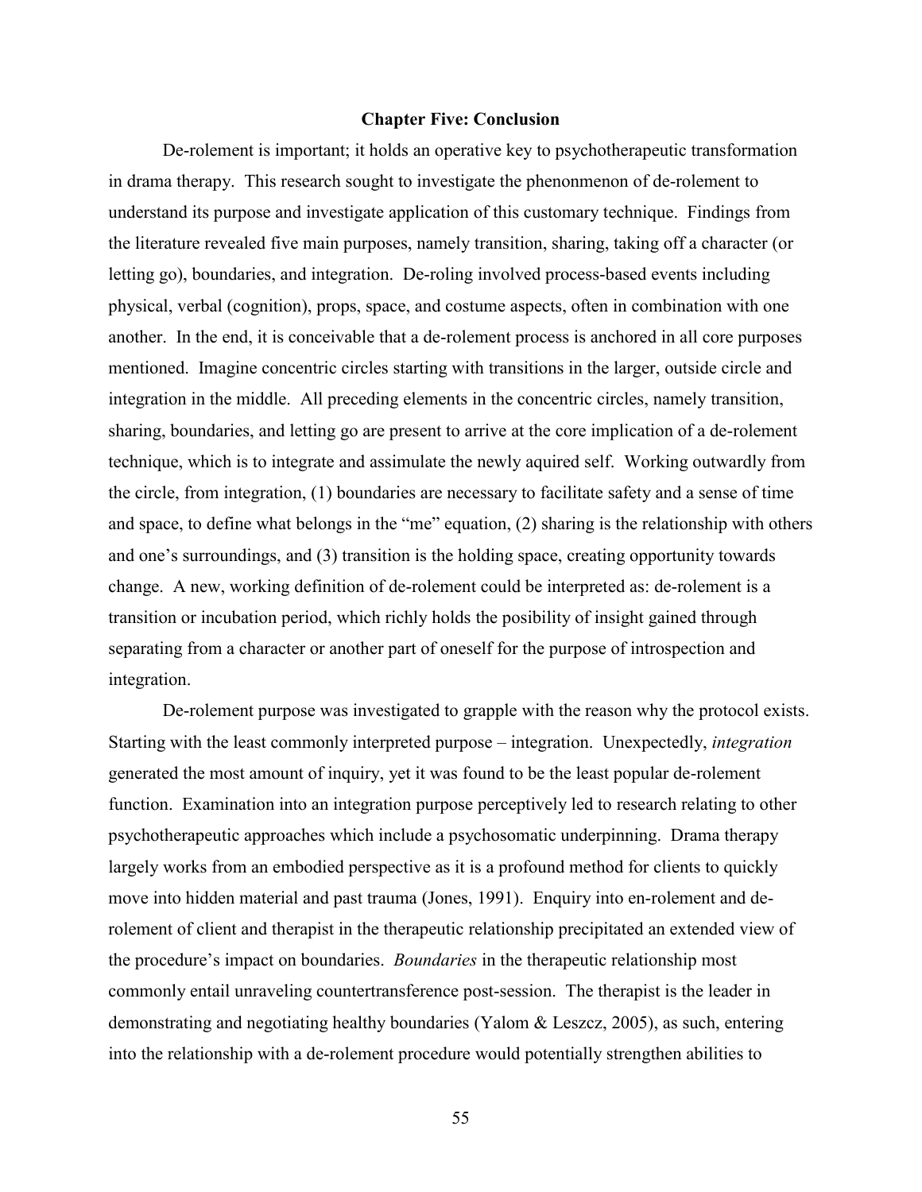# Chapter Five: Conclusion

De-rolement is important; it holds an operative key to psychotherapeutic transformation in drama therapy. This research sought to investigate the phenonmenon of de-rolement to understand its purpose and investigate application of this customary technique. Findings from the literature revealed five main purposes, namely transition, sharing, taking off a character (or letting go), boundaries, and integration. De-roling involved process-based events including physical, verbal (cognition), props, space, and costume aspects, often in combination with one another. In the end, it is conceivable that a de-rolement process is anchored in all core purposes mentioned. Imagine concentric circles starting with transitions in the larger, outside circle and integration in the middle. All preceding elements in the concentric circles, namely transition, sharing, boundaries, and letting go are present to arrive at the core implication of a de-rolement technique, which is to integrate and assimulate the newly aquired self. Working outwardly from the circle, from integration, (1) boundaries are necessary to facilitate safety and a sense of time and space, to define what belongs in the "me" equation, (2) sharing is the relationship with others and one's surroundings, and (3) transition is the holding space, creating opportunity towards change. A new, working definition of de-rolement could be interpreted as: de-rolement is a transition or incubation period, which richly holds the posibility of insight gained through separating from a character or another part of oneself for the purpose of introspection and integration.

De-rolement purpose was investigated to grapple with the reason why the protocol exists. Starting with the least commonly interpreted purpose – integration. Unexpectedly, *integration* generated the most amount of inquiry, yet it was found to be the least popular de-rolement function. Examination into an integration purpose perceptively led to research relating to other psychotherapeutic approaches which include a psychosomatic underpinning. Drama therapy largely works from an embodied perspective as it is a profound method for clients to quickly move into hidden material and past trauma (Jones, 1991). Enquiry into en-rolement and de-rolement of client and therapist in the therapeutic relationship precipitated an extended view of the procedure's impact on boundaries. *Boundaries* in the therapeutic relationship most commonly entail unraveling countertransference post-session. The therapist is the leader in demonstrating and negotiating healthy boundaries (Yalom & Leszcz, 2005), as such, entering into the relationship with a de-rolement procedure would potentially strengthen abilities to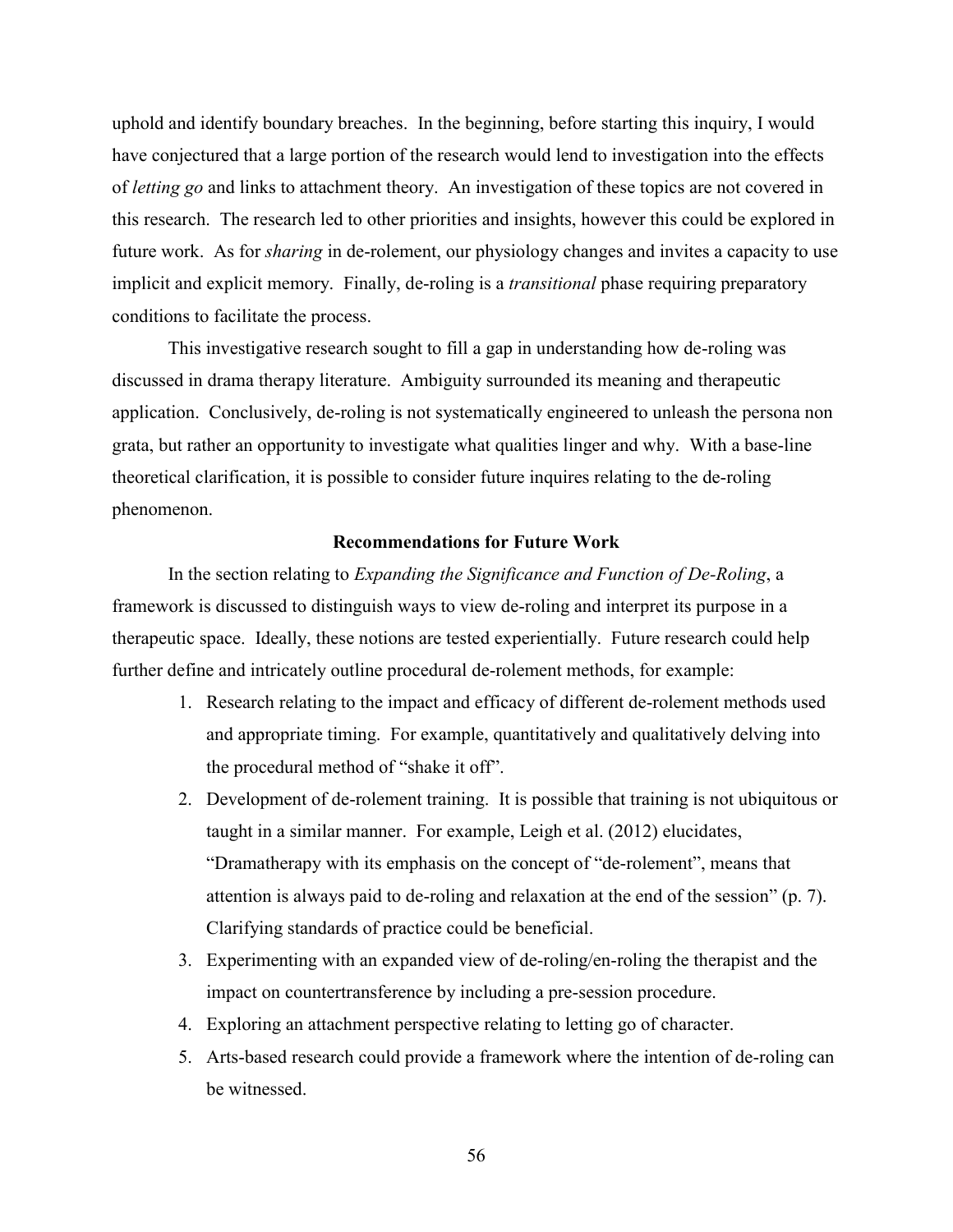uphold and identify boundary breaches. In the beginning, before starting this inquiry, I would have conjectured that a large portion of the research would lend to investigation into the effects of *letting go* and links to attachment theory. An investigation of these topics are not covered in this research. The research led to other priorities and insights, however this could be explored in future work. As for *sharing* in de-rolement, our physiology changes and invites a capacity to use implicit and explicit memory. Finally, de-roling is a *transitional* phase requiring preparatory conditions to facilitate the process.

This investigative research sought to fill a gap in understanding how de-roling was discussed in drama therapy literature. Ambiguity surrounded its meaning and therapeutic application. Conclusively, de-roling is not systematically engineered to unleash the persona non grata, but rather an opportunity to investigate what qualities linger and why. With a base-line theoretical clarification, it is possible to consider future inquires relating to the de-roling phenomenon.

## Recommendations for Future Work

In the section relating to *Expanding the Significance and Function of De-Roling*, a framework is discussed to distinguish ways to view de-roling and interpret its purpose in a therapeutic space. Ideally, these notions are tested experientially. Future research could help further define and intricately outline procedural de-rolement methods, for example:

1. Research relating to the impact and efficacy of different de-rolement methods used and appropriate timing. For example, quantitatively and qualitatively delving into the procedural method of "shake it off".
2. Development of de-rolement training. It is possible that training is not ubiquitous or taught in a similar manner. For example, Leigh et al. (2012) elucidates, "Dramatherapy with its emphasis on the concept of "de-rolement", means that attention is always paid to de-roling and relaxation at the end of the session" (p. 7). Clarifying standards of practice could be beneficial.
3. Experimenting with an expanded view of de-roling/en-roling the therapist and the impact on countertransference by including a pre-session procedure.
4. Exploring an attachment perspective relating to letting go of character.
5. Arts-based research could provide a framework where the intention of de-roling can be witnessed.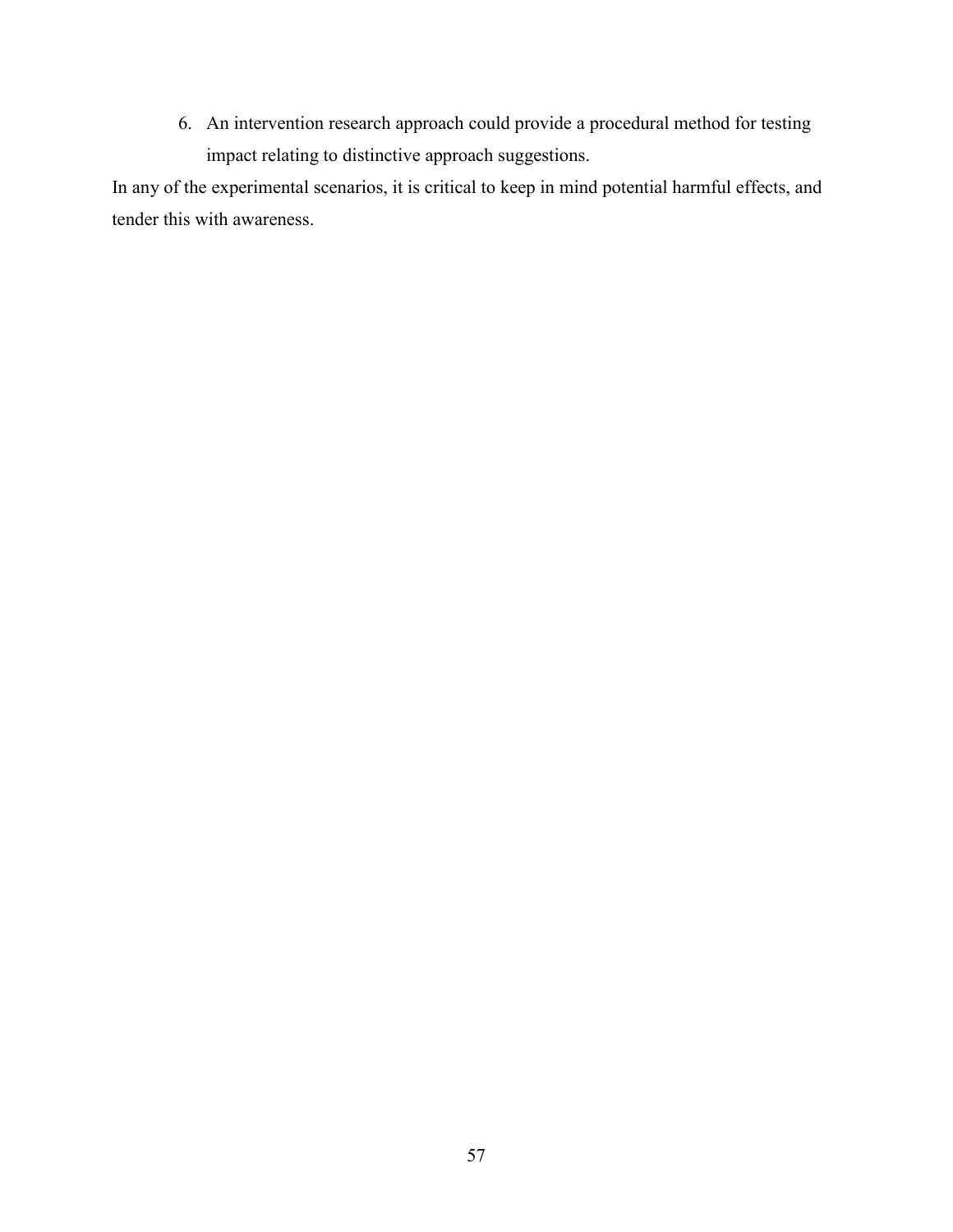6. An intervention research approach could provide a procedural method for testing impact relating to distinctive approach suggestions.

In any of the experimental scenarios, it is critical to keep in mind potential harmful effects, and tender this with awareness.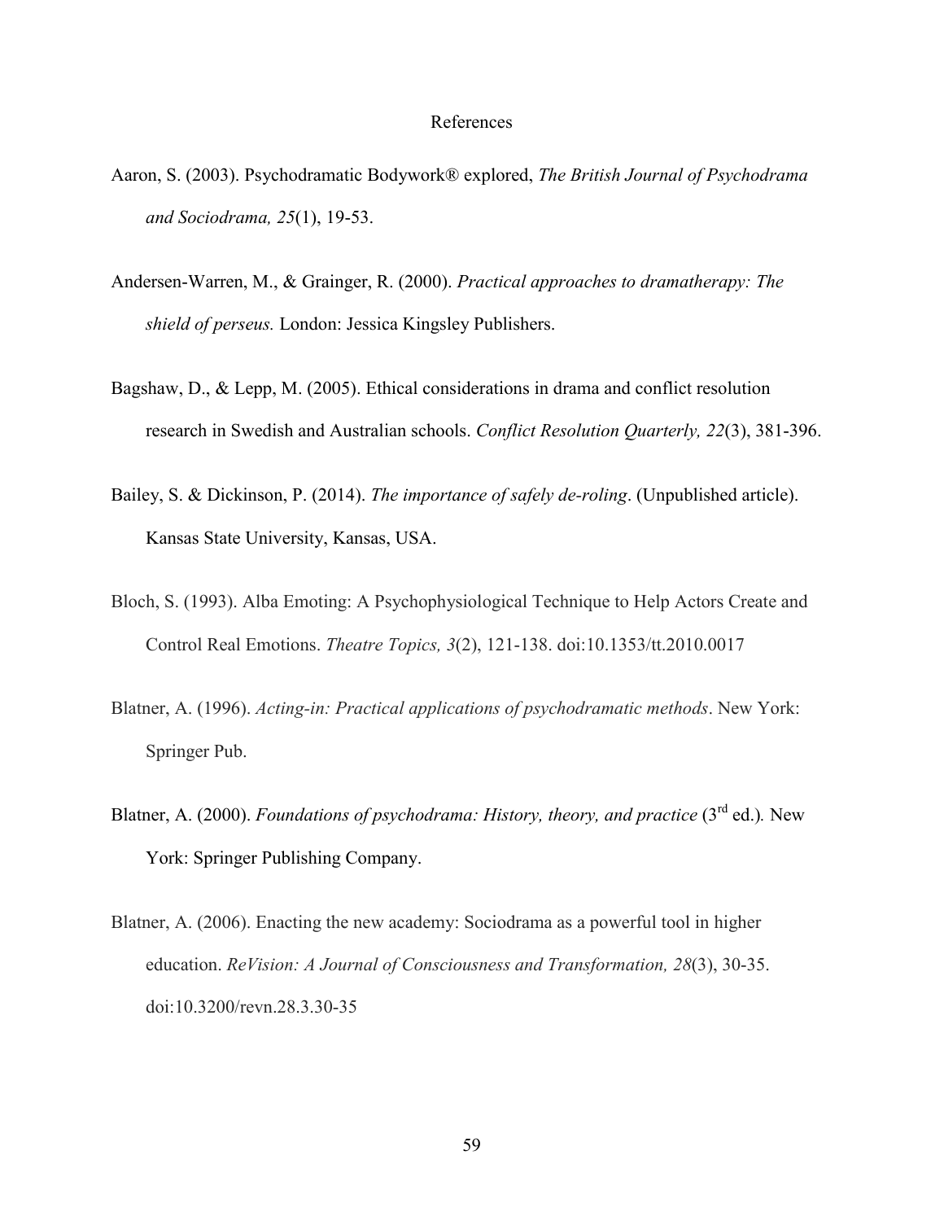# References

Aaron, S. (2003). Psychodramatic Bodywork® explored, *The British Journal of Psychodrama and Sociodrama, 25*(1), 19-53.

Andersen-Warren, M., & Grainger, R. (2000). *Practical approaches to dramatherapy: The shield of perseus.* London: Jessica Kingsley Publishers.

Bagshaw, D., & Lepp, M. (2005). Ethical considerations in drama and conflict resolution research in Swedish and Australian schools. *Conflict Resolution Quarterly, 22*(3), 381-396.

Bailey, S. & Dickinson, P. (2014). *The importance of safely de-roling*. (Unpublished article). Kansas State University, Kansas, USA.

Bloch, S. (1993). Alba Emoting: A Psychophysiological Technique to Help Actors Create and Control Real Emotions. *Theatre Topics, 3*(2), 121-138. doi:10.1353/tt.2010.0017

Blatner, A. (1996). *Acting-in: Practical applications of psychodramatic methods*. New York: Springer Pub.

Blatner, A. (2000). *Foundations of psychodrama: History, theory, and practice* (3rd ed.). New York: Springer Publishing Company.

Blatner, A. (2006). Enacting the new academy: Sociodrama as a powerful tool in higher education. *ReVision: A Journal of Consciousness and Transformation, 28*(3), 30-35. doi:10.3200/revn.28.3.30-35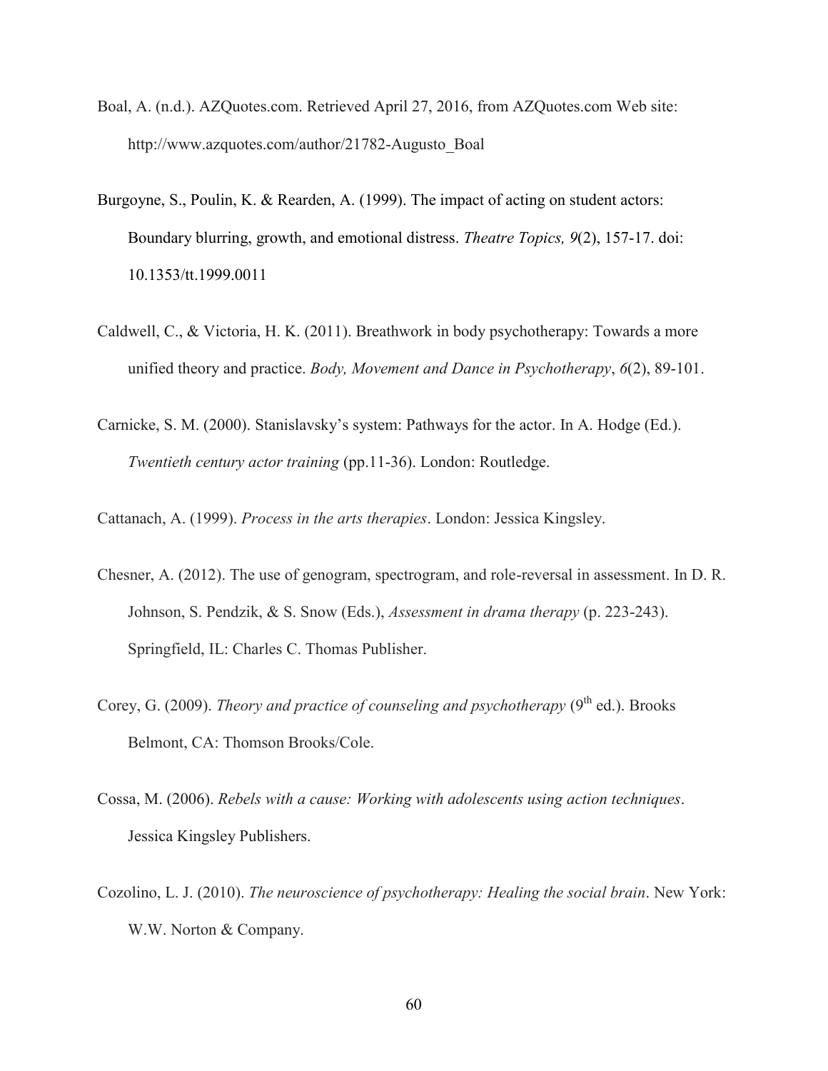Boal, A. (n.d.). AZQuotes.com. Retrieved April 27, 2016, from AZQuotes.com Web site: http://www.azquotes.com/author/21782-Augusto_Boal

Burgoyne, S., Poulin, K. & Rearden, A. (1999). The impact of acting on student actors: Boundary blurring, growth, and emotional distress. *Theatre Topics, 9*(2), 157-17. doi: 10.1353/tt.1999.0011

Caldwell, C., & Victoria, H. K. (2011). Breathwork in body psychotherapy: Towards a more unified theory and practice. *Body, Movement and Dance in Psychotherapy*, *6*(2), 89-101.

Carnicke, S. M. (2000). Stanislavsky's system: Pathways for the actor. In A. Hodge (Ed.). *Twentieth century actor training* (pp.11-36). London: Routledge.

Cattanach, A. (1999). *Process in the arts therapies*. London: Jessica Kingsley.

Chesner, A. (2012). The use of genogram, spectrogram, and role-reversal in assessment. In D. R. Johnson, S. Pendzik, & S. Snow (Eds.), *Assessment in drama therapy* (p. 223-243). Springfield, IL: Charles C. Thomas Publisher.

Corey, G. (2009). *Theory and practice of counseling and psychotherapy* (9th ed.). Brooks Belmont, CA: Thomson Brooks/Cole.

Cossa, M. (2006). *Rebels with a cause: Working with adolescents using action techniques*. Jessica Kingsley Publishers.

Cozolino, L. J. (2010). *The neuroscience of psychotherapy: Healing the social brain*. New York: W.W. Norton & Company.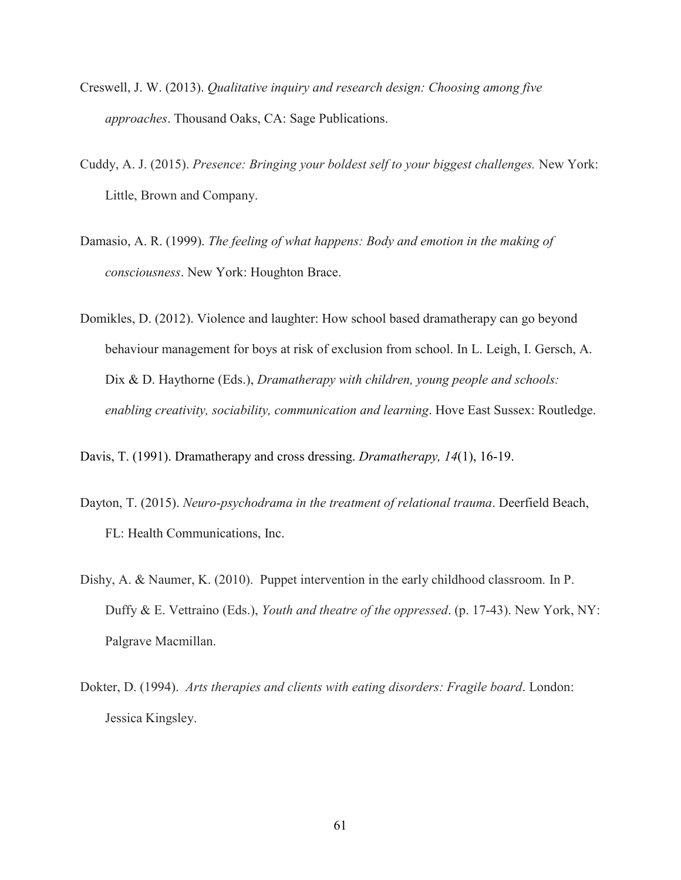Creswell, J. W. (2013). *Qualitative inquiry and research design: Choosing among five approaches*. Thousand Oaks, CA: Sage Publications.

Cuddy, A. J. (2015). *Presence: Bringing your boldest self to your biggest challenges.* New York: Little, Brown and Company.

Damasio, A. R. (1999). *The feeling of what happens: Body and emotion in the making of consciousness*. New York: Houghton Brace.

Domikles, D. (2012). Violence and laughter: How school based dramatherapy can go beyond behaviour management for boys at risk of exclusion from school. In L. Leigh, I. Gersch, A. Dix & D. Haythorne (Eds.), *Dramatherapy with children, young people and schools: enabling creativity, sociability, communication and learning*. Hove East Sussex: Routledge.

Davis, T. (1991). Dramatherapy and cross dressing. *Dramatherapy, 14*(1), 16-19.

Dayton, T. (2015). *Neuro-psychodrama in the treatment of relational trauma*. Deerfield Beach, FL: Health Communications, Inc.

Dishy, A. & Naumer, K. (2010). Puppet intervention in the early childhood classroom. In P. Duffy & E. Vettraino (Eds.), *Youth and theatre of the oppressed*. (p. 17-43). New York, NY: Palgrave Macmillan.

Dokter, D. (1994). *Arts therapies and clients with eating disorders: Fragile board*. London: Jessica Kingsley.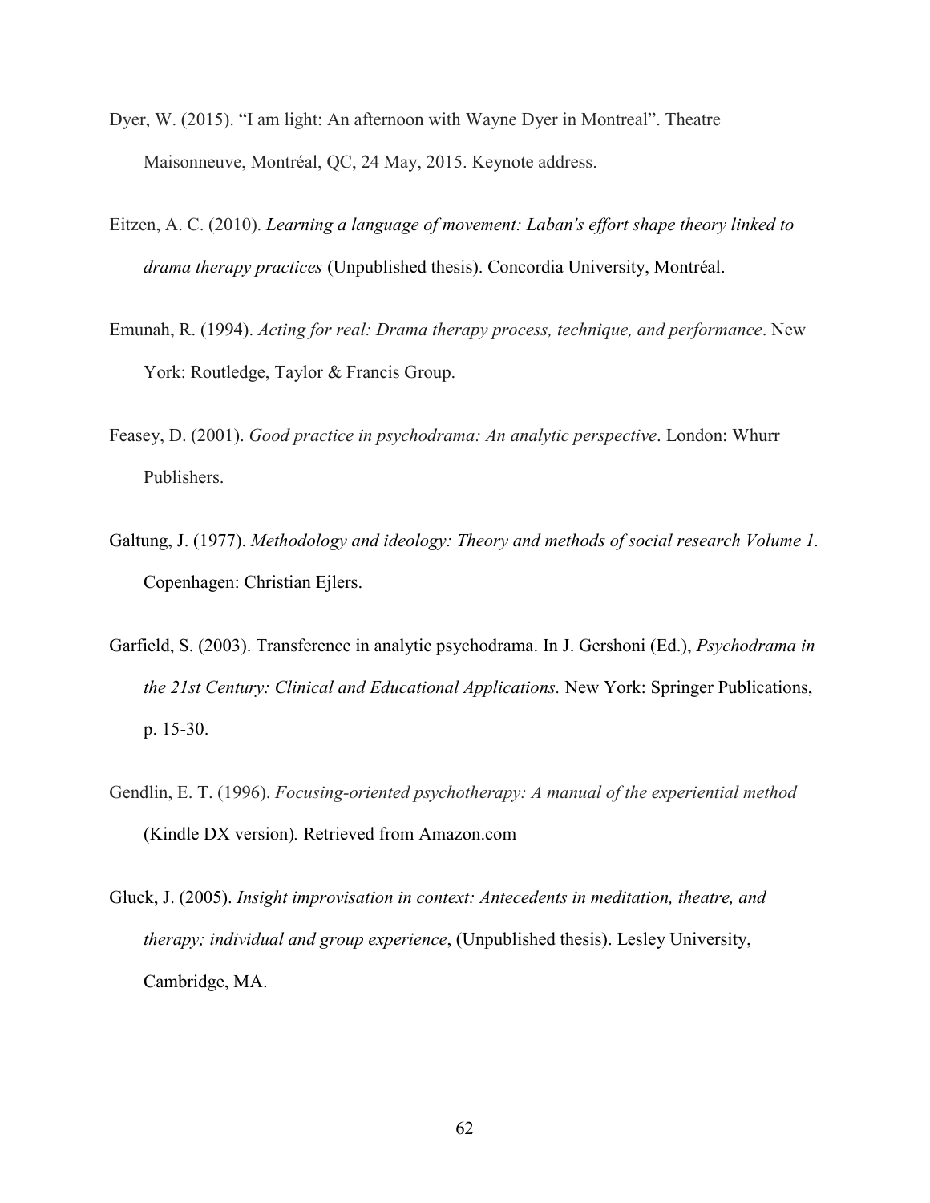Dyer, W. (2015). “I am light: An afternoon with Wayne Dyer in Montreal”. Theatre Maisonneuve, Montréal, QC, 24 May, 2015. Keynote address.

Eitzen, A. C. (2010). *Learning a language of movement: Laban's effort shape theory linked to drama therapy practices* (Unpublished thesis). Concordia University, Montréal.

Emunah, R. (1994). *Acting for real: Drama therapy process, technique, and performance*. New York: Routledge, Taylor & Francis Group.

Feasey, D. (2001). *Good practice in psychodrama: An analytic perspective*. London: Whurr Publishers.

Galtung, J. (1977). *Methodology and ideology: Theory and methods of social research Volume 1.* Copenhagen: Christian Ejlers.

Garfield, S. (2003). Transference in analytic psychodrama. In J. Gershoni (Ed.), *Psychodrama in the 21st Century: Clinical and Educational Applications.* New York: Springer Publications, p. 15-30.

Gendlin, E. T. (1996). *Focusing-oriented psychotherapy: A manual of the experiential method* (Kindle DX version)*.* Retrieved from Amazon.com

Gluck, J. (2005). *Insight improvisation in context: Antecedents in meditation, theatre, and therapy; individual and group experience*, (Unpublished thesis). Lesley University, Cambridge, MA.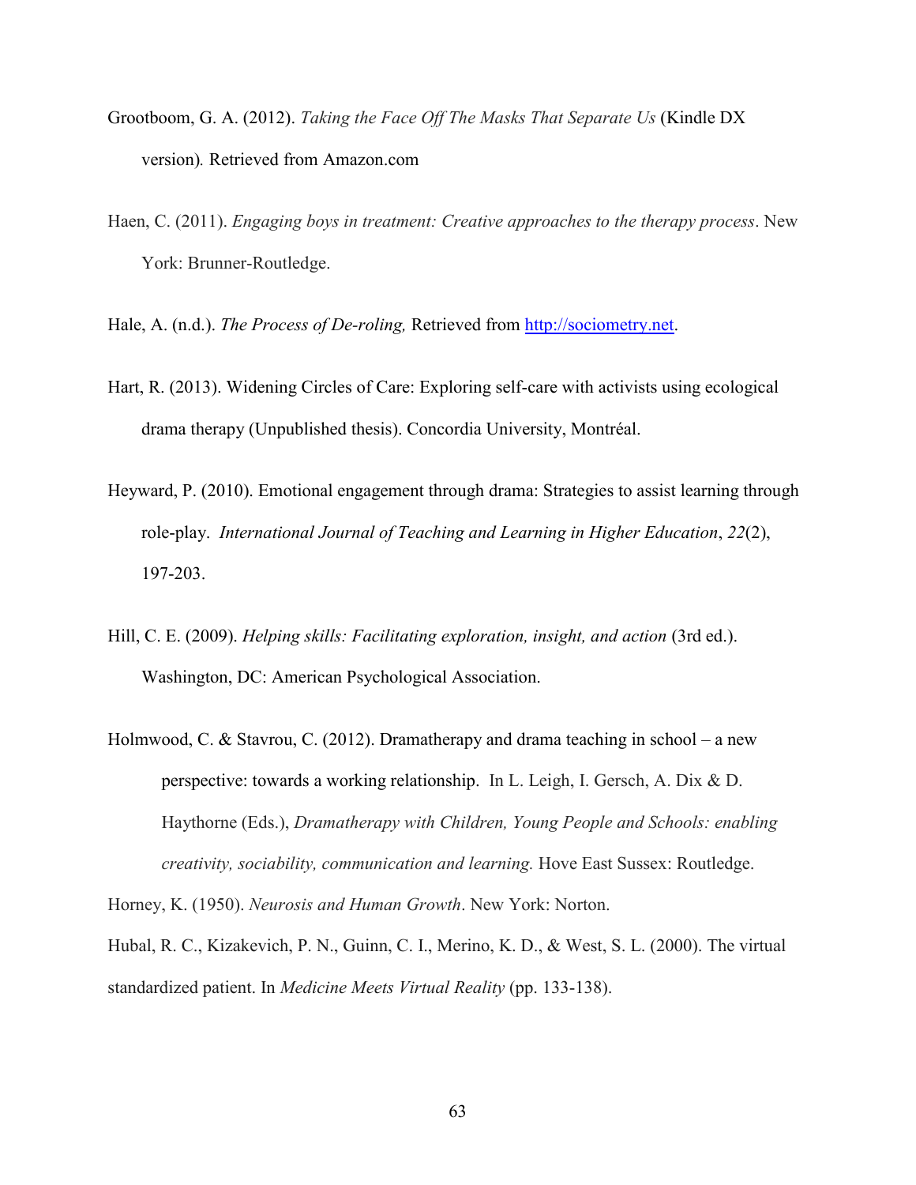Grootboom, G. A. (2012). *Taking the Face Off The Masks That Separate Us* (Kindle DX version)*.* Retrieved from Amazon.com

Haen, C. (2011). *Engaging boys in treatment: Creative approaches to the therapy process*. New York: Brunner-Routledge.

Hale, A. (n.d.). *The Process of De-roling,* Retrieved from http://sociometry.net.

Hart, R. (2013). Widening Circles of Care: Exploring self-care with activists using ecological drama therapy (Unpublished thesis). Concordia University, Montréal.

Heyward, P. (2010). Emotional engagement through drama: Strategies to assist learning through role-play. *International Journal of Teaching and Learning in Higher Education*, *22*(2), 197-203.

Hill, C. E. (2009). *Helping skills: Facilitating exploration, insight, and action* (3rd ed.). Washington, DC: American Psychological Association.

Holmwood, C. & Stavrou, C. (2012). Dramatherapy and drama teaching in school – a new perspective: towards a working relationship. In L. Leigh, I. Gersch, A. Dix & D. Haythorne (Eds.), *Dramatherapy with Children, Young People and Schools: enabling creativity, sociability, communication and learning.* Hove East Sussex: Routledge.

Horney, K. (1950). *Neurosis and Human Growth*. New York: Norton.

Hubal, R. C., Kizakevich, P. N., Guinn, C. I., Merino, K. D., & West, S. L. (2000). The virtual standardized patient. In *Medicine Meets Virtual Reality* (pp. 133-138).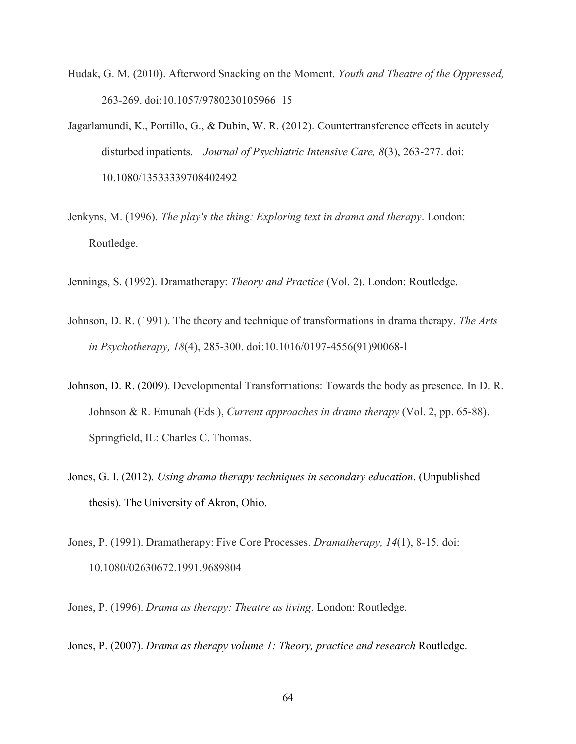Hudak, G. M. (2010). Afterword Snacking on the Moment. *Youth and Theatre of the Oppressed,* 263-269. doi:10.1057/9780230105966_15

Jagarlamundi, K., Portillo, G., & Dubin, W. R. (2012). Countertransference effects in acutely disturbed inpatients. *Journal of Psychiatric Intensive Care, 8*(3), 263-277. doi: 10.1080/13533339708402492

Jenkyns, M. (1996). *The play's the thing: Exploring text in drama and therapy*. London: Routledge.

Jennings, S. (1992). Dramatherapy: *Theory and Practice* (Vol. 2). London: Routledge.

Johnson, D. R. (1991). The theory and technique of transformations in drama therapy. *The Arts in Psychotherapy, 18*(4), 285-300. doi:10.1016/0197-4556(91)90068-l

Johnson, D. R. (2009). Developmental Transformations: Towards the body as presence. In D. R. Johnson & R. Emunah (Eds.), *Current approaches in drama therapy* (Vol. 2, pp. 65-88). Springfield, IL: Charles C. Thomas.

Jones, G. I. (2012). *Using drama therapy techniques in secondary education*. (Unpublished thesis). The University of Akron, Ohio.

Jones, P. (1991). Dramatherapy: Five Core Processes. *Dramatherapy, 14*(1), 8-15. doi: 10.1080/02630672.1991.9689804

Jones, P. (1996). *Drama as therapy: Theatre as living*. London: Routledge.

Jones, P. (2007). *Drama as therapy volume 1: Theory, practice and research* Routledge.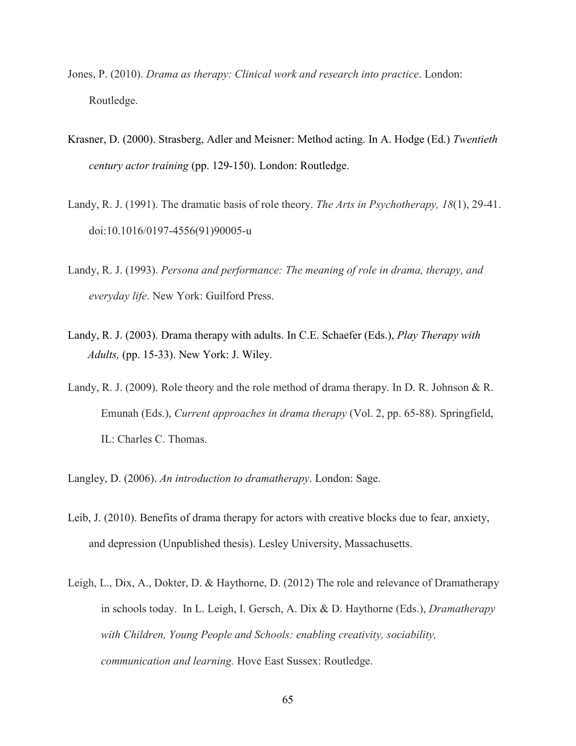Jones, P. (2010). *Drama as therapy: Clinical work and research into practice*. London: Routledge.

Krasner, D. (2000). Strasberg, Adler and Meisner: Method acting. In A. Hodge (Ed.) *Twentieth century actor training* (pp. 129-150). London: Routledge.

Landy, R. J. (1991). The dramatic basis of role theory. *The Arts in Psychotherapy, 18*(1), 29-41. doi:10.1016/0197-4556(91)90005-u

Landy, R. J. (1993). *Persona and performance: The meaning of role in drama, therapy, and everyday life*. New York: Guilford Press.

Landy, R. J. (2003). Drama therapy with adults. In C.E. Schaefer (Eds.), *Play Therapy with Adults,* (pp. 15-33). New York: J. Wiley.

Landy, R. J. (2009). Role theory and the role method of drama therapy. In D. R. Johnson & R. Emunah (Eds.), *Current approaches in drama therapy* (Vol. 2, pp. 65-88). Springfield, IL: Charles C. Thomas.

Langley, D. (2006). *An introduction to dramatherapy*. London: Sage.

Leib, J. (2010). Benefits of drama therapy for actors with creative blocks due to fear, anxiety, and depression (Unpublished thesis). Lesley University, Massachusetts.

Leigh, L., Dix, A., Dokter, D. & Haythorne, D. (2012) The role and relevance of Dramatherapy in schools today. In L. Leigh, I. Gersch, A. Dix & D. Haythorne (Eds.), *Dramatherapy with Children, Young People and Schools: enabling creativity, sociability, communication and learning.* Hove East Sussex: Routledge.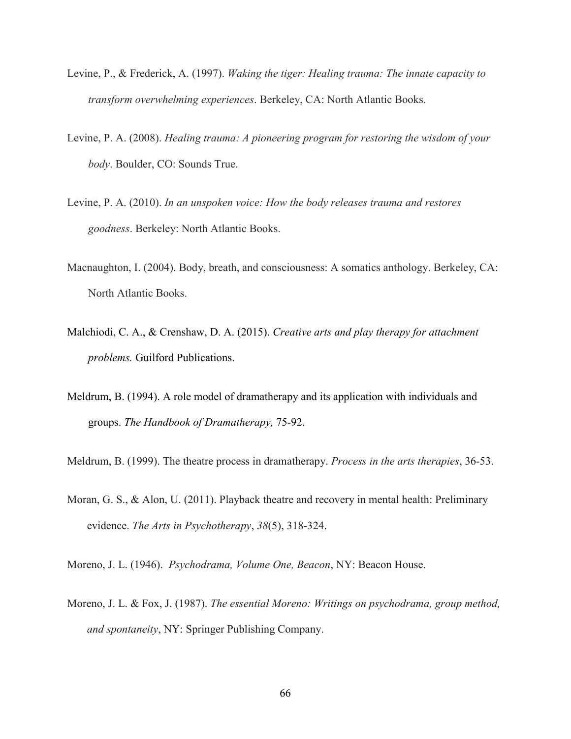Levine, P., & Frederick, A. (1997). *Waking the tiger: Healing trauma: The innate capacity to transform overwhelming experiences*. Berkeley, CA: North Atlantic Books.

Levine, P. A. (2008). *Healing trauma: A pioneering program for restoring the wisdom of your body*. Boulder, CO: Sounds True.

Levine, P. A. (2010). *In an unspoken voice: How the body releases trauma and restores goodness*. Berkeley: North Atlantic Books.

Macnaughton, I. (2004). Body, breath, and consciousness: A somatics anthology. Berkeley, CA: North Atlantic Books.

Malchiodi, C. A., & Crenshaw, D. A. (2015). *Creative arts and play therapy for attachment problems.* Guilford Publications.

Meldrum, B. (1994). A role model of dramatherapy and its application with individuals and groups. *The Handbook of Dramatherapy,* 75-92.

Meldrum, B. (1999). The theatre process in dramatherapy. *Process in the arts therapies*, 36-53.

Moran, G. S., & Alon, U. (2011). Playback theatre and recovery in mental health: Preliminary evidence. *The Arts in Psychotherapy*, *38*(5), 318-324.

Moreno, J. L. (1946). *Psychodrama, Volume One, Beacon*, NY: Beacon House.

Moreno, J. L. & Fox, J. (1987). *The essential Moreno: Writings on psychodrama, group method, and spontaneity*, NY: Springer Publishing Company.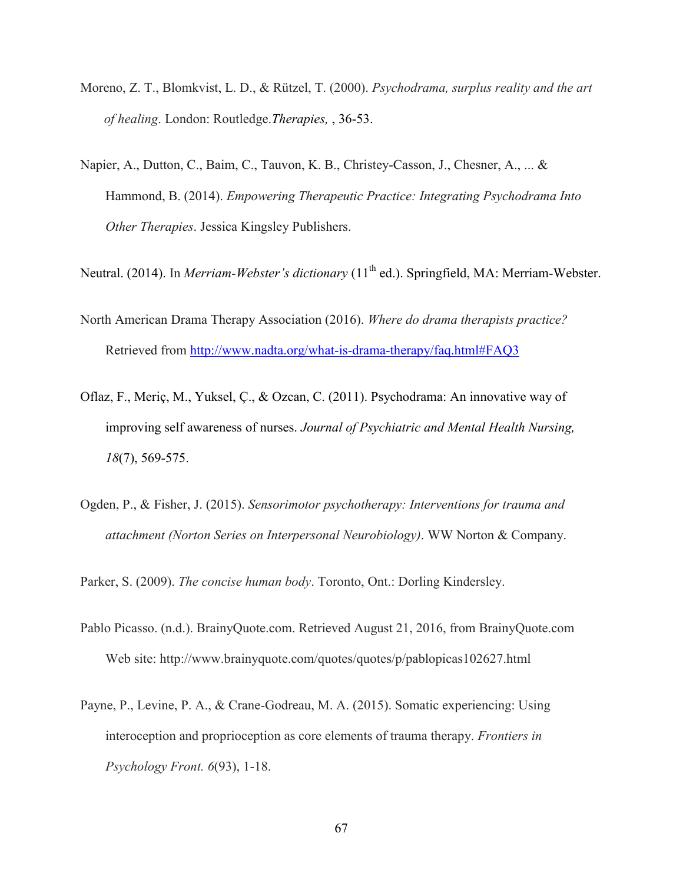Moreno, Z. T., Blomkvist, L. D., & Rützel, T. (2000). *Psychodrama, surplus reality and the art of healing*. London: Routledge.*Therapies,* , 36-53.

Napier, A., Dutton, C., Baim, C., Tauvon, K. B., Christey-Casson, J., Chesner, A., ... & Hammond, B. (2014). *Empowering Therapeutic Practice: Integrating Psychodrama Into Other Therapies*. Jessica Kingsley Publishers.

Neutral. (2014). In *Merriam-Webster's dictionary* (11th ed.). Springfield, MA: Merriam-Webster.

North American Drama Therapy Association (2016). *Where do drama therapists practice?* Retrieved from http://www.nadta.org/what-is-drama-therapy/faq.html#FAQ3

Oflaz, F., Meriç, M., Yuksel, Ç., & Ozcan, C. (2011). Psychodrama: An innovative way of improving self awareness of nurses. *Journal of Psychiatric and Mental Health Nursing, 18*(7), 569-575.

Ogden, P., & Fisher, J. (2015). *Sensorimotor psychotherapy: Interventions for trauma and attachment (Norton Series on Interpersonal Neurobiology)*. WW Norton & Company.

Parker, S. (2009). *The concise human body*. Toronto, Ont.: Dorling Kindersley.

Pablo Picasso. (n.d.). BrainyQuote.com. Retrieved August 21, 2016, from BrainyQuote.com Web site: http://www.brainyquote.com/quotes/quotes/p/pablopicas102627.html

Payne, P., Levine, P. A., & Crane-Godreau, M. A. (2015). Somatic experiencing: Using interoception and proprioception as core elements of trauma therapy. *Frontiers in Psychology Front. 6*(93), 1-18.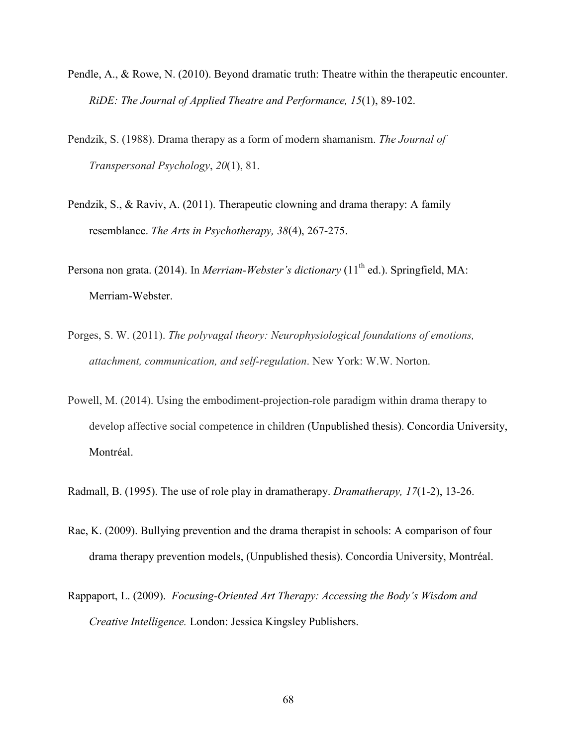Pendle, A., & Rowe, N. (2010). Beyond dramatic truth: Theatre within the therapeutic encounter. *RiDE: The Journal of Applied Theatre and Performance, 15*(1), 89-102.

Pendzik, S. (1988). Drama therapy as a form of modern shamanism. *The Journal of Transpersonal Psychology*, *20*(1), 81.

Pendzik, S., & Raviv, A. (2011). Therapeutic clowning and drama therapy: A family resemblance. *The Arts in Psychotherapy, 38*(4), 267-275.

Persona non grata. (2014). In *Merriam-Webster's dictionary* (11th ed.). Springfield, MA: Merriam-Webster.

Porges, S. W. (2011). *The polyvagal theory: Neurophysiological foundations of emotions, attachment, communication, and self-regulation*. New York: W.W. Norton.

Powell, M. (2014). Using the embodiment-projection-role paradigm within drama therapy to develop affective social competence in children (Unpublished thesis). Concordia University, Montréal.

Radmall, B. (1995). The use of role play in dramatherapy. *Dramatherapy, 17*(1-2), 13-26.

Rae, K. (2009). Bullying prevention and the drama therapist in schools: A comparison of four drama therapy prevention models, (Unpublished thesis). Concordia University, Montréal.

Rappaport, L. (2009). *Focusing-Oriented Art Therapy: Accessing the Body's Wisdom and Creative Intelligence.* London: Jessica Kingsley Publishers.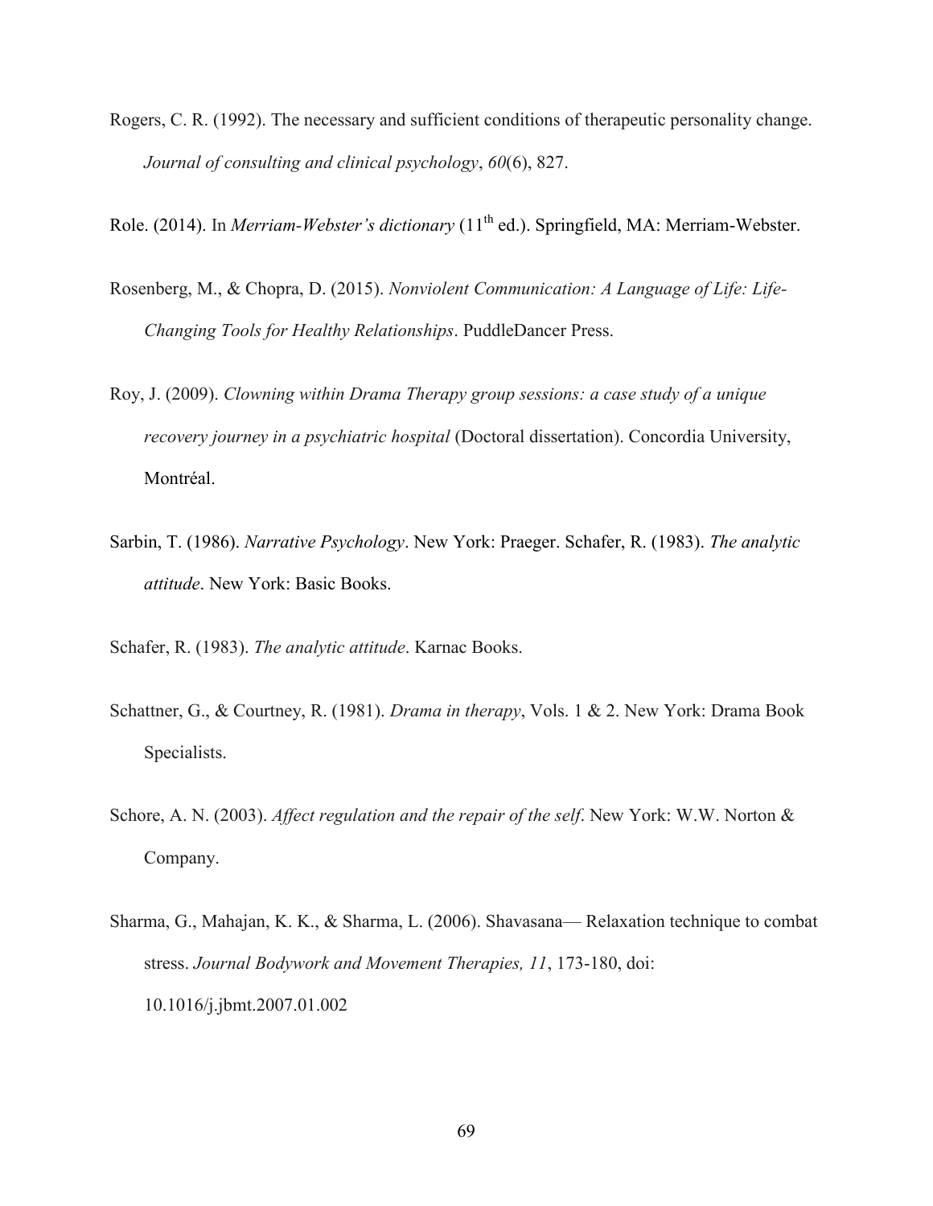Rogers, C. R. (1992). The necessary and sufficient conditions of therapeutic personality change. *Journal of consulting and clinical psychology*, *60*(6), 827.

Role. (2014). In *Merriam-Webster's dictionary* (11th ed.). Springfield, MA: Merriam-Webster.

Rosenberg, M., & Chopra, D. (2015). *Nonviolent Communication: A Language of Life: Life-Changing Tools for Healthy Relationships*. PuddleDancer Press.

Roy, J. (2009). *Clowning within Drama Therapy group sessions: a case study of a unique recovery journey in a psychiatric hospital* (Doctoral dissertation). Concordia University, Montréal.

Sarbin, T. (1986). *Narrative Psychology*. New York: Praeger. Schafer, R. (1983). *The analytic attitude*. New York: Basic Books.

Schafer, R. (1983). *The analytic attitude*. Karnac Books.

Schattner, G., & Courtney, R. (1981). *Drama in therapy*, Vols. 1 & 2. New York: Drama Book Specialists.

Schore, A. N. (2003). *Affect regulation and the repair of the self*. New York: W.W. Norton & Company.

Sharma, G., Mahajan, K. K., & Sharma, L. (2006). Shavasana— Relaxation technique to combat stress. *Journal Bodywork and Movement Therapies, 11*, 173-180, doi: 10.1016/j.jbmt.2007.01.002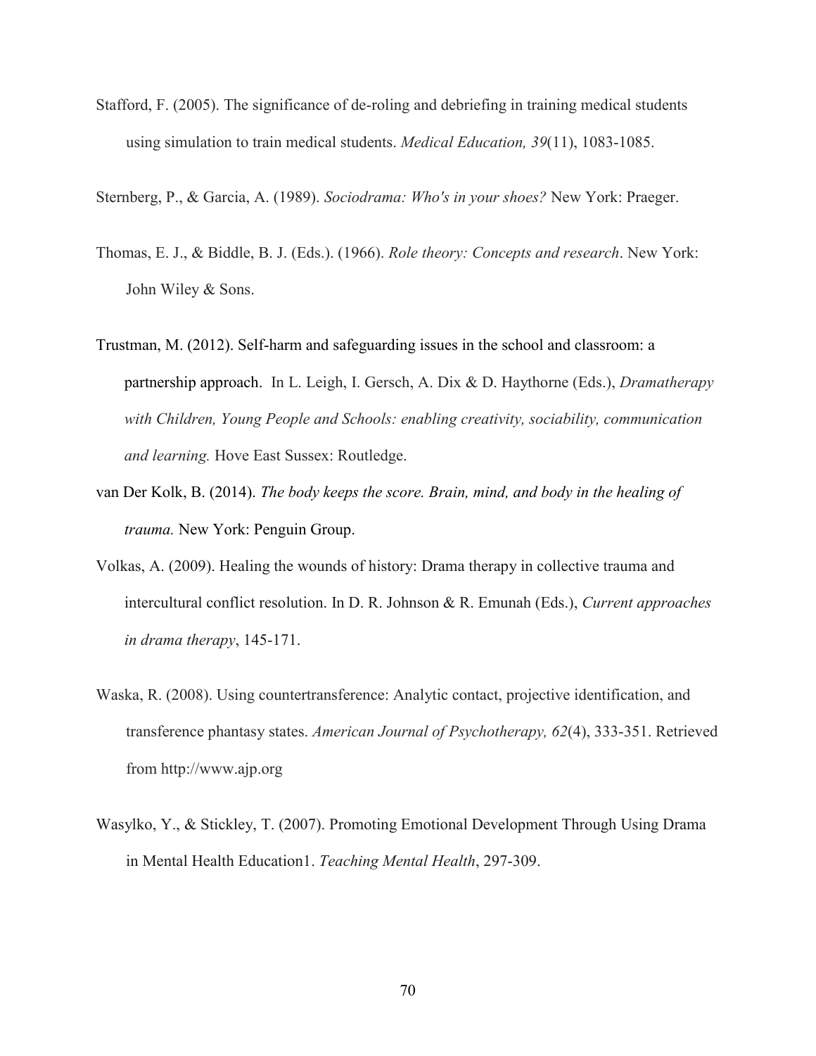Stafford, F. (2005). The significance of de-roling and debriefing in training medical students using simulation to train medical students. *Medical Education, 39*(11), 1083-1085.

Sternberg, P., & Garcia, A. (1989). *Sociodrama: Who's in your shoes?* New York: Praeger.

Thomas, E. J., & Biddle, B. J. (Eds.). (1966). *Role theory: Concepts and research*. New York: John Wiley & Sons.

Trustman, M. (2012). Self-harm and safeguarding issues in the school and classroom: a partnership approach. In L. Leigh, I. Gersch, A. Dix & D. Haythorne (Eds.), *Dramatherapy with Children, Young People and Schools: enabling creativity, sociability, communication and learning.* Hove East Sussex: Routledge.

van Der Kolk, B. (2014). *The body keeps the score. Brain, mind, and body in the healing of trauma.* New York: Penguin Group.

Volkas, A. (2009). Healing the wounds of history: Drama therapy in collective trauma and intercultural conflict resolution. In D. R. Johnson & R. Emunah (Eds.), *Current approaches in drama therapy*, 145-171.

Waska, R. (2008). Using countertransference: Analytic contact, projective identification, and transference phantasy states. *American Journal of Psychotherapy, 62*(4), 333-351. Retrieved from http://www.ajp.org

Wasylko, Y., & Stickley, T. (2007). Promoting Emotional Development Through Using Drama in Mental Health Education1. *Teaching Mental Health*, 297-309.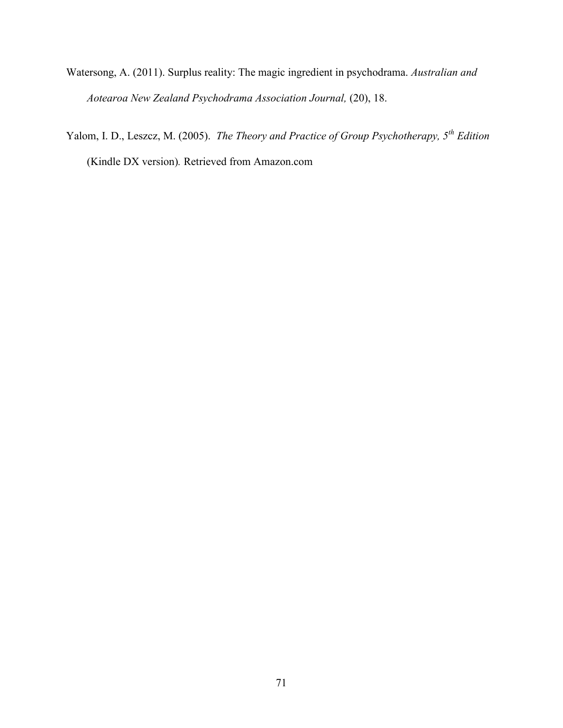Watersong, A. (2011). Surplus reality: The magic ingredient in psychodrama. *Australian and Aotearoa New Zealand Psychodrama Association Journal,* (20), 18.

Yalom, I. D., Leszcz, M. (2005). *The Theory and Practice of Group Psychotherapy, 5th Edition* (Kindle DX version). Retrieved from Amazon.com